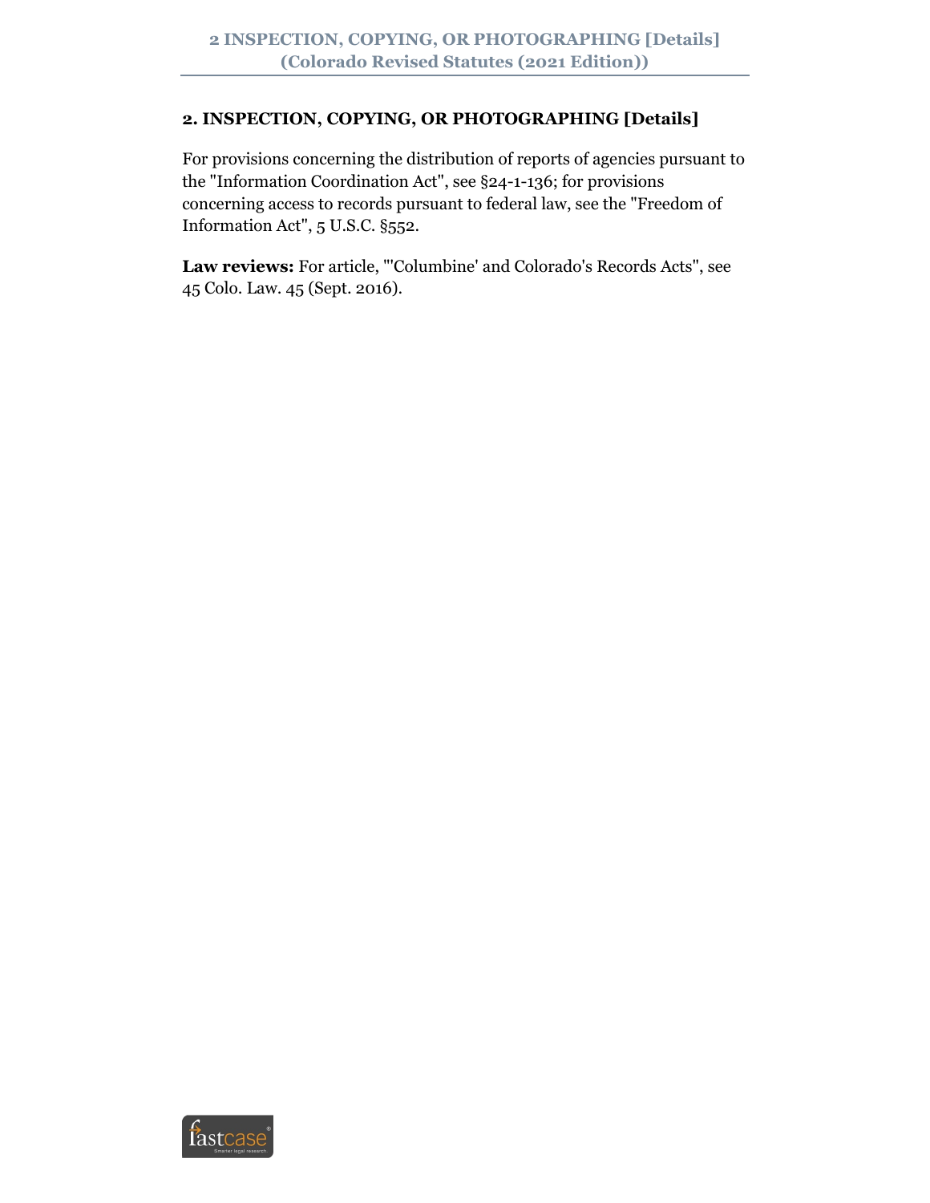## 2. INSPECTION, COPYING, OR PHOTOGRAPHING [Details]

For provisions concerning the distribution of reports of agencies pursuant to the "Information Coordination Act", see §24-1-136; for provisions concerning access to records pursuant to federal law, see the "Freedom of Information Act", 5 U.S.C. §552.

**Law reviews:** For article, "'Columbine' and Colorado's Records Acts", see 45 Colo. Law. 45 (Sept. 2016).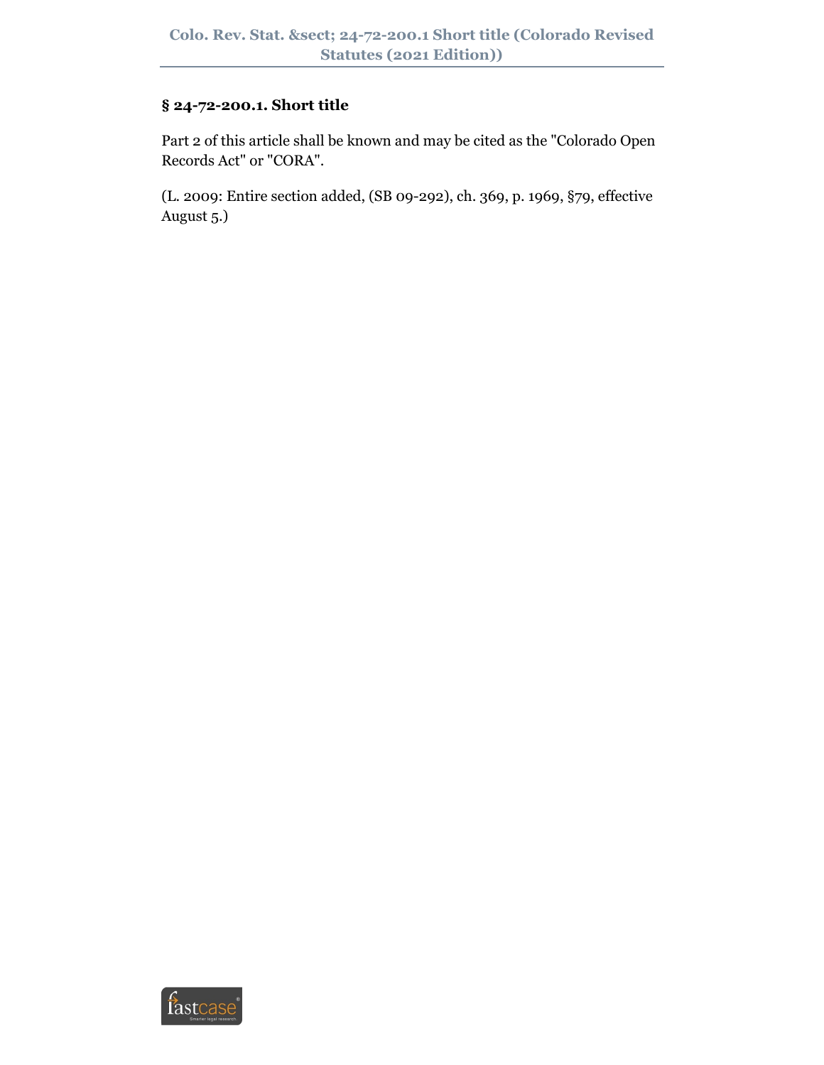## § 24-72-200.1. Short title

Part 2 of this article shall be known and may be cited as the "Colorado Open Records Act" or "CORA".

(L. 2009: Entire section added, (SB 09-292), ch. 369, p. 1969, §79, effective August 5.)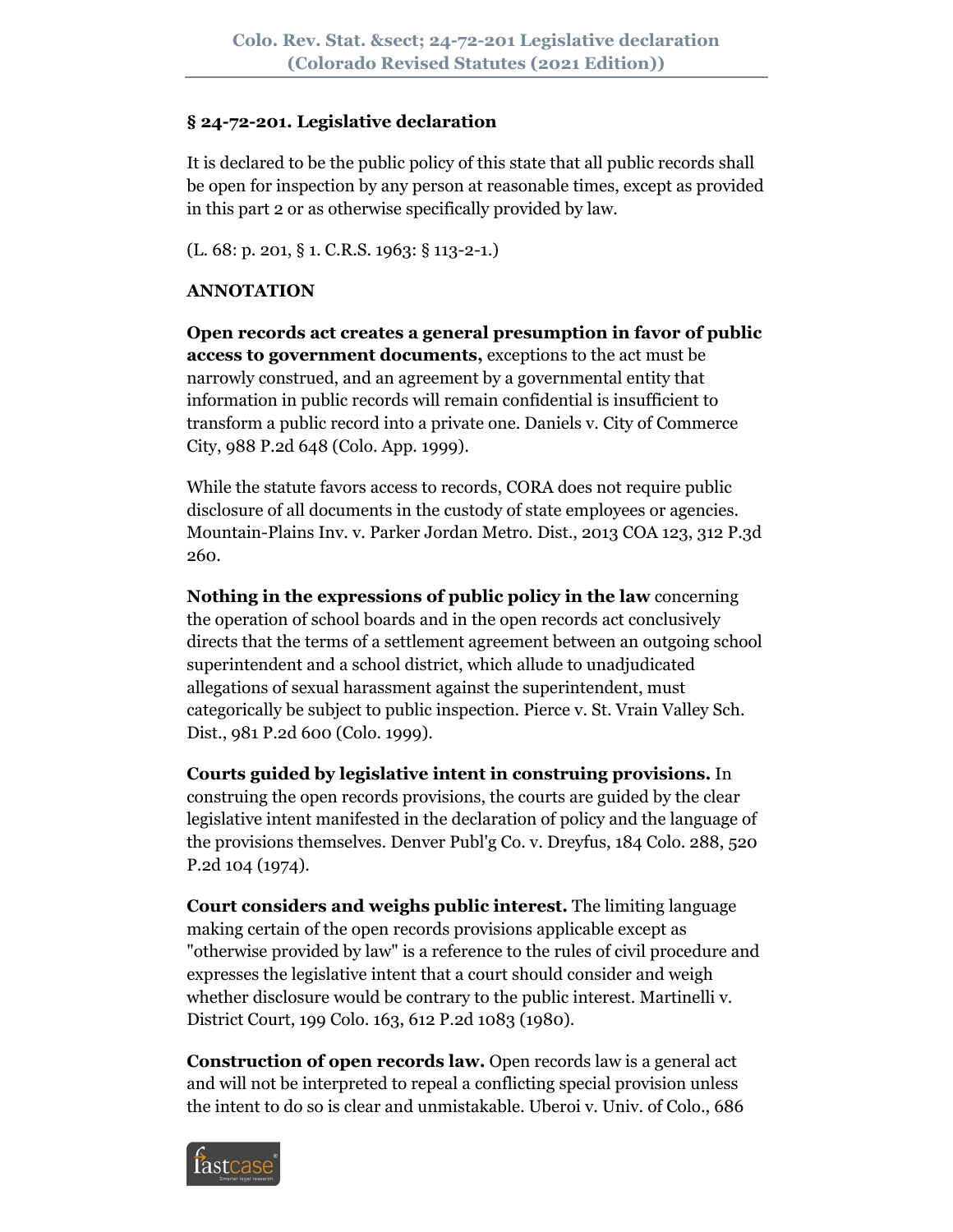## § 24-72-201. Legislative declaration

It is declared to be the public policy of this state that all public records shall be open for inspection by any person at reasonable times, except as provided in this part 2 or as otherwise specifically provided by law.

(L. 68: p. 201, § 1. C.R.S. 1963: § 113-2-1.)

**ANNOTATION**

**Open records act creates a general presumption in favor of public access to government documents,** exceptions to the act must be narrowly construed, and an agreement by a governmental entity that information in public records will remain confidential is insufficient to transform a public record into a private one. Daniels v. City of Commerce City, 988 P.2d 648 (Colo. App. 1999).

While the statute favors access to records, CORA does not require public disclosure of all documents in the custody of state employees or agencies. Mountain-Plains Inv. v. Parker Jordan Metro. Dist., 2013 COA 123, 312 P.3d 260.

**Nothing in the expressions of public policy in the law** concerning the operation of school boards and in the open records act conclusively directs that the terms of a settlement agreement between an outgoing school superintendent and a school district, which allude to unadjudicated allegations of sexual harassment against the superintendent, must categorically be subject to public inspection. Pierce v. St. Vrain Valley Sch. Dist., 981 P.2d 600 (Colo. 1999).

**Courts guided by legislative intent in construing provisions.** In construing the open records provisions, the courts are guided by the clear legislative intent manifested in the declaration of policy and the language of the provisions themselves. Denver Publ'g Co. v. Dreyfus, 184 Colo. 288, 520 P.2d 104 (1974).

**Court considers and weighs public interest.** The limiting language making certain of the open records provisions applicable except as "otherwise provided by law" is a reference to the rules of civil procedure and expresses the legislative intent that a court should consider and weigh whether disclosure would be contrary to the public interest. Martinelli v. District Court, 199 Colo. 163, 612 P.2d 1083 (1980).

**Construction of open records law.** Open records law is a general act and will not be interpreted to repeal a conflicting special provision unless the intent to do so is clear and unmistakable. Uberoi v. Univ. of Colo., 686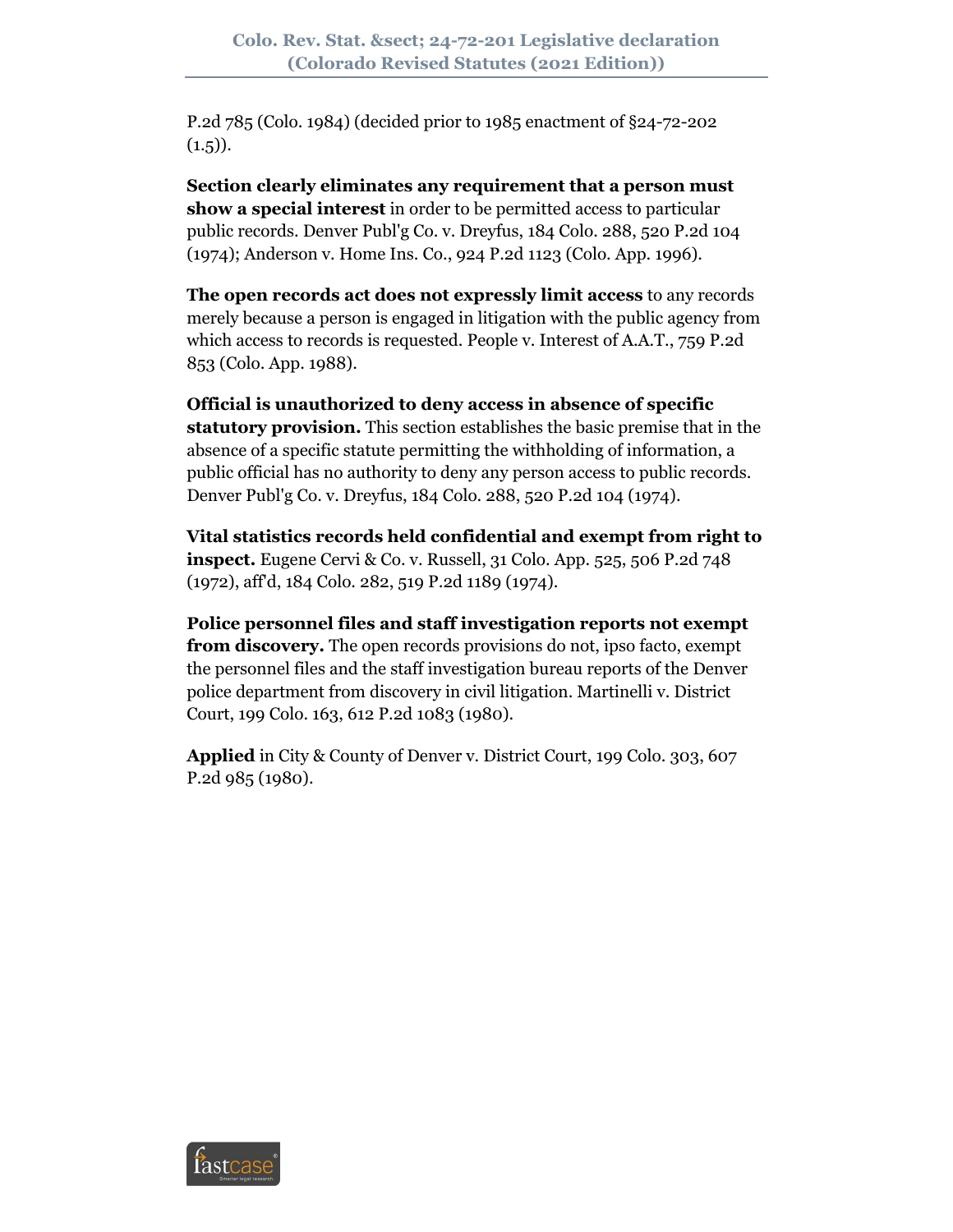P.2d 785 (Colo. 1984) (decided prior to 1985 enactment of §24-72-202 (1.5)).

**Section clearly eliminates any requirement that a person must show a special interest** in order to be permitted access to particular public records. Denver Publ'g Co. v. Dreyfus, 184 Colo. 288, 520 P.2d 104 (1974); Anderson v. Home Ins. Co., 924 P.2d 1123 (Colo. App. 1996).

**The open records act does not expressly limit access** to any records merely because a person is engaged in litigation with the public agency from which access to records is requested. People v. Interest of A.A.T., 759 P.2d 853 (Colo. App. 1988).

**Official is unauthorized to deny access in absence of specific statutory provision.** This section establishes the basic premise that in the absence of a specific statute permitting the withholding of information, a public official has no authority to deny any person access to public records. Denver Publ'g Co. v. Dreyfus, 184 Colo. 288, 520 P.2d 104 (1974).

**Vital statistics records held confidential and exempt from right to inspect.** Eugene Cervi & Co. v. Russell, 31 Colo. App. 525, 506 P.2d 748 (1972), aff'd, 184 Colo. 282, 519 P.2d 1189 (1974).

**Police personnel files and staff investigation reports not exempt from discovery.** The open records provisions do not, ipso facto, exempt the personnel files and the staff investigation bureau reports of the Denver police department from discovery in civil litigation. Martinelli v. District Court, 199 Colo. 163, 612 P.2d 1083 (1980).

**Applied** in City & County of Denver v. District Court, 199 Colo. 303, 607 P.2d 985 (1980).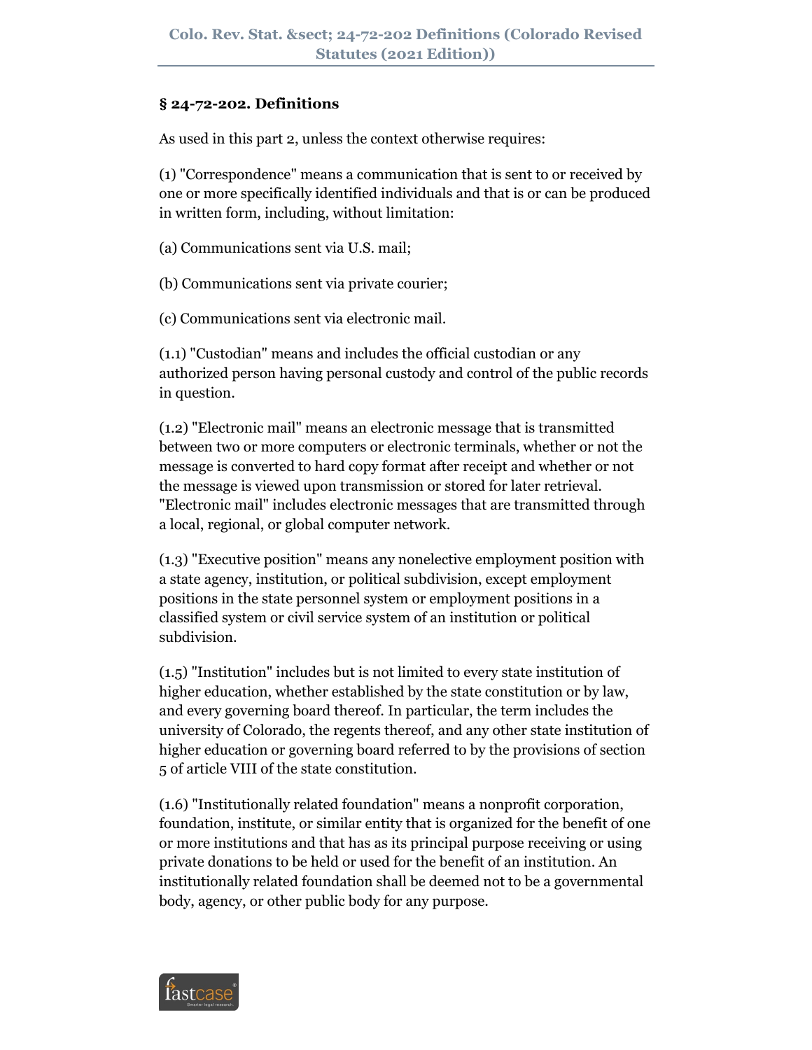### § 24-72-202. Definitions

As used in this part 2, unless the context otherwise requires:

(1) "Correspondence" means a communication that is sent to or received by one or more specifically identified individuals and that is or can be produced in written form, including, without limitation:

(a) Communications sent via U.S. mail;

(b) Communications sent via private courier;

(c) Communications sent via electronic mail.

(1.1) "Custodian" means and includes the official custodian or any authorized person having personal custody and control of the public records in question.

(1.2) "Electronic mail" means an electronic message that is transmitted between two or more computers or electronic terminals, whether or not the message is converted to hard copy format after receipt and whether or not the message is viewed upon transmission or stored for later retrieval. "Electronic mail" includes electronic messages that are transmitted through a local, regional, or global computer network.

(1.3) "Executive position" means any nonelective employment position with a state agency, institution, or political subdivision, except employment positions in the state personnel system or employment positions in a classified system or civil service system of an institution or political subdivision.

(1.5) "Institution" includes but is not limited to every state institution of higher education, whether established by the state constitution or by law, and every governing board thereof. In particular, the term includes the university of Colorado, the regents thereof, and any other state institution of higher education or governing board referred to by the provisions of section 5 of article VIII of the state constitution.

(1.6) "Institutionally related foundation" means a nonprofit corporation, foundation, institute, or similar entity that is organized for the benefit of one or more institutions and that has as its principal purpose receiving or using private donations to be held or used for the benefit of an institution. An institutionally related foundation shall be deemed not to be a governmental body, agency, or other public body for any purpose.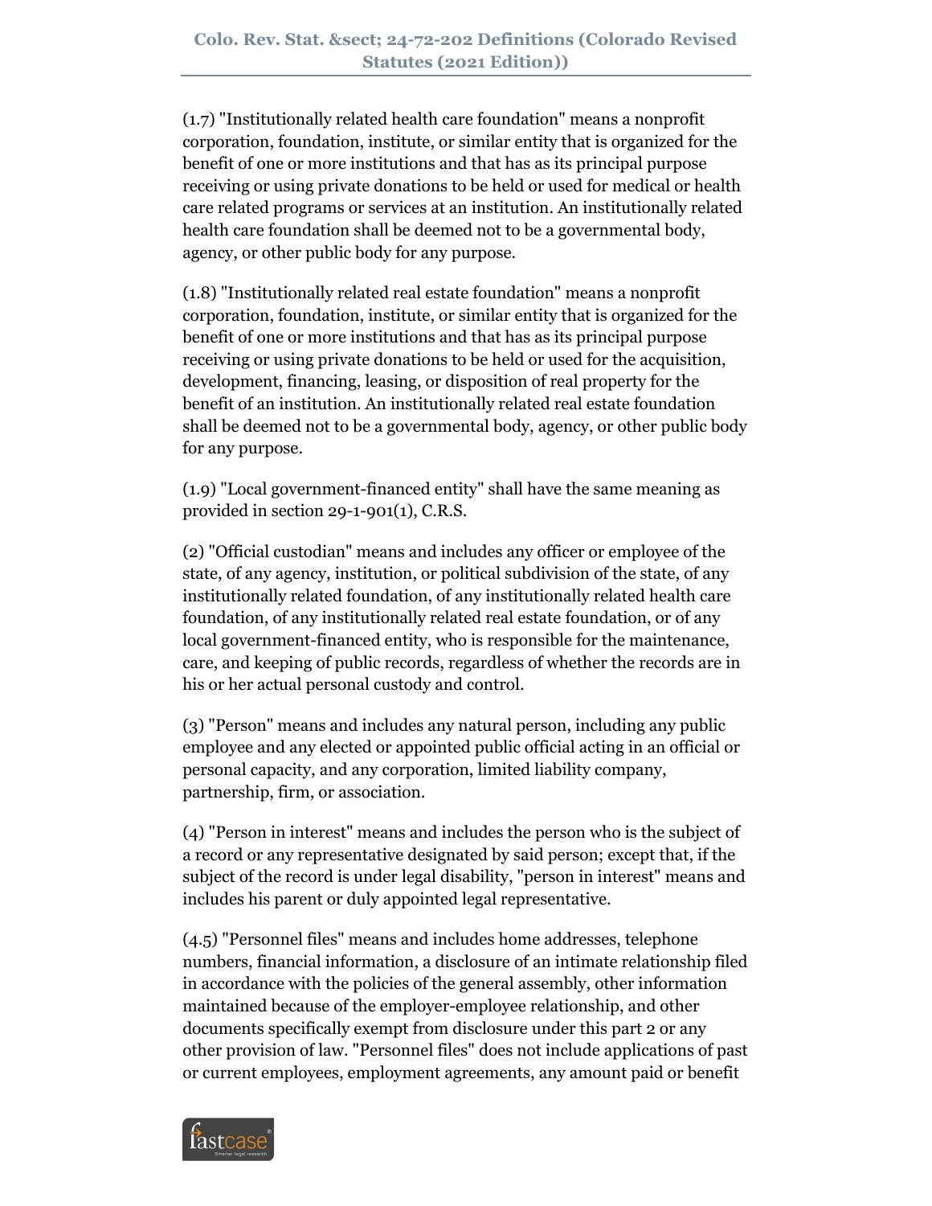(1.7) "Institutionally related health care foundation" means a nonprofit corporation, foundation, institute, or similar entity that is organized for the benefit of one or more institutions and that has as its principal purpose receiving or using private donations to be held or used for medical or health care related programs or services at an institution. An institutionally related health care foundation shall be deemed not to be a governmental body, agency, or other public body for any purpose.

(1.8) "Institutionally related real estate foundation" means a nonprofit corporation, foundation, institute, or similar entity that is organized for the benefit of one or more institutions and that has as its principal purpose receiving or using private donations to be held or used for the acquisition, development, financing, leasing, or disposition of real property for the benefit of an institution. An institutionally related real estate foundation shall be deemed not to be a governmental body, agency, or other public body for any purpose.

(1.9) "Local government-financed entity" shall have the same meaning as provided in section 29-1-901(1), C.R.S.

(2) "Official custodian" means and includes any officer or employee of the state, of any agency, institution, or political subdivision of the state, of any institutionally related foundation, of any institutionally related health care foundation, of any institutionally related real estate foundation, or of any local government-financed entity, who is responsible for the maintenance, care, and keeping of public records, regardless of whether the records are in his or her actual personal custody and control.

(3) "Person" means and includes any natural person, including any public employee and any elected or appointed public official acting in an official or personal capacity, and any corporation, limited liability company, partnership, firm, or association.

(4) "Person in interest" means and includes the person who is the subject of a record or any representative designated by said person; except that, if the subject of the record is under legal disability, "person in interest" means and includes his parent or duly appointed legal representative.

(4.5) "Personnel files" means and includes home addresses, telephone numbers, financial information, a disclosure of an intimate relationship filed in accordance with the policies of the general assembly, other information maintained because of the employer-employee relationship, and other documents specifically exempt from disclosure under this part 2 or any other provision of law. "Personnel files" does not include applications of past or current employees, employment agreements, any amount paid or benefit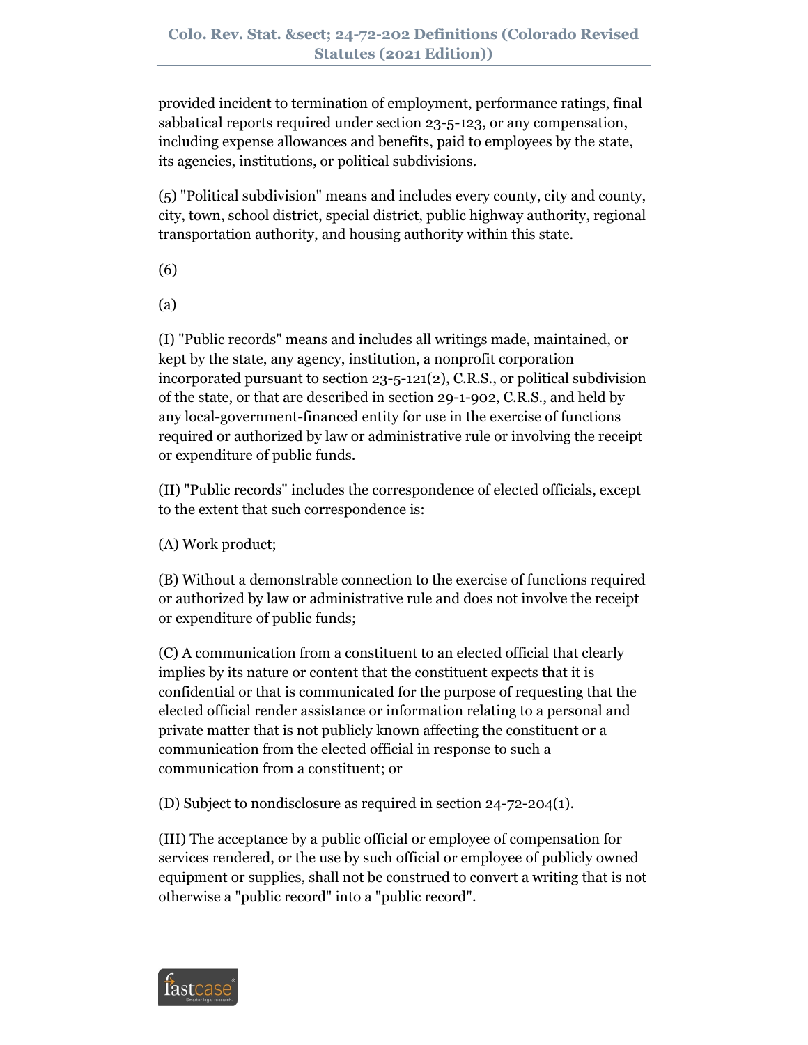provided incident to termination of employment, performance ratings, final sabbatical reports required under section 23-5-123, or any compensation, including expense allowances and benefits, paid to employees by the state, its agencies, institutions, or political subdivisions.

(5) "Political subdivision" means and includes every county, city and county, city, town, school district, special district, public highway authority, regional transportation authority, and housing authority within this state.

(6)

(a)

(I) "Public records" means and includes all writings made, maintained, or kept by the state, any agency, institution, a nonprofit corporation incorporated pursuant to section 23-5-121(2), C.R.S., or political subdivision of the state, or that are described in section 29-1-902, C.R.S., and held by any local-government-financed entity for use in the exercise of functions required or authorized by law or administrative rule or involving the receipt or expenditure of public funds.

(II) "Public records" includes the correspondence of elected officials, except to the extent that such correspondence is:

(A) Work product;

(B) Without a demonstrable connection to the exercise of functions required or authorized by law or administrative rule and does not involve the receipt or expenditure of public funds;

(C) A communication from a constituent to an elected official that clearly implies by its nature or content that the constituent expects that it is confidential or that is communicated for the purpose of requesting that the elected official render assistance or information relating to a personal and private matter that is not publicly known affecting the constituent or a communication from the elected official in response to such a communication from a constituent; or

(D) Subject to nondisclosure as required in section 24-72-204(1).

(III) The acceptance by a public official or employee of compensation for services rendered, or the use by such official or employee of publicly owned equipment or supplies, shall not be construed to convert a writing that is not otherwise a "public record" into a "public record".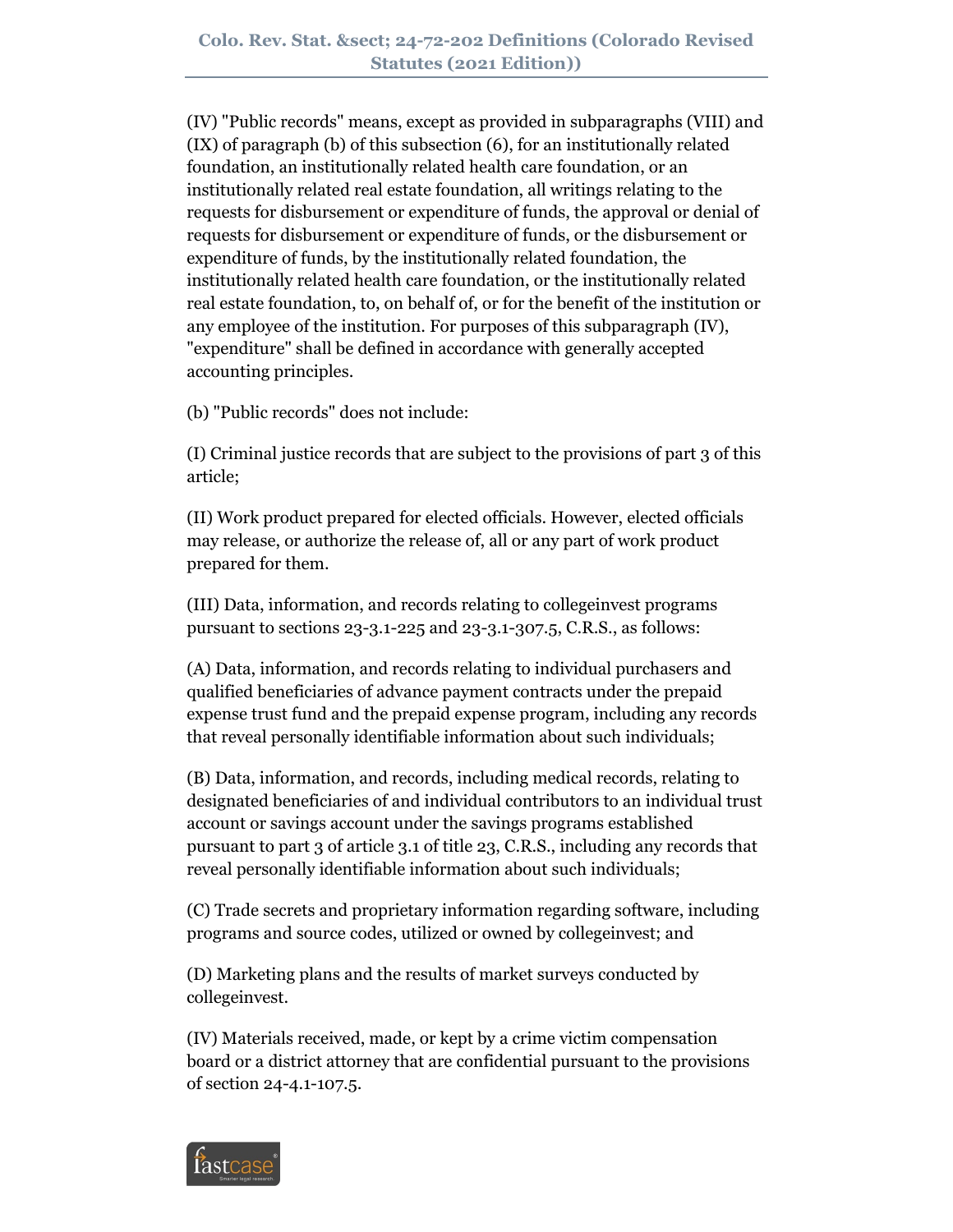(IV) "Public records" means, except as provided in subparagraphs (VIII) and (IX) of paragraph (b) of this subsection (6), for an institutionally related foundation, an institutionally related health care foundation, or an institutionally related real estate foundation, all writings relating to the requests for disbursement or expenditure of funds, the approval or denial of requests for disbursement or expenditure of funds, or the disbursement or expenditure of funds, by the institutionally related foundation, the institutionally related health care foundation, or the institutionally related real estate foundation, to, on behalf of, or for the benefit of the institution or any employee of the institution. For purposes of this subparagraph (IV), "expenditure" shall be defined in accordance with generally accepted accounting principles.

(b) "Public records" does not include:

(I) Criminal justice records that are subject to the provisions of part 3 of this article;

(II) Work product prepared for elected officials. However, elected officials may release, or authorize the release of, all or any part of work product prepared for them.

(III) Data, information, and records relating to collegeinvest programs pursuant to sections 23-3.1-225 and 23-3.1-307.5, C.R.S., as follows:

(A) Data, information, and records relating to individual purchasers and qualified beneficiaries of advance payment contracts under the prepaid expense trust fund and the prepaid expense program, including any records that reveal personally identifiable information about such individuals;

(B) Data, information, and records, including medical records, relating to designated beneficiaries of and individual contributors to an individual trust account or savings account under the savings programs established pursuant to part 3 of article 3.1 of title 23, C.R.S., including any records that reveal personally identifiable information about such individuals;

(C) Trade secrets and proprietary information regarding software, including programs and source codes, utilized or owned by collegeinvest; and

(D) Marketing plans and the results of market surveys conducted by collegeinvest.

(IV) Materials received, made, or kept by a crime victim compensation board or a district attorney that are confidential pursuant to the provisions of section 24-4.1-107.5.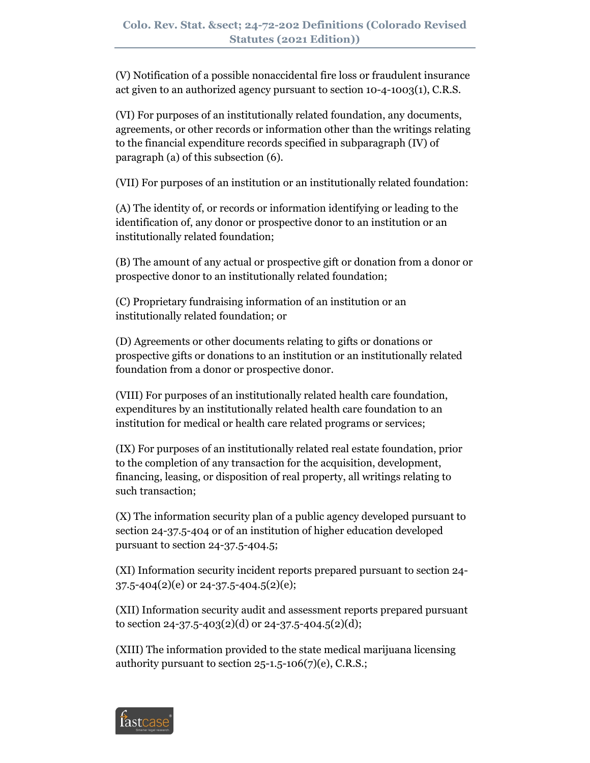(V) Notification of a possible nonaccidental fire loss or fraudulent insurance act given to an authorized agency pursuant to section 10-4-1003(1), C.R.S.

(VI) For purposes of an institutionally related foundation, any documents, agreements, or other records or information other than the writings relating to the financial expenditure records specified in subparagraph (IV) of paragraph (a) of this subsection (6).

(VII) For purposes of an institution or an institutionally related foundation:

(A) The identity of, or records or information identifying or leading to the identification of, any donor or prospective donor to an institution or an institutionally related foundation;

(B) The amount of any actual or prospective gift or donation from a donor or prospective donor to an institutionally related foundation;

(C) Proprietary fundraising information of an institution or an institutionally related foundation; or

(D) Agreements or other documents relating to gifts or donations or prospective gifts or donations to an institution or an institutionally related foundation from a donor or prospective donor.

(VIII) For purposes of an institutionally related health care foundation, expenditures by an institutionally related health care foundation to an institution for medical or health care related programs or services;

(IX) For purposes of an institutionally related real estate foundation, prior to the completion of any transaction for the acquisition, development, financing, leasing, or disposition of real property, all writings relating to such transaction;

(X) The information security plan of a public agency developed pursuant to section 24-37.5-404 or of an institution of higher education developed pursuant to section 24-37.5-404.5;

(XI) Information security incident reports prepared pursuant to section 24-37.5-404(2)(e) or 24-37.5-404.5(2)(e);

(XII) Information security audit and assessment reports prepared pursuant to section 24-37.5-403(2)(d) or 24-37.5-404.5(2)(d);

(XIII) The information provided to the state medical marijuana licensing authority pursuant to section 25-1.5-106(7)(e), C.R.S.;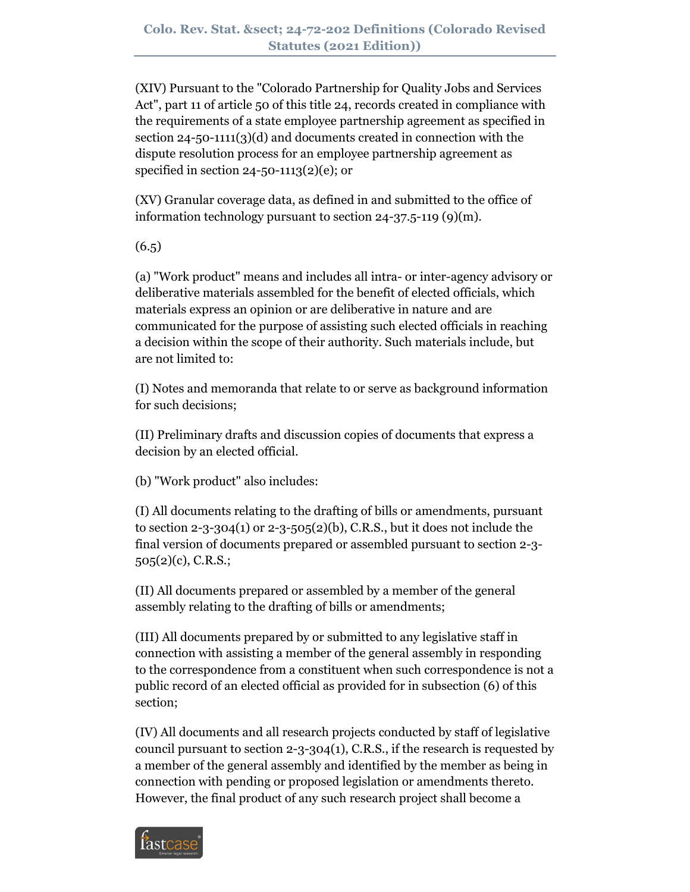(XIV) Pursuant to the "Colorado Partnership for Quality Jobs and Services Act", part 11 of article 50 of this title 24, records created in compliance with the requirements of a state employee partnership agreement as specified in section 24-50-1111(3)(d) and documents created in connection with the dispute resolution process for an employee partnership agreement as specified in section 24-50-1113(2)(e); or

(XV) Granular coverage data, as defined in and submitted to the office of information technology pursuant to section 24-37.5-119 (9)(m).

(6.5)

(a) "Work product" means and includes all intra- or inter-agency advisory or deliberative materials assembled for the benefit of elected officials, which materials express an opinion or are deliberative in nature and are communicated for the purpose of assisting such elected officials in reaching a decision within the scope of their authority. Such materials include, but are not limited to:

(I) Notes and memoranda that relate to or serve as background information for such decisions;

(II) Preliminary drafts and discussion copies of documents that express a decision by an elected official.

(b) "Work product" also includes:

(I) All documents relating to the drafting of bills or amendments, pursuant to section 2-3-304(1) or 2-3-505(2)(b), C.R.S., but it does not include the final version of documents prepared or assembled pursuant to section 2-3-505(2)(c), C.R.S.;

(II) All documents prepared or assembled by a member of the general assembly relating to the drafting of bills or amendments;

(III) All documents prepared by or submitted to any legislative staff in connection with assisting a member of the general assembly in responding to the correspondence from a constituent when such correspondence is not a public record of an elected official as provided for in subsection (6) of this section;

(IV) All documents and all research projects conducted by staff of legislative council pursuant to section 2-3-304(1), C.R.S., if the research is requested by a member of the general assembly and identified by the member as being in connection with pending or proposed legislation or amendments thereto. However, the final product of any such research project shall become a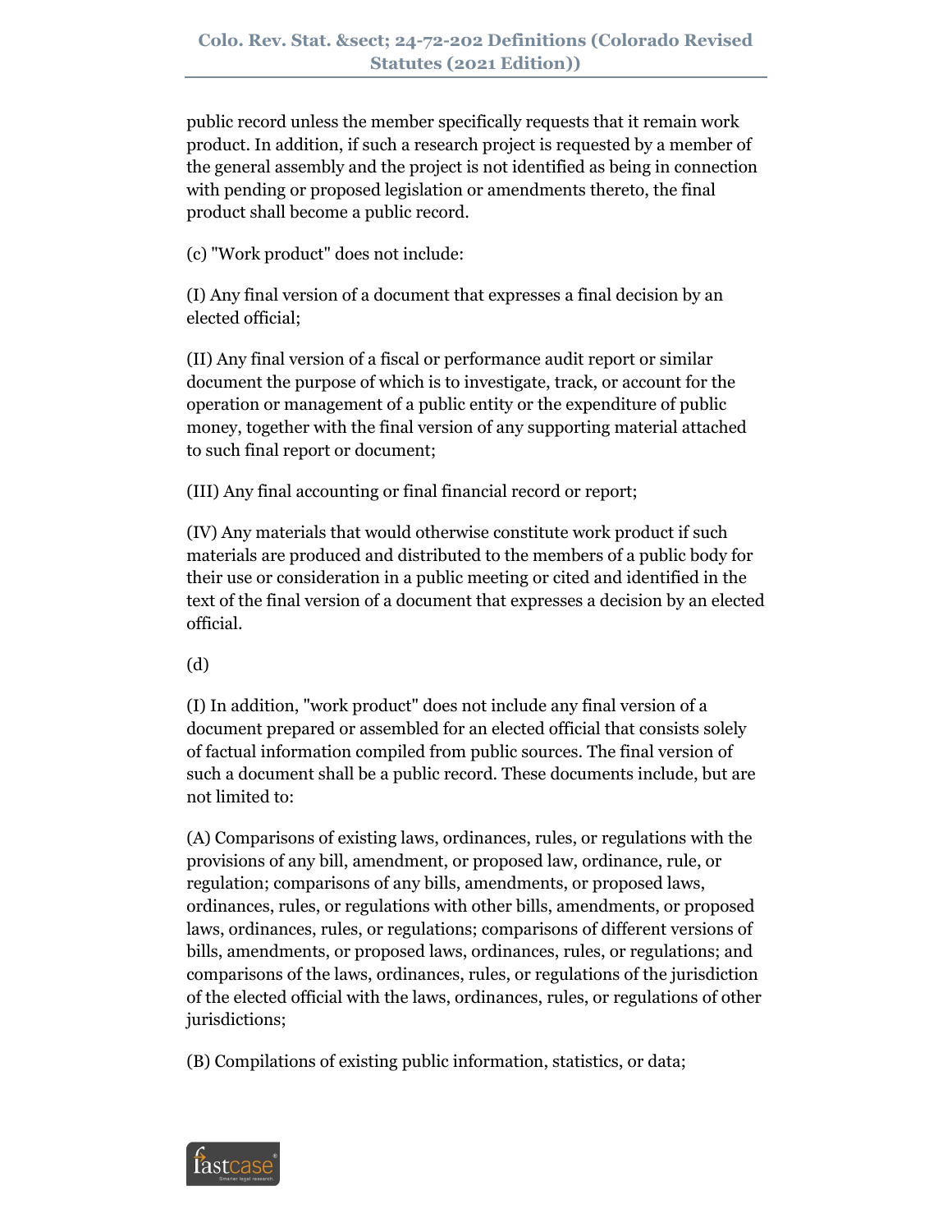public record unless the member specifically requests that it remain work product. In addition, if such a research project is requested by a member of the general assembly and the project is not identified as being in connection with pending or proposed legislation or amendments thereto, the final product shall become a public record.

(c) "Work product" does not include:

(I) Any final version of a document that expresses a final decision by an elected official;

(II) Any final version of a fiscal or performance audit report or similar document the purpose of which is to investigate, track, or account for the operation or management of a public entity or the expenditure of public money, together with the final version of any supporting material attached to such final report or document;

(III) Any final accounting or final financial record or report;

(IV) Any materials that would otherwise constitute work product if such materials are produced and distributed to the members of a public body for their use or consideration in a public meeting or cited and identified in the text of the final version of a document that expresses a decision by an elected official.

(d)

(I) In addition, "work product" does not include any final version of a document prepared or assembled for an elected official that consists solely of factual information compiled from public sources. The final version of such a document shall be a public record. These documents include, but are not limited to:

(A) Comparisons of existing laws, ordinances, rules, or regulations with the provisions of any bill, amendment, or proposed law, ordinance, rule, or regulation; comparisons of any bills, amendments, or proposed laws, ordinances, rules, or regulations with other bills, amendments, or proposed laws, ordinances, rules, or regulations; comparisons of different versions of bills, amendments, or proposed laws, ordinances, rules, or regulations; and comparisons of the laws, ordinances, rules, or regulations of the jurisdiction of the elected official with the laws, ordinances, rules, or regulations of other jurisdictions;

(B) Compilations of existing public information, statistics, or data;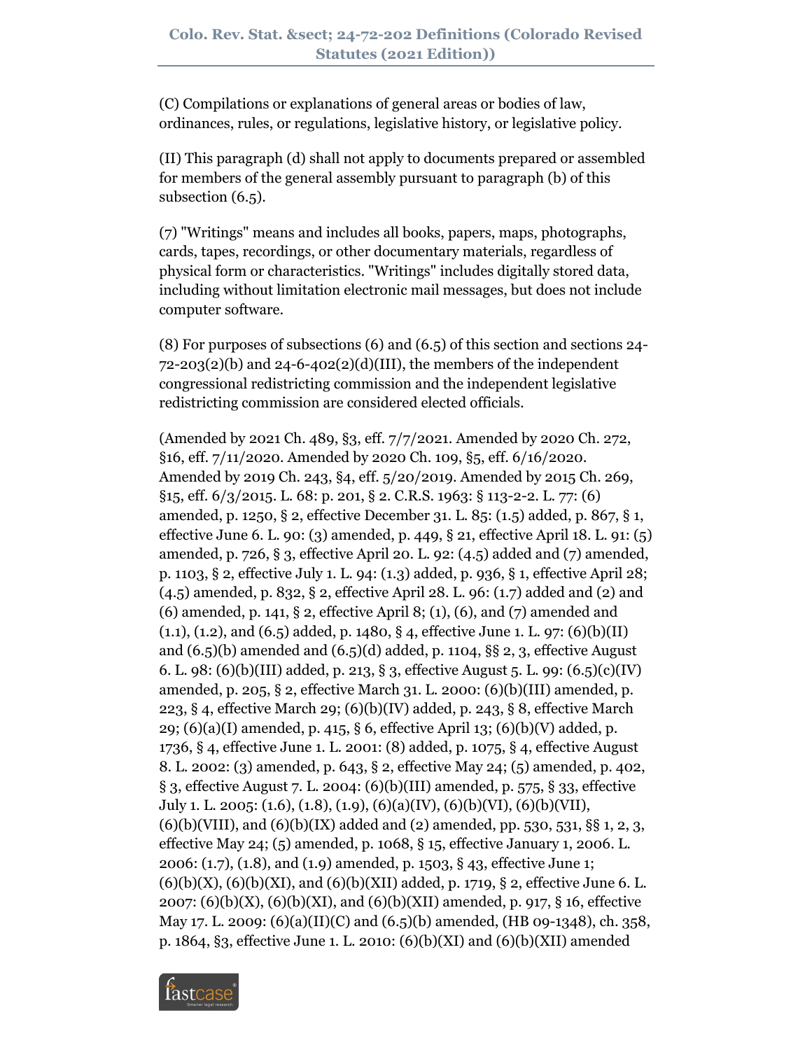(C) Compilations or explanations of general areas or bodies of law, ordinances, rules, or regulations, legislative history, or legislative policy.

(II) This paragraph (d) shall not apply to documents prepared or assembled for members of the general assembly pursuant to paragraph (b) of this subsection (6.5).

(7) "Writings" means and includes all books, papers, maps, photographs, cards, tapes, recordings, or other documentary materials, regardless of physical form or characteristics. "Writings" includes digitally stored data, including without limitation electronic mail messages, but does not include computer software.

(8) For purposes of subsections (6) and (6.5) of this section and sections 24-72-203(2)(b) and 24-6-402(2)(d)(III), the members of the independent congressional redistricting commission and the independent legislative redistricting commission are considered elected officials.

(Amended by 2021 Ch. 489, §3, eff. 7/7/2021. Amended by 2020 Ch. 272, §16, eff. 7/11/2020. Amended by 2020 Ch. 109, §5, eff. 6/16/2020. Amended by 2019 Ch. 243, §4, eff. 5/20/2019. Amended by 2015 Ch. 269, §15, eff. 6/3/2015. L. 68: p. 201, § 2. C.R.S. 1963: § 113-2-2. L. 77: (6) amended, p. 1250, § 2, effective December 31. L. 85: (1.5) added, p. 867, § 1, effective June 6. L. 90: (3) amended, p. 449, § 21, effective April 18. L. 91: (5) amended, p. 726, § 3, effective April 20. L. 92: (4.5) added and (7) amended, p. 1103, § 2, effective July 1. L. 94: (1.3) added, p. 936, § 1, effective April 28; (4.5) amended, p. 832, § 2, effective April 28. L. 96: (1.7) added and (2) and (6) amended, p. 141, § 2, effective April 8; (1), (6), and (7) amended and (1.1), (1.2), and (6.5) added, p. 1480, § 4, effective June 1. L. 97: (6)(b)(II) and (6.5)(b) amended and (6.5)(d) added, p. 1104, §§ 2, 3, effective August 6. L. 98: (6)(b)(III) added, p. 213, § 3, effective August 5. L. 99: (6.5)(c)(IV) amended, p. 205, § 2, effective March 31. L. 2000: (6)(b)(III) amended, p. 223, § 4, effective March 29; (6)(b)(IV) added, p. 243, § 8, effective March 29; (6)(a)(I) amended, p. 415, § 6, effective April 13; (6)(b)(V) added, p. 1736, § 4, effective June 1. L. 2001: (8) added, p. 1075, § 4, effective August 8. L. 2002: (3) amended, p. 643, § 2, effective May 24; (5) amended, p. 402, § 3, effective August 7. L. 2004: (6)(b)(III) amended, p. 575, § 33, effective July 1. L. 2005: (1.6), (1.8), (1.9), (6)(a)(IV), (6)(b)(VI), (6)(b)(VII), (6)(b)(VIII), and (6)(b)(IX) added and (2) amended, pp. 530, 531, §§ 1, 2, 3, effective May 24; (5) amended, p. 1068, § 15, effective January 1, 2006. L. 2006: (1.7), (1.8), and (1.9) amended, p. 1503, § 43, effective June 1; (6)(b)(X), (6)(b)(XI), and (6)(b)(XII) added, p. 1719, § 2, effective June 6. L. 2007: (6)(b)(X), (6)(b)(XI), and (6)(b)(XII) amended, p. 917, § 16, effective May 17. L. 2009: (6)(a)(II)(C) and (6.5)(b) amended, (HB 09-1348), ch. 358, p. 1864, §3, effective June 1. L. 2010: (6)(b)(XI) and (6)(b)(XII) amended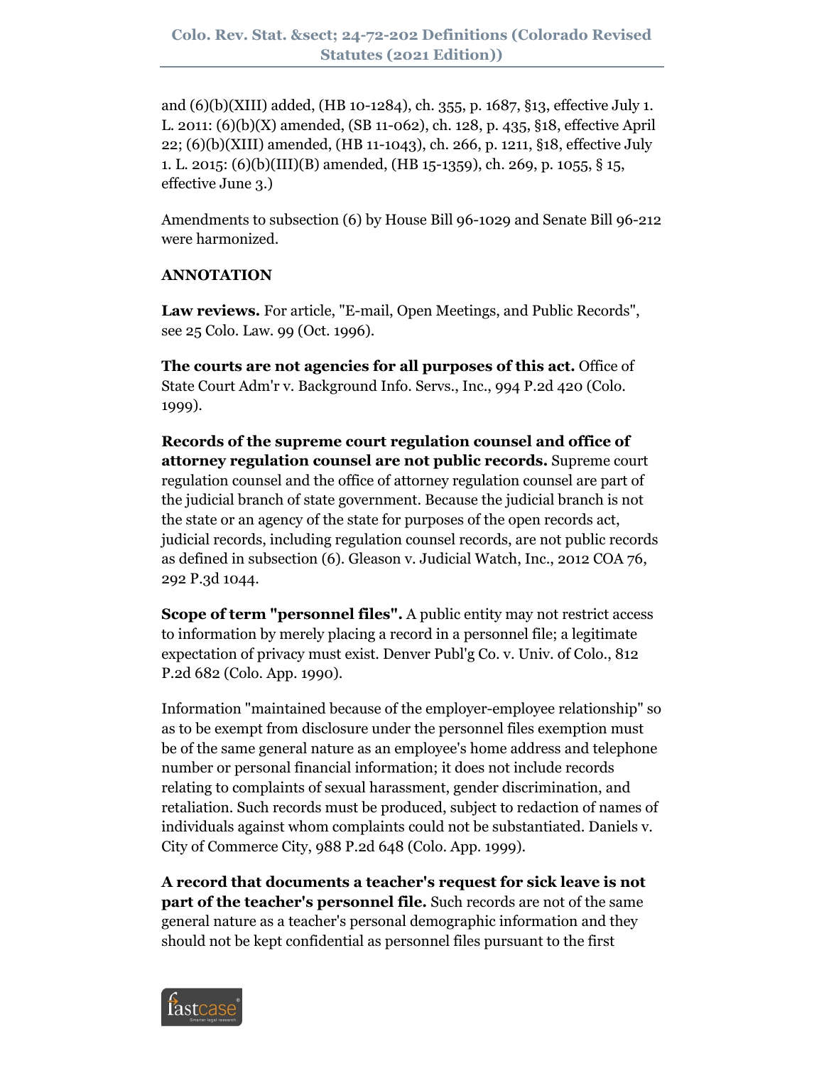and (6)(b)(XIII) added, (HB 10-1284), ch. 355, p. 1687, §13, effective July 1. L. 2011: (6)(b)(X) amended, (SB 11-062), ch. 128, p. 435, §18, effective April 22; (6)(b)(XIII) amended, (HB 11-1043), ch. 266, p. 1211, §18, effective July 1. L. 2015: (6)(b)(III)(B) amended, (HB 15-1359), ch. 269, p. 1055, § 15, effective June 3.)

Amendments to subsection (6) by House Bill 96-1029 and Senate Bill 96-212 were harmonized.

**ANNOTATION**

**Law reviews.** For article, "E-mail, Open Meetings, and Public Records", see 25 Colo. Law. 99 (Oct. 1996).

**The courts are not agencies for all purposes of this act.** Office of State Court Adm'r v. Background Info. Servs., Inc., 994 P.2d 420 (Colo. 1999).

**Records of the supreme court regulation counsel and office of attorney regulation counsel are not public records.** Supreme court regulation counsel and the office of attorney regulation counsel are part of the judicial branch of state government. Because the judicial branch is not the state or an agency of the state for purposes of the open records act, judicial records, including regulation counsel records, are not public records as defined in subsection (6). Gleason v. Judicial Watch, Inc., 2012 COA 76, 292 P.3d 1044.

**Scope of term "personnel files".** A public entity may not restrict access to information by merely placing a record in a personnel file; a legitimate expectation of privacy must exist. Denver Publ'g Co. v. Univ. of Colo., 812 P.2d 682 (Colo. App. 1990).

Information "maintained because of the employer-employee relationship" so as to be exempt from disclosure under the personnel files exemption must be of the same general nature as an employee's home address and telephone number or personal financial information; it does not include records relating to complaints of sexual harassment, gender discrimination, and retaliation. Such records must be produced, subject to redaction of names of individuals against whom complaints could not be substantiated. Daniels v. City of Commerce City, 988 P.2d 648 (Colo. App. 1999).

**A record that documents a teacher's request for sick leave is not part of the teacher's personnel file.** Such records are not of the same general nature as a teacher's personal demographic information and they should not be kept confidential as personnel files pursuant to the first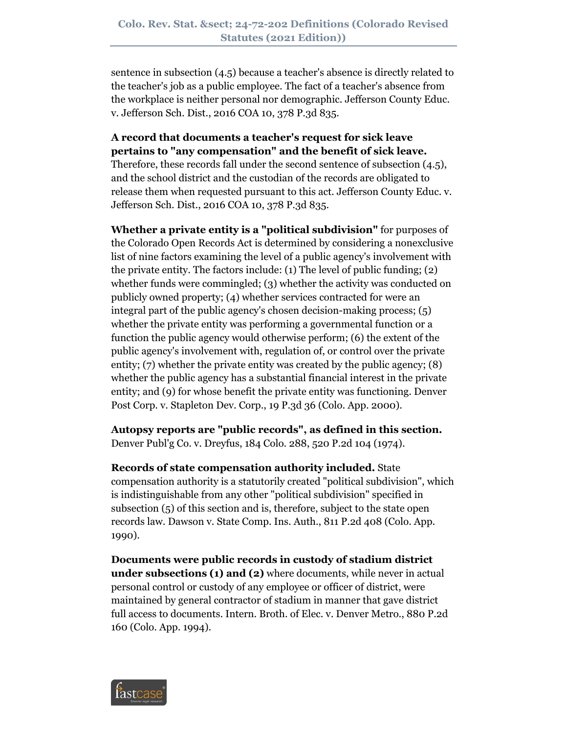sentence in subsection (4.5) because a teacher's absence is directly related to the teacher's job as a public employee. The fact of a teacher's absence from the workplace is neither personal nor demographic. Jefferson County Educ. v. Jefferson Sch. Dist., 2016 COA 10, 378 P.3d 835.

**A record that documents a teacher's request for sick leave pertains to "any compensation" and the benefit of sick leave.** Therefore, these records fall under the second sentence of subsection (4.5), and the school district and the custodian of the records are obligated to release them when requested pursuant to this act. Jefferson County Educ. v. Jefferson Sch. Dist., 2016 COA 10, 378 P.3d 835.

**Whether a private entity is a "political subdivision"** for purposes of the Colorado Open Records Act is determined by considering a nonexclusive list of nine factors examining the level of a public agency's involvement with the private entity. The factors include: (1) The level of public funding; (2) whether funds were commingled; (3) whether the activity was conducted on publicly owned property; (4) whether services contracted for were an integral part of the public agency's chosen decision-making process; (5) whether the private entity was performing a governmental function or a function the public agency would otherwise perform; (6) the extent of the public agency's involvement with, regulation of, or control over the private entity; (7) whether the private entity was created by the public agency; (8) whether the public agency has a substantial financial interest in the private entity; and (9) for whose benefit the private entity was functioning. Denver Post Corp. v. Stapleton Dev. Corp., 19 P.3d 36 (Colo. App. 2000).

**Autopsy reports are "public records", as defined in this section.** Denver Publ'g Co. v. Dreyfus, 184 Colo. 288, 520 P.2d 104 (1974).

**Records of state compensation authority included.** State compensation authority is a statutorily created "political subdivision", which is indistinguishable from any other "political subdivision" specified in subsection (5) of this section and is, therefore, subject to the state open records law. Dawson v. State Comp. Ins. Auth., 811 P.2d 408 (Colo. App. 1990).

**Documents were public records in custody of stadium district under subsections (1) and (2)** where documents, while never in actual personal control or custody of any employee or officer of district, were maintained by general contractor of stadium in manner that gave district full access to documents. Intern. Broth. of Elec. v. Denver Metro., 880 P.2d 160 (Colo. App. 1994).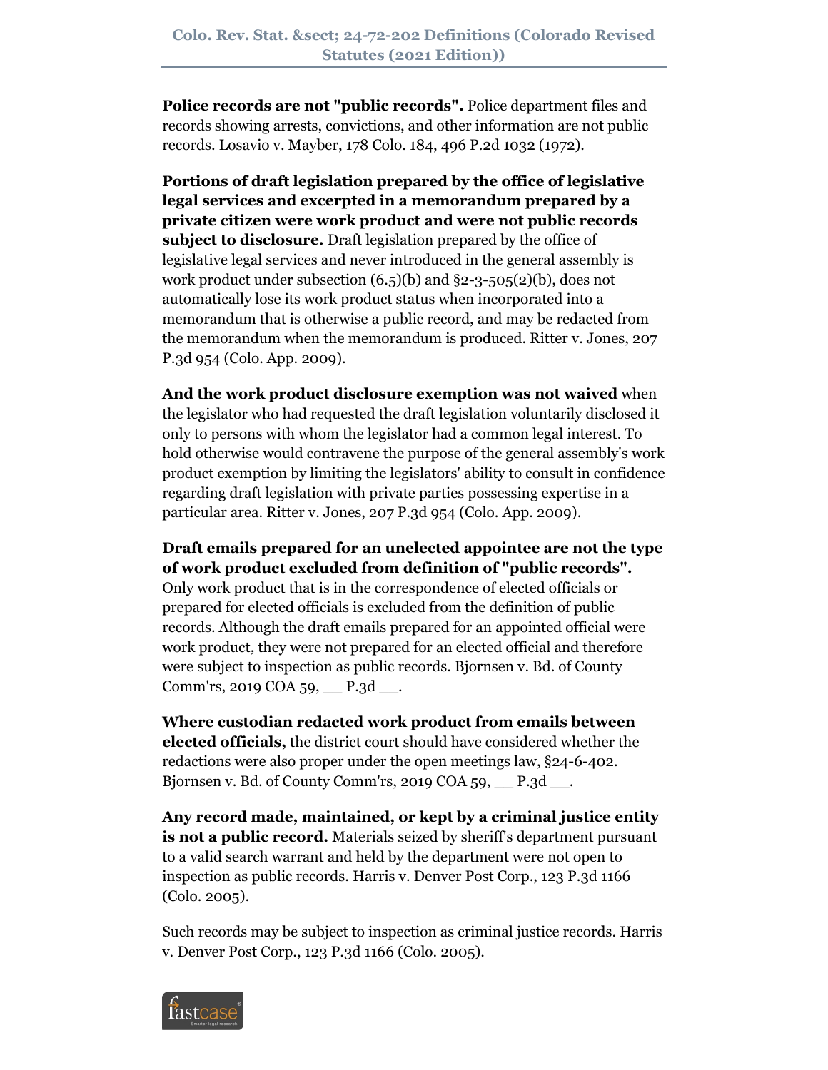**Police records are not "public records".** Police department files and records showing arrests, convictions, and other information are not public records. Losavio v. Mayber, 178 Colo. 184, 496 P.2d 1032 (1972).

**Portions of draft legislation prepared by the office of legislative legal services and excerpted in a memorandum prepared by a private citizen were work product and were not public records subject to disclosure.** Draft legislation prepared by the office of legislative legal services and never introduced in the general assembly is work product under subsection (6.5)(b) and §2-3-505(2)(b), does not automatically lose its work product status when incorporated into a memorandum that is otherwise a public record, and may be redacted from the memorandum when the memorandum is produced. Ritter v. Jones, 207 P.3d 954 (Colo. App. 2009).

**And the work product disclosure exemption was not waived** when the legislator who had requested the draft legislation voluntarily disclosed it only to persons with whom the legislator had a common legal interest. To hold otherwise would contravene the purpose of the general assembly's work product exemption by limiting the legislators' ability to consult in confidence regarding draft legislation with private parties possessing expertise in a particular area. Ritter v. Jones, 207 P.3d 954 (Colo. App. 2009).

**Draft emails prepared for an unelected appointee are not the type of work product excluded from definition of "public records".** Only work product that is in the correspondence of elected officials or prepared for elected officials is excluded from the definition of public records. Although the draft emails prepared for an appointed official were work product, they were not prepared for an elected official and therefore were subject to inspection as public records. Bjornsen v. Bd. of County Comm'rs, 2019 COA 59, __ P.3d __.

**Where custodian redacted work product from emails between elected officials,** the district court should have considered whether the redactions were also proper under the open meetings law, §24-6-402. Bjornsen v. Bd. of County Comm'rs, 2019 COA 59, __ P.3d __.

**Any record made, maintained, or kept by a criminal justice entity is not a public record.** Materials seized by sheriff's department pursuant to a valid search warrant and held by the department were not open to inspection as public records. Harris v. Denver Post Corp., 123 P.3d 1166 (Colo. 2005).

Such records may be subject to inspection as criminal justice records. Harris v. Denver Post Corp., 123 P.3d 1166 (Colo. 2005).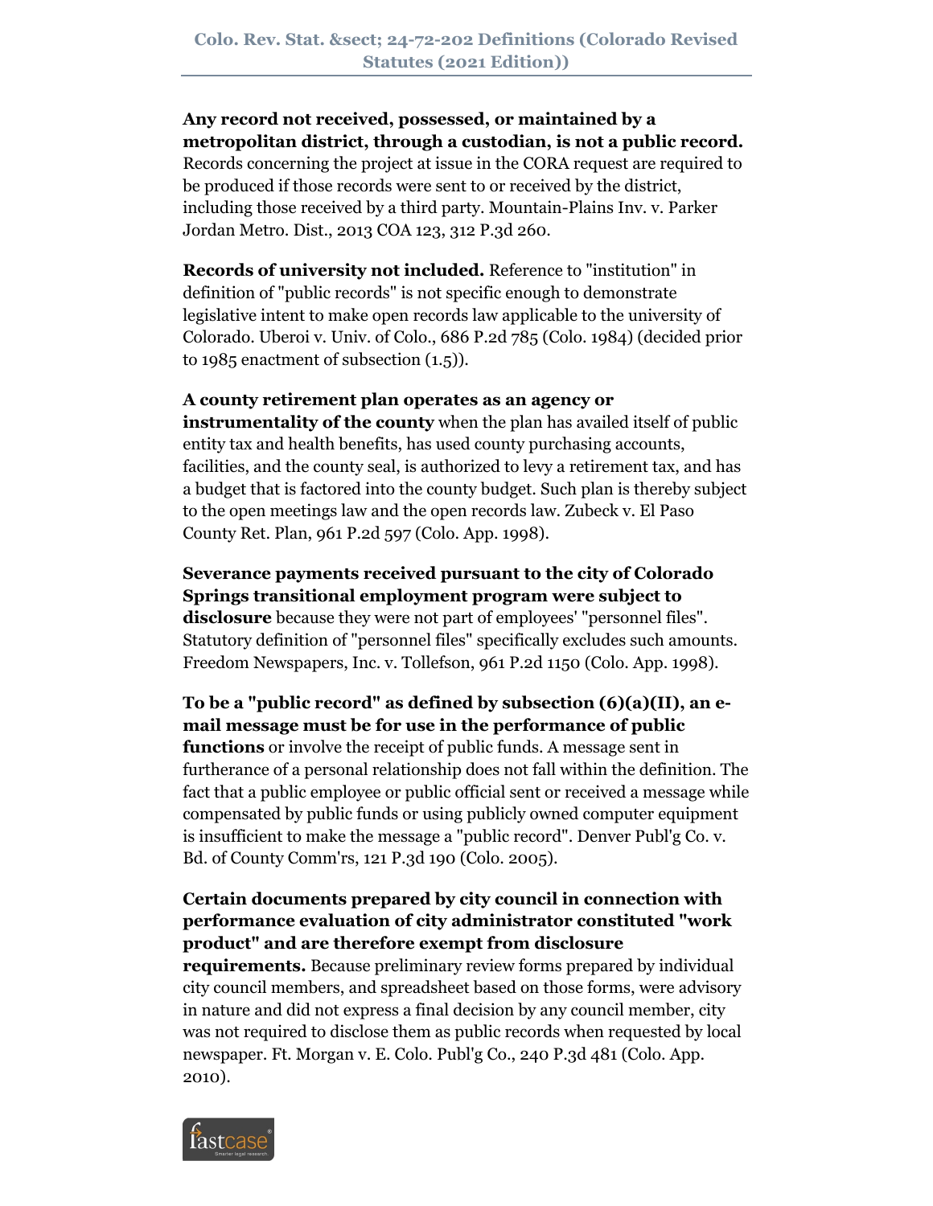**Any record not received, possessed, or maintained by a metropolitan district, through a custodian, is not a public record.** Records concerning the project at issue in the CORA request are required to be produced if those records were sent to or received by the district, including those received by a third party. Mountain-Plains Inv. v. Parker Jordan Metro. Dist., 2013 COA 123, 312 P.3d 260.

**Records of university not included.** Reference to "institution" in definition of "public records" is not specific enough to demonstrate legislative intent to make open records law applicable to the university of Colorado. Uberoi v. Univ. of Colo., 686 P.2d 785 (Colo. 1984) (decided prior to 1985 enactment of subsection (1.5)).

**A county retirement plan operates as an agency or instrumentality of the county** when the plan has availed itself of public entity tax and health benefits, has used county purchasing accounts, facilities, and the county seal, is authorized to levy a retirement tax, and has a budget that is factored into the county budget. Such plan is thereby subject to the open meetings law and the open records law. Zubeck v. El Paso County Ret. Plan, 961 P.2d 597 (Colo. App. 1998).

**Severance payments received pursuant to the city of Colorado Springs transitional employment program were subject to disclosure** because they were not part of employees' "personnel files". Statutory definition of "personnel files" specifically excludes such amounts. Freedom Newspapers, Inc. v. Tollefson, 961 P.2d 1150 (Colo. App. 1998).

**To be a "public record" as defined by subsection (6)(a)(II), an e-mail message must be for use in the performance of public functions** or involve the receipt of public funds. A message sent in furtherance of a personal relationship does not fall within the definition. The fact that a public employee or public official sent or received a message while compensated by public funds or using publicly owned computer equipment is insufficient to make the message a "public record". Denver Publ'g Co. v. Bd. of County Comm'rs, 121 P.3d 190 (Colo. 2005).

**Certain documents prepared by city council in connection with performance evaluation of city administrator constituted "work product" and are therefore exempt from disclosure requirements.** Because preliminary review forms prepared by individual city council members, and spreadsheet based on those forms, were advisory in nature and did not express a final decision by any council member, city was not required to disclose them as public records when requested by local newspaper. Ft. Morgan v. E. Colo. Publ'g Co., 240 P.3d 481 (Colo. App. 2010).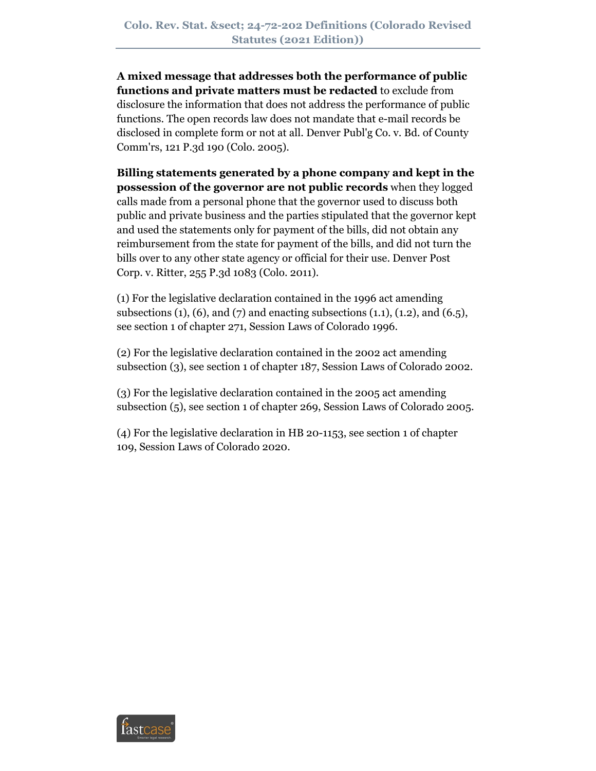**A mixed message that addresses both the performance of public functions and private matters must be redacted** to exclude from disclosure the information that does not address the performance of public functions. The open records law does not mandate that e-mail records be disclosed in complete form or not at all. Denver Publ'g Co. v. Bd. of County Comm'rs, 121 P.3d 190 (Colo. 2005).

**Billing statements generated by a phone company and kept in the possession of the governor are not public records** when they logged calls made from a personal phone that the governor used to discuss both public and private business and the parties stipulated that the governor kept and used the statements only for payment of the bills, did not obtain any reimbursement from the state for payment of the bills, and did not turn the bills over to any other state agency or official for their use. Denver Post Corp. v. Ritter, 255 P.3d 1083 (Colo. 2011).

(1) For the legislative declaration contained in the 1996 act amending subsections (1), (6), and (7) and enacting subsections (1.1), (1.2), and (6.5), see section 1 of chapter 271, Session Laws of Colorado 1996.

(2) For the legislative declaration contained in the 2002 act amending subsection (3), see section 1 of chapter 187, Session Laws of Colorado 2002.

(3) For the legislative declaration contained in the 2005 act amending subsection (5), see section 1 of chapter 269, Session Laws of Colorado 2005.

(4) For the legislative declaration in HB 20-1153, see section 1 of chapter 109, Session Laws of Colorado 2020.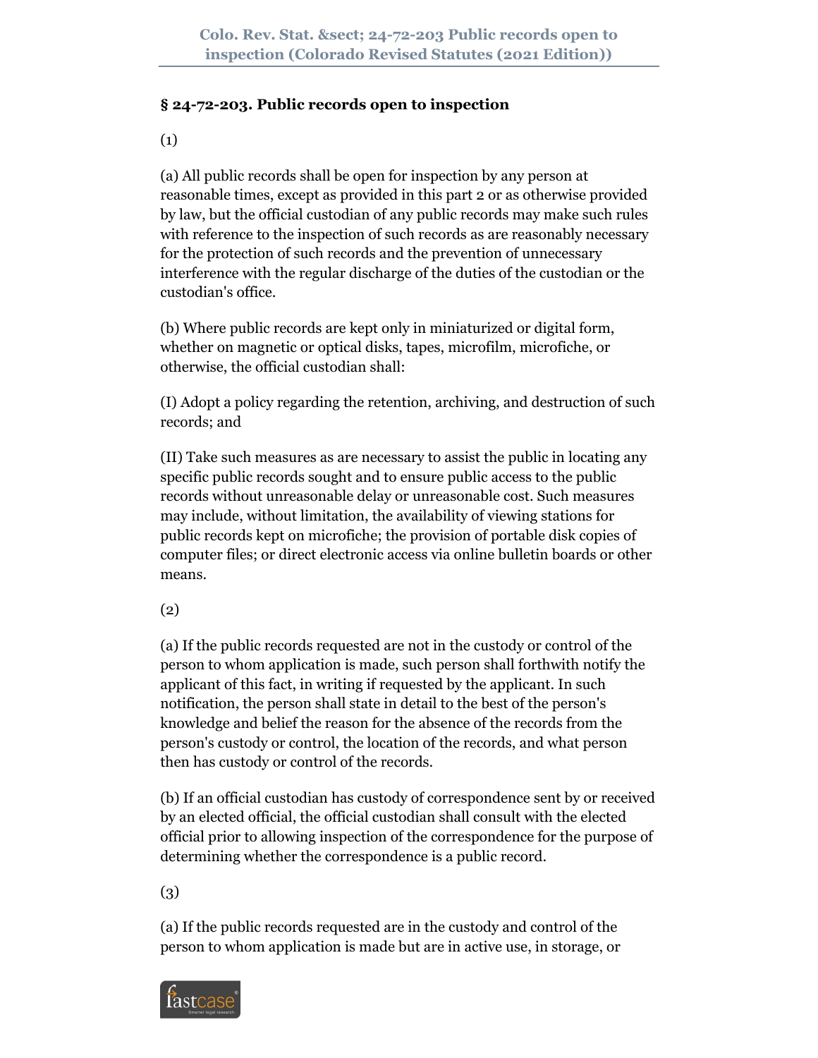## § 24-72-203. Public records open to inspection

(1)

(a) All public records shall be open for inspection by any person at reasonable times, except as provided in this part 2 or as otherwise provided by law, but the official custodian of any public records may make such rules with reference to the inspection of such records as are reasonably necessary for the protection of such records and the prevention of unnecessary interference with the regular discharge of the duties of the custodian or the custodian's office.

(b) Where public records are kept only in miniaturized or digital form, whether on magnetic or optical disks, tapes, microfilm, microfiche, or otherwise, the official custodian shall:

(I) Adopt a policy regarding the retention, archiving, and destruction of such records; and

(II) Take such measures as are necessary to assist the public in locating any specific public records sought and to ensure public access to the public records without unreasonable delay or unreasonable cost. Such measures may include, without limitation, the availability of viewing stations for public records kept on microfiche; the provision of portable disk copies of computer files; or direct electronic access via online bulletin boards or other means.

(2)

(a) If the public records requested are not in the custody or control of the person to whom application is made, such person shall forthwith notify the applicant of this fact, in writing if requested by the applicant. In such notification, the person shall state in detail to the best of the person's knowledge and belief the reason for the absence of the records from the person's custody or control, the location of the records, and what person then has custody or control of the records.

(b) If an official custodian has custody of correspondence sent by or received by an elected official, the official custodian shall consult with the elected official prior to allowing inspection of the correspondence for the purpose of determining whether the correspondence is a public record.

(3)

(a) If the public records requested are in the custody and control of the person to whom application is made but are in active use, in storage, or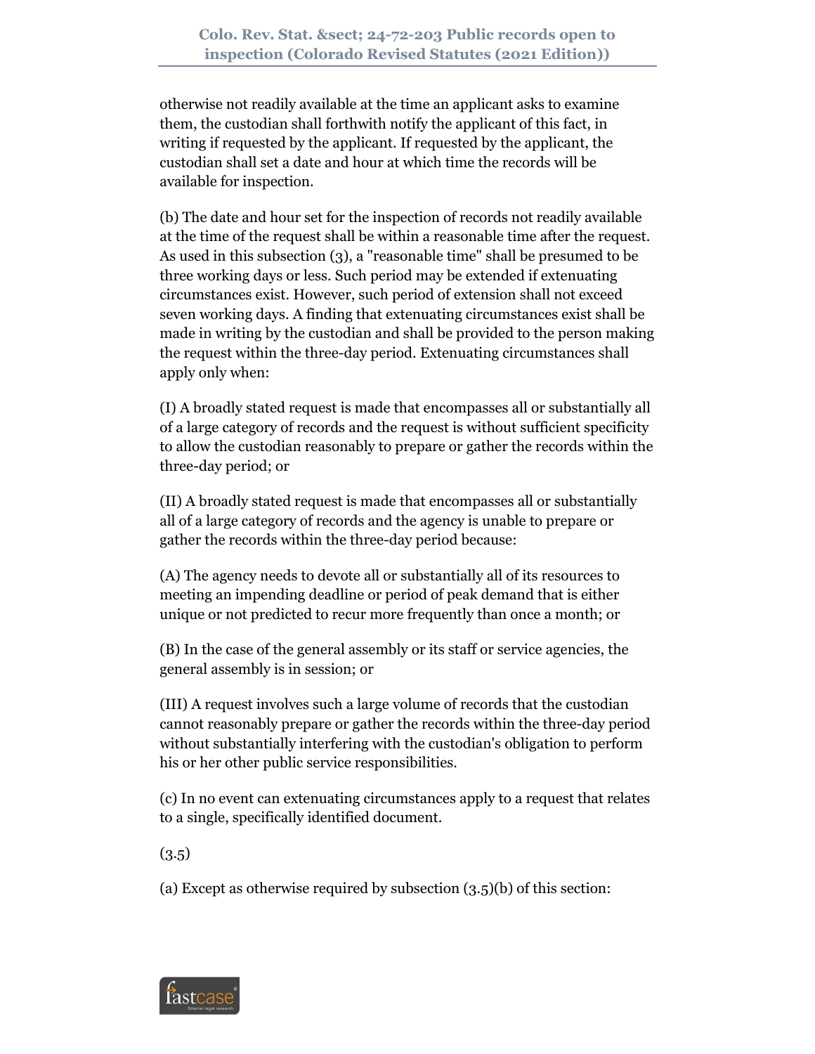otherwise not readily available at the time an applicant asks to examine them, the custodian shall forthwith notify the applicant of this fact, in writing if requested by the applicant. If requested by the applicant, the custodian shall set a date and hour at which time the records will be available for inspection.

(b) The date and hour set for the inspection of records not readily available at the time of the request shall be within a reasonable time after the request. As used in this subsection (3), a "reasonable time" shall be presumed to be three working days or less. Such period may be extended if extenuating circumstances exist. However, such period of extension shall not exceed seven working days. A finding that extenuating circumstances exist shall be made in writing by the custodian and shall be provided to the person making the request within the three-day period. Extenuating circumstances shall apply only when:

(I) A broadly stated request is made that encompasses all or substantially all of a large category of records and the request is without sufficient specificity to allow the custodian reasonably to prepare or gather the records within the three-day period; or

(II) A broadly stated request is made that encompasses all or substantially all of a large category of records and the agency is unable to prepare or gather the records within the three-day period because:

(A) The agency needs to devote all or substantially all of its resources to meeting an impending deadline or period of peak demand that is either unique or not predicted to recur more frequently than once a month; or

(B) In the case of the general assembly or its staff or service agencies, the general assembly is in session; or

(III) A request involves such a large volume of records that the custodian cannot reasonably prepare or gather the records within the three-day period without substantially interfering with the custodian's obligation to perform his or her other public service responsibilities.

(c) In no event can extenuating circumstances apply to a request that relates to a single, specifically identified document.

(3.5)

(a) Except as otherwise required by subsection (3.5)(b) of this section: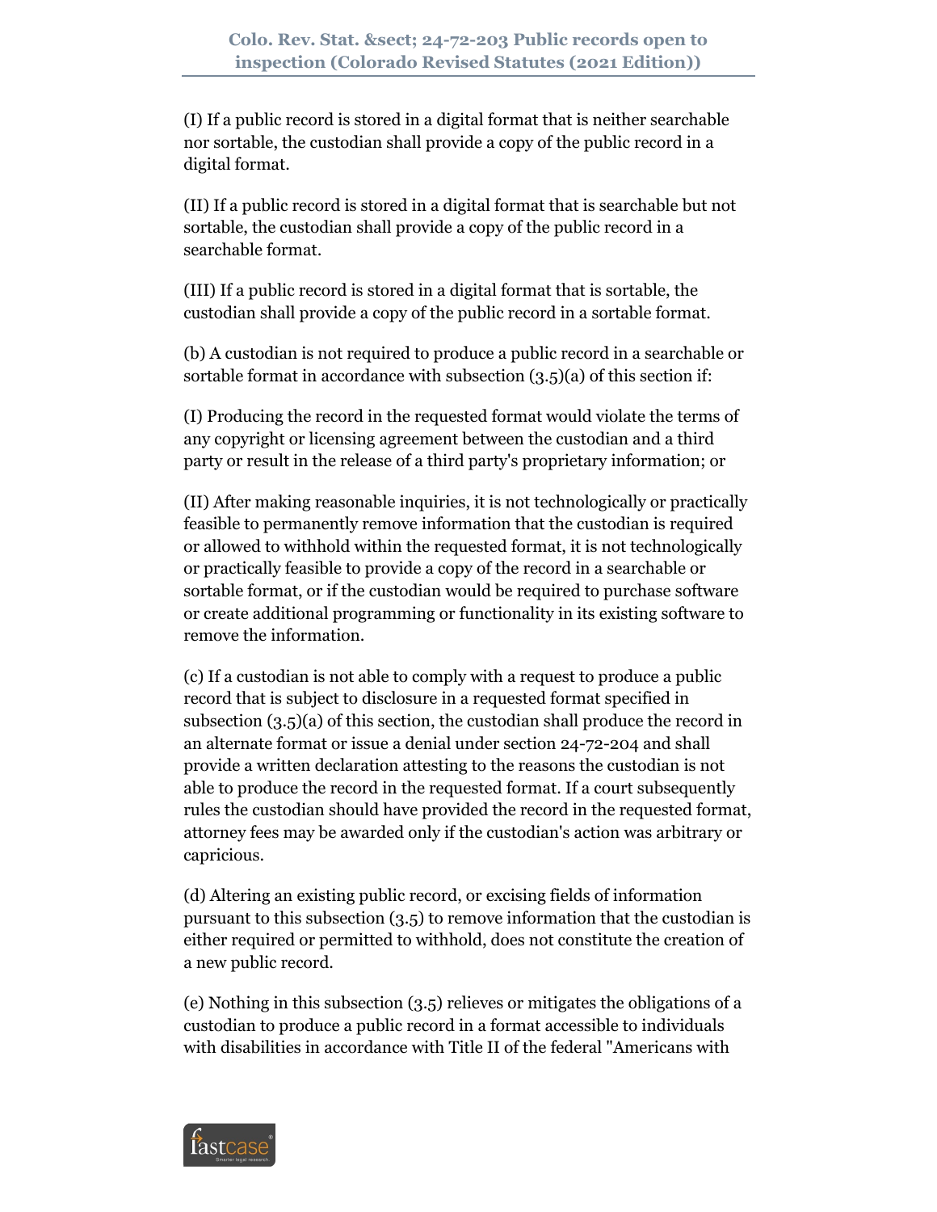(I) If a public record is stored in a digital format that is neither searchable nor sortable, the custodian shall provide a copy of the public record in a digital format.

(II) If a public record is stored in a digital format that is searchable but not sortable, the custodian shall provide a copy of the public record in a searchable format.

(III) If a public record is stored in a digital format that is sortable, the custodian shall provide a copy of the public record in a sortable format.

(b) A custodian is not required to produce a public record in a searchable or sortable format in accordance with subsection (3.5)(a) of this section if:

(I) Producing the record in the requested format would violate the terms of any copyright or licensing agreement between the custodian and a third party or result in the release of a third party's proprietary information; or

(II) After making reasonable inquiries, it is not technologically or practically feasible to permanently remove information that the custodian is required or allowed to withhold within the requested format, it is not technologically or practically feasible to provide a copy of the record in a searchable or sortable format, or if the custodian would be required to purchase software or create additional programming or functionality in its existing software to remove the information.

(c) If a custodian is not able to comply with a request to produce a public record that is subject to disclosure in a requested format specified in subsection (3.5)(a) of this section, the custodian shall produce the record in an alternate format or issue a denial under section 24-72-204 and shall provide a written declaration attesting to the reasons the custodian is not able to produce the record in the requested format. If a court subsequently rules the custodian should have provided the record in the requested format, attorney fees may be awarded only if the custodian's action was arbitrary or capricious.

(d) Altering an existing public record, or excising fields of information pursuant to this subsection (3.5) to remove information that the custodian is either required or permitted to withhold, does not constitute the creation of a new public record.

(e) Nothing in this subsection (3.5) relieves or mitigates the obligations of a custodian to produce a public record in a format accessible to individuals with disabilities in accordance with Title II of the federal "Americans with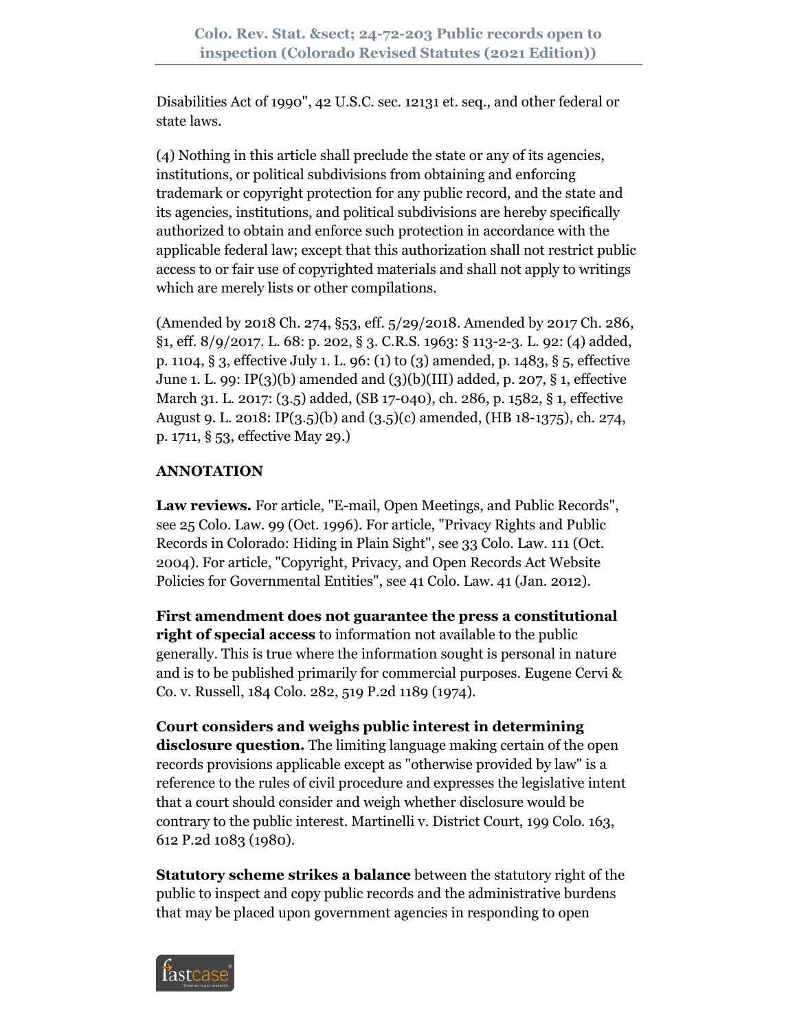Disabilities Act of 1990", 42 U.S.C. sec. 12131 et. seq., and other federal or state laws.

(4) Nothing in this article shall preclude the state or any of its agencies, institutions, or political subdivisions from obtaining and enforcing trademark or copyright protection for any public record, and the state and its agencies, institutions, and political subdivisions are hereby specifically authorized to obtain and enforce such protection in accordance with the applicable federal law; except that this authorization shall not restrict public access to or fair use of copyrighted materials and shall not apply to writings which are merely lists or other compilations.

(Amended by 2018 Ch. 274, §53, eff. 5/29/2018. Amended by 2017 Ch. 286, §1, eff. 8/9/2017. L. 68: p. 202, § 3. C.R.S. 1963: § 113-2-3. L. 92: (4) added, p. 1104, § 3, effective July 1. L. 96: (1) to (3) amended, p. 1483, § 5, effective June 1. L. 99: IP(3)(b) amended and (3)(b)(III) added, p. 207, § 1, effective March 31. L. 2017: (3.5) added, (SB 17-040), ch. 286, p. 1582, § 1, effective August 9. L. 2018: IP(3.5)(b) and (3.5)(c) amended, (HB 18-1375), ch. 274, p. 1711, § 53, effective May 29.)

**ANNOTATION**

**Law reviews.** For article, "E-mail, Open Meetings, and Public Records", see 25 Colo. Law. 99 (Oct. 1996). For article, "Privacy Rights and Public Records in Colorado: Hiding in Plain Sight", see 33 Colo. Law. 111 (Oct. 2004). For article, "Copyright, Privacy, and Open Records Act Website Policies for Governmental Entities", see 41 Colo. Law. 41 (Jan. 2012).

**First amendment does not guarantee the press a constitutional right of special access** to information not available to the public generally. This is true where the information sought is personal in nature and is to be published primarily for commercial purposes. Eugene Cervi & Co. v. Russell, 184 Colo. 282, 519 P.2d 1189 (1974).

**Court considers and weighs public interest in determining disclosure question.** The limiting language making certain of the open records provisions applicable except as "otherwise provided by law" is a reference to the rules of civil procedure and expresses the legislative intent that a court should consider and weigh whether disclosure would be contrary to the public interest. Martinelli v. District Court, 199 Colo. 163, 612 P.2d 1083 (1980).

**Statutory scheme strikes a balance** between the statutory right of the public to inspect and copy public records and the administrative burdens that may be placed upon government agencies in responding to open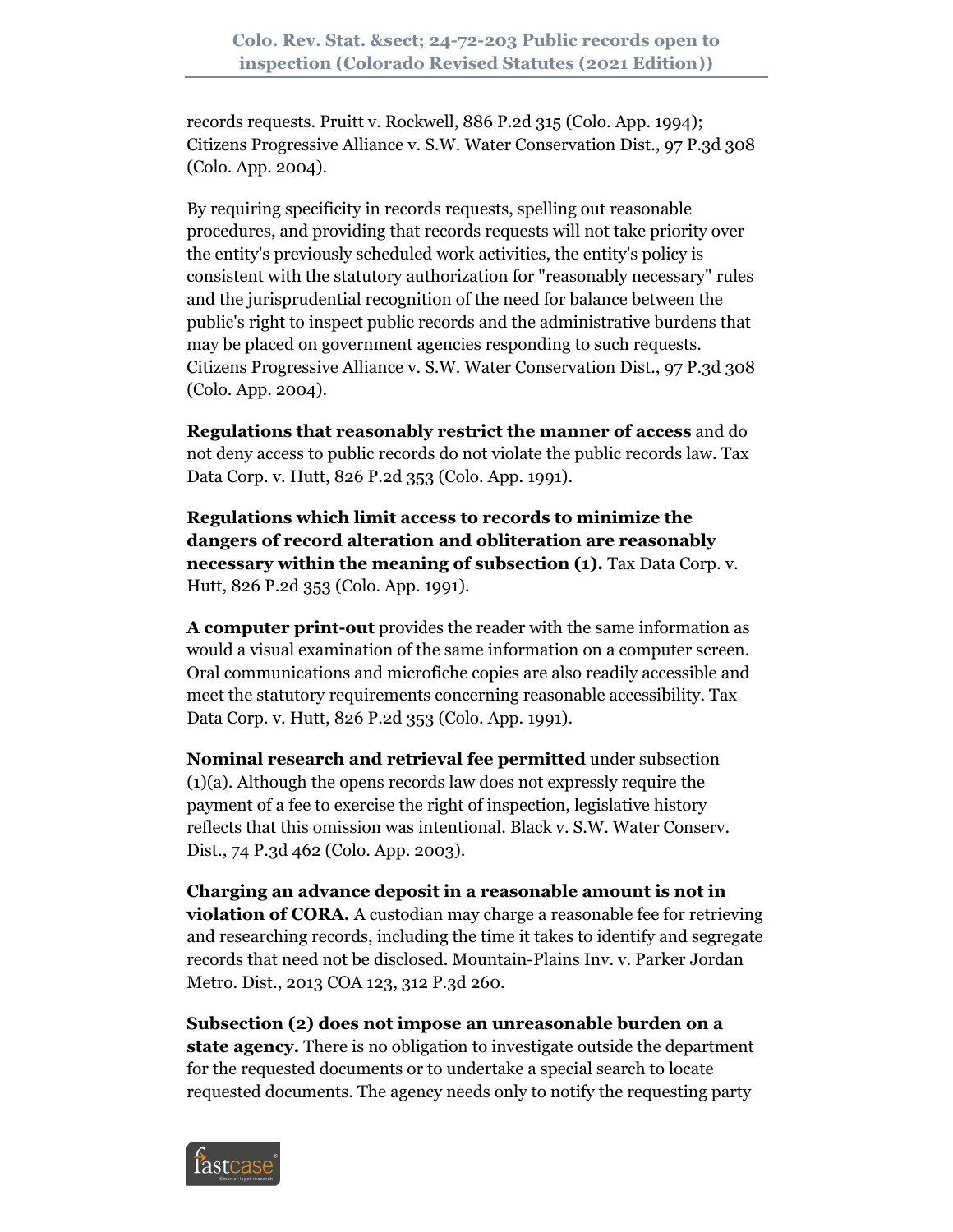records requests. Pruitt v. Rockwell, 886 P.2d 315 (Colo. App. 1994); Citizens Progressive Alliance v. S.W. Water Conservation Dist., 97 P.3d 308 (Colo. App. 2004).

By requiring specificity in records requests, spelling out reasonable procedures, and providing that records requests will not take priority over the entity's previously scheduled work activities, the entity's policy is consistent with the statutory authorization for "reasonably necessary" rules and the jurisprudential recognition of the need for balance between the public's right to inspect public records and the administrative burdens that may be placed on government agencies responding to such requests. Citizens Progressive Alliance v. S.W. Water Conservation Dist., 97 P.3d 308 (Colo. App. 2004).

**Regulations that reasonably restrict the manner of access** and do not deny access to public records do not violate the public records law. Tax Data Corp. v. Hutt, 826 P.2d 353 (Colo. App. 1991).

**Regulations which limit access to records to minimize the dangers of record alteration and obliteration are reasonably necessary within the meaning of subsection (1).** Tax Data Corp. v. Hutt, 826 P.2d 353 (Colo. App. 1991).

**A computer print-out** provides the reader with the same information as would a visual examination of the same information on a computer screen. Oral communications and microfiche copies are also readily accessible and meet the statutory requirements concerning reasonable accessibility. Tax Data Corp. v. Hutt, 826 P.2d 353 (Colo. App. 1991).

**Nominal research and retrieval fee permitted** under subsection (1)(a). Although the opens records law does not expressly require the payment of a fee to exercise the right of inspection, legislative history reflects that this omission was intentional. Black v. S.W. Water Conserv. Dist., 74 P.3d 462 (Colo. App. 2003).

**Charging an advance deposit in a reasonable amount is not in violation of CORA.** A custodian may charge a reasonable fee for retrieving and researching records, including the time it takes to identify and segregate records that need not be disclosed. Mountain-Plains Inv. v. Parker Jordan Metro. Dist., 2013 COA 123, 312 P.3d 260.

**Subsection (2) does not impose an unreasonable burden on a state agency.** There is no obligation to investigate outside the department for the requested documents or to undertake a special search to locate requested documents. The agency needs only to notify the requesting party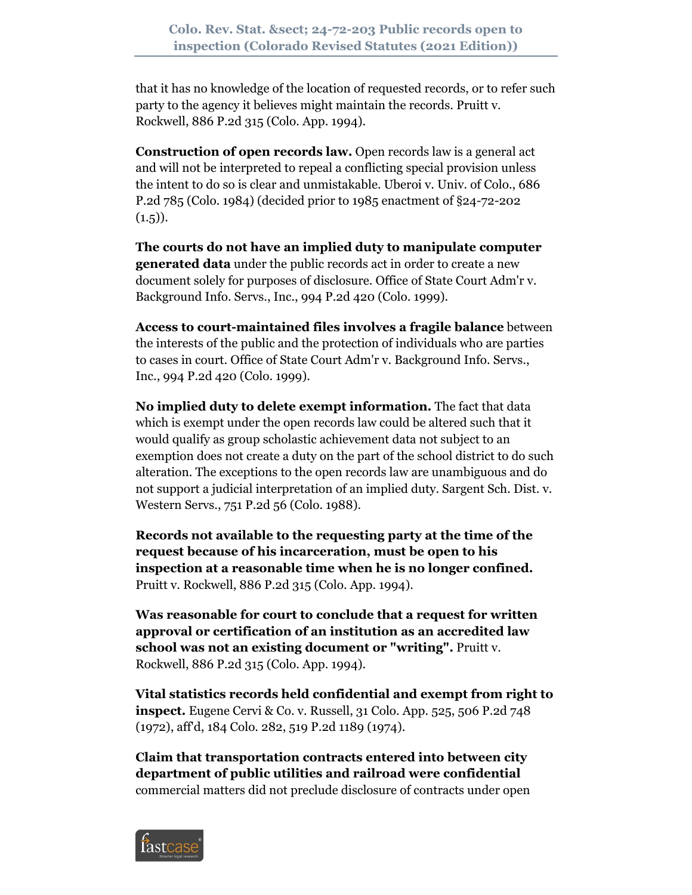that it has no knowledge of the location of requested records, or to refer such party to the agency it believes might maintain the records. Pruitt v. Rockwell, 886 P.2d 315 (Colo. App. 1994).

**Construction of open records law.** Open records law is a general act and will not be interpreted to repeal a conflicting special provision unless the intent to do so is clear and unmistakable. Uberoi v. Univ. of Colo., 686 P.2d 785 (Colo. 1984) (decided prior to 1985 enactment of §24-72-202 (1.5)).

**The courts do not have an implied duty to manipulate computer generated data** under the public records act in order to create a new document solely for purposes of disclosure. Office of State Court Adm'r v. Background Info. Servs., Inc., 994 P.2d 420 (Colo. 1999).

**Access to court-maintained files involves a fragile balance** between the interests of the public and the protection of individuals who are parties to cases in court. Office of State Court Adm'r v. Background Info. Servs., Inc., 994 P.2d 420 (Colo. 1999).

**No implied duty to delete exempt information.** The fact that data which is exempt under the open records law could be altered such that it would qualify as group scholastic achievement data not subject to an exemption does not create a duty on the part of the school district to do such alteration. The exceptions to the open records law are unambiguous and do not support a judicial interpretation of an implied duty. Sargent Sch. Dist. v. Western Servs., 751 P.2d 56 (Colo. 1988).

**Records not available to the requesting party at the time of the request because of his incarceration, must be open to his inspection at a reasonable time when he is no longer confined.** Pruitt v. Rockwell, 886 P.2d 315 (Colo. App. 1994).

**Was reasonable for court to conclude that a request for written approval or certification of an institution as an accredited law school was not an existing document or "writing".** Pruitt v. Rockwell, 886 P.2d 315 (Colo. App. 1994).

**Vital statistics records held confidential and exempt from right to inspect.** Eugene Cervi & Co. v. Russell, 31 Colo. App. 525, 506 P.2d 748 (1972), aff'd, 184 Colo. 282, 519 P.2d 1189 (1974).

**Claim that transportation contracts entered into between city department of public utilities and railroad were confidential** commercial matters did not preclude disclosure of contracts under open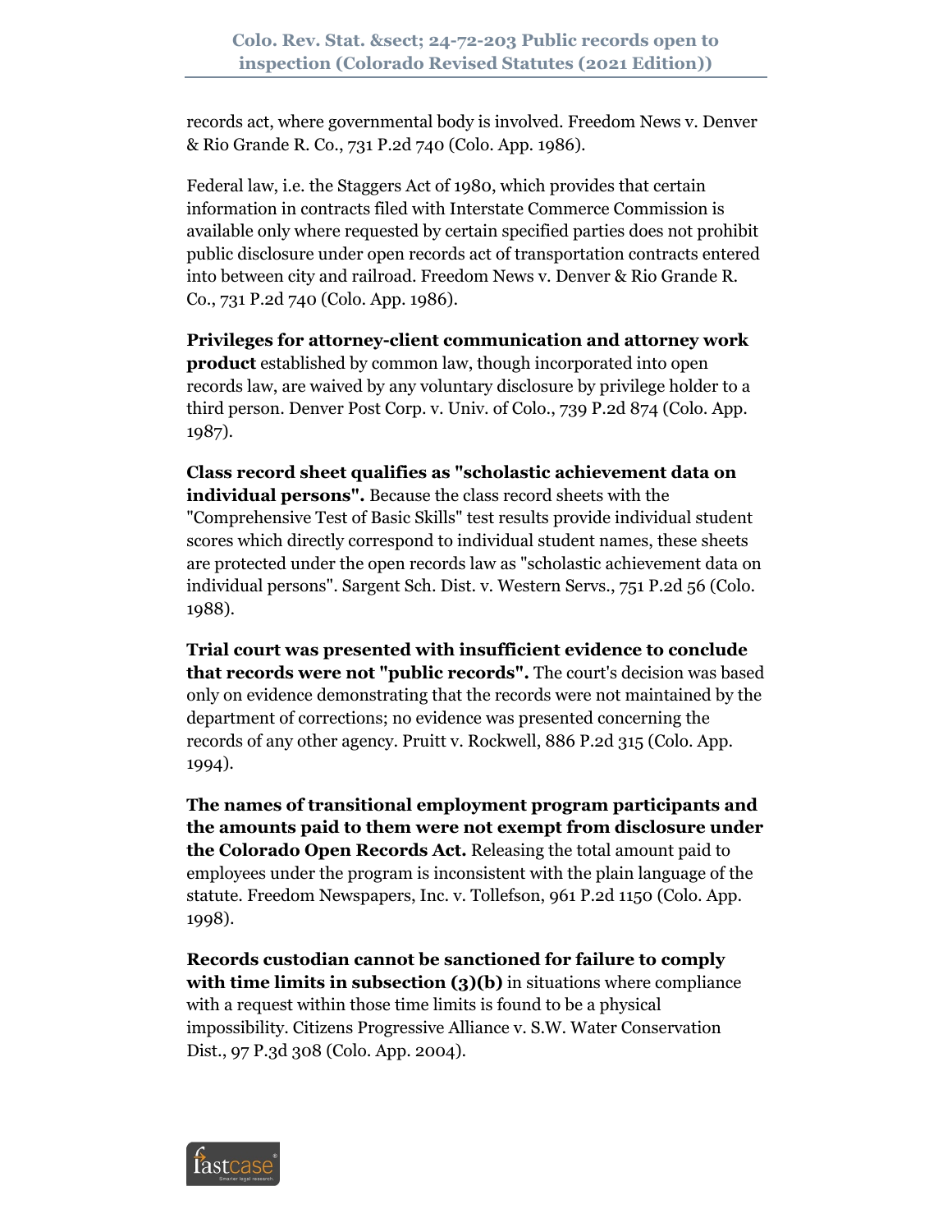records act, where governmental body is involved. Freedom News v. Denver & Rio Grande R. Co., 731 P.2d 740 (Colo. App. 1986).

Federal law, i.e. the Staggers Act of 1980, which provides that certain information in contracts filed with Interstate Commerce Commission is available only where requested by certain specified parties does not prohibit public disclosure under open records act of transportation contracts entered into between city and railroad. Freedom News v. Denver & Rio Grande R. Co., 731 P.2d 740 (Colo. App. 1986).

**Privileges for attorney-client communication and attorney work product** established by common law, though incorporated into open records law, are waived by any voluntary disclosure by privilege holder to a third person. Denver Post Corp. v. Univ. of Colo., 739 P.2d 874 (Colo. App. 1987).

**Class record sheet qualifies as "scholastic achievement data on individual persons".** Because the class record sheets with the "Comprehensive Test of Basic Skills" test results provide individual student scores which directly correspond to individual student names, these sheets are protected under the open records law as "scholastic achievement data on individual persons". Sargent Sch. Dist. v. Western Servs., 751 P.2d 56 (Colo. 1988).

**Trial court was presented with insufficient evidence to conclude that records were not "public records".** The court's decision was based only on evidence demonstrating that the records were not maintained by the department of corrections; no evidence was presented concerning the records of any other agency. Pruitt v. Rockwell, 886 P.2d 315 (Colo. App. 1994).

**The names of transitional employment program participants and the amounts paid to them were not exempt from disclosure under the Colorado Open Records Act.** Releasing the total amount paid to employees under the program is inconsistent with the plain language of the statute. Freedom Newspapers, Inc. v. Tollefson, 961 P.2d 1150 (Colo. App. 1998).

**Records custodian cannot be sanctioned for failure to comply with time limits in subsection (3)(b)** in situations where compliance with a request within those time limits is found to be a physical impossibility. Citizens Progressive Alliance v. S.W. Water Conservation Dist., 97 P.3d 308 (Colo. App. 2004).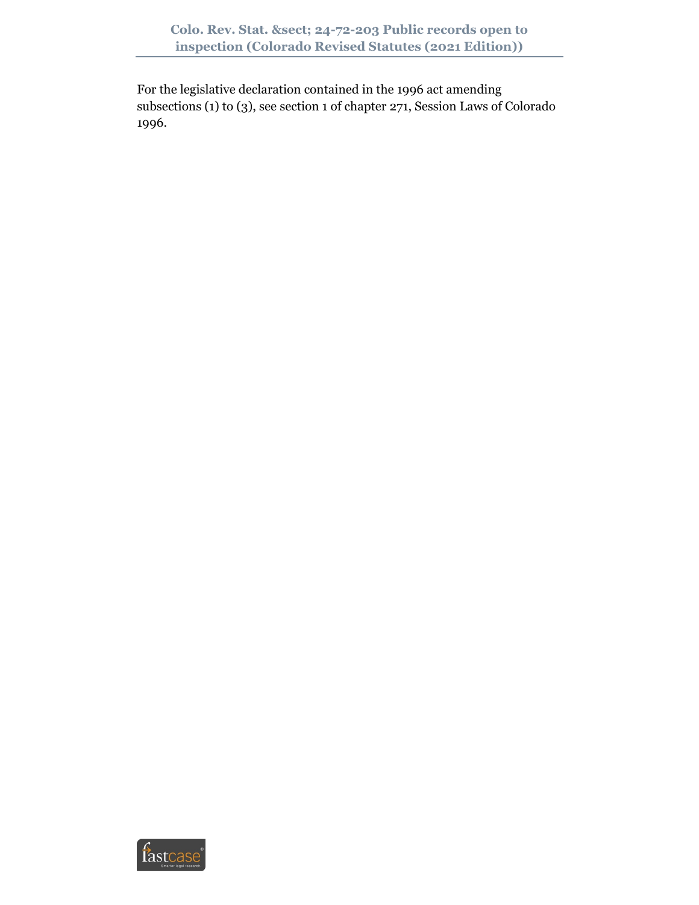For the legislative declaration contained in the 1996 act amending subsections (1) to (3), see section 1 of chapter 271, Session Laws of Colorado 1996.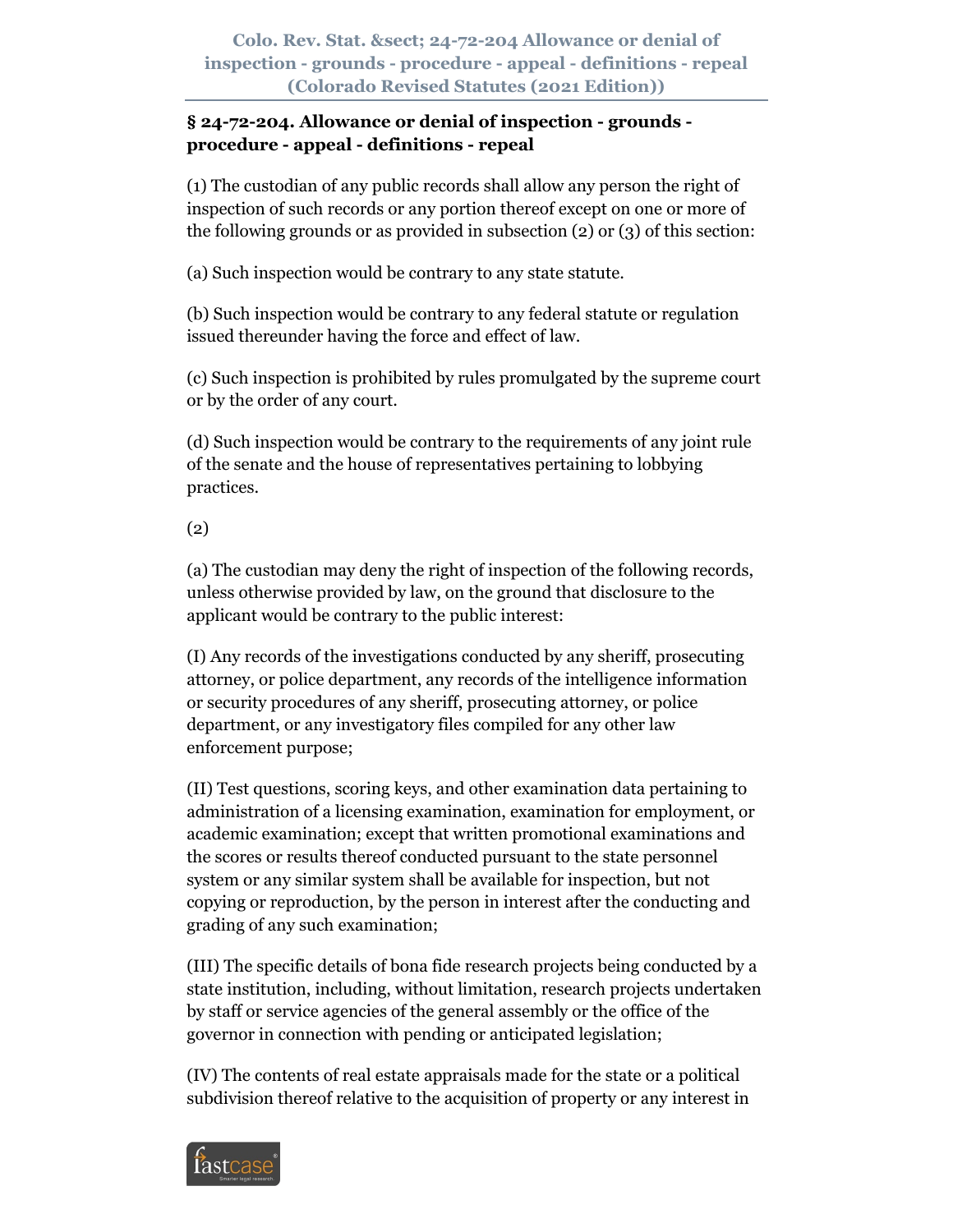## § 24-72-204. Allowance or denial of inspection - grounds - procedure - appeal - definitions - repeal

(1) The custodian of any public records shall allow any person the right of inspection of such records or any portion thereof except on one or more of the following grounds or as provided in subsection (2) or (3) of this section:

(a) Such inspection would be contrary to any state statute.

(b) Such inspection would be contrary to any federal statute or regulation issued thereunder having the force and effect of law.

(c) Such inspection is prohibited by rules promulgated by the supreme court or by the order of any court.

(d) Such inspection would be contrary to the requirements of any joint rule of the senate and the house of representatives pertaining to lobbying practices.

(2)

(a) The custodian may deny the right of inspection of the following records, unless otherwise provided by law, on the ground that disclosure to the applicant would be contrary to the public interest:

(I) Any records of the investigations conducted by any sheriff, prosecuting attorney, or police department, any records of the intelligence information or security procedures of any sheriff, prosecuting attorney, or police department, or any investigatory files compiled for any other law enforcement purpose;

(II) Test questions, scoring keys, and other examination data pertaining to administration of a licensing examination, examination for employment, or academic examination; except that written promotional examinations and the scores or results thereof conducted pursuant to the state personnel system or any similar system shall be available for inspection, but not copying or reproduction, by the person in interest after the conducting and grading of any such examination;

(III) The specific details of bona fide research projects being conducted by a state institution, including, without limitation, research projects undertaken by staff or service agencies of the general assembly or the office of the governor in connection with pending or anticipated legislation;

(IV) The contents of real estate appraisals made for the state or a political subdivision thereof relative to the acquisition of property or any interest in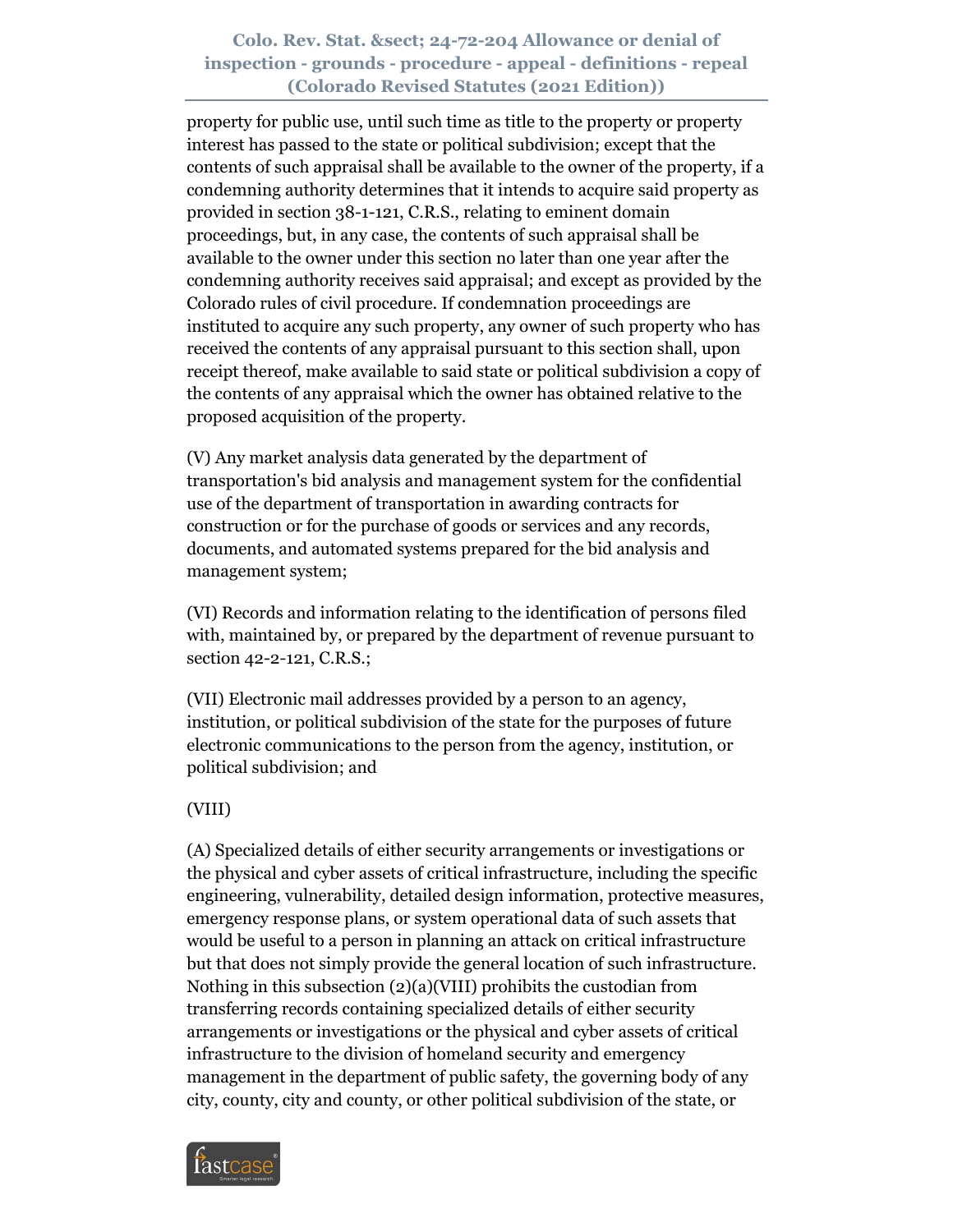property for public use, until such time as title to the property or property interest has passed to the state or political subdivision; except that the contents of such appraisal shall be available to the owner of the property, if a condemning authority determines that it intends to acquire said property as provided in section 38-1-121, C.R.S., relating to eminent domain proceedings, but, in any case, the contents of such appraisal shall be available to the owner under this section no later than one year after the condemning authority receives said appraisal; and except as provided by the Colorado rules of civil procedure. If condemnation proceedings are instituted to acquire any such property, any owner of such property who has received the contents of any appraisal pursuant to this section shall, upon receipt thereof, make available to said state or political subdivision a copy of the contents of any appraisal which the owner has obtained relative to the proposed acquisition of the property.

(V) Any market analysis data generated by the department of transportation's bid analysis and management system for the confidential use of the department of transportation in awarding contracts for construction or for the purchase of goods or services and any records, documents, and automated systems prepared for the bid analysis and management system;

(VI) Records and information relating to the identification of persons filed with, maintained by, or prepared by the department of revenue pursuant to section 42-2-121, C.R.S.;

(VII) Electronic mail addresses provided by a person to an agency, institution, or political subdivision of the state for the purposes of future electronic communications to the person from the agency, institution, or political subdivision; and

(VIII)

(A) Specialized details of either security arrangements or investigations or the physical and cyber assets of critical infrastructure, including the specific engineering, vulnerability, detailed design information, protective measures, emergency response plans, or system operational data of such assets that would be useful to a person in planning an attack on critical infrastructure but that does not simply provide the general location of such infrastructure. Nothing in this subsection (2)(a)(VIII) prohibits the custodian from transferring records containing specialized details of either security arrangements or investigations or the physical and cyber assets of critical infrastructure to the division of homeland security and emergency management in the department of public safety, the governing body of any city, county, city and county, or other political subdivision of the state, or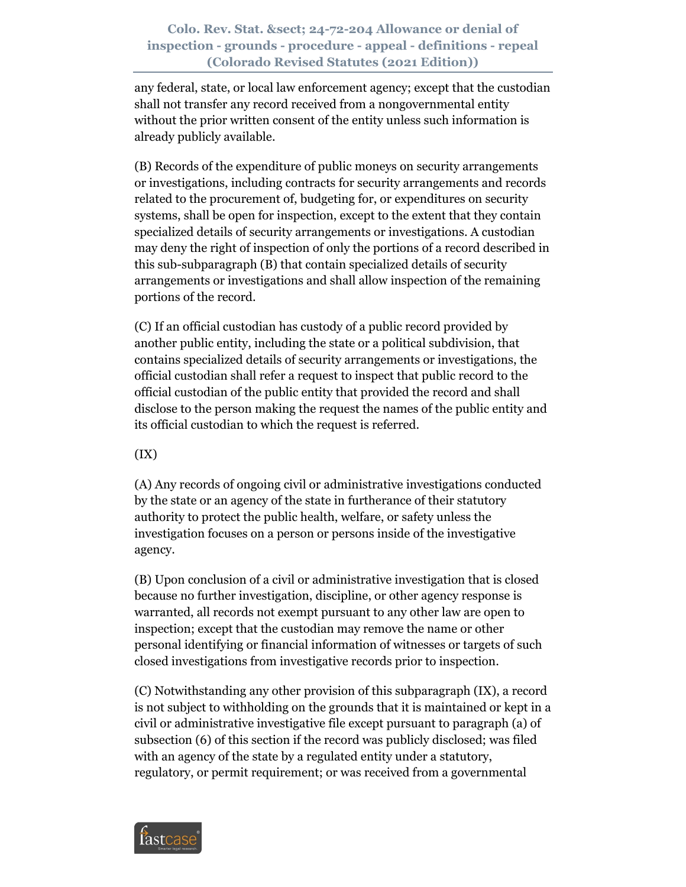any federal, state, or local law enforcement agency; except that the custodian shall not transfer any record received from a nongovernmental entity without the prior written consent of the entity unless such information is already publicly available.

(B) Records of the expenditure of public moneys on security arrangements or investigations, including contracts for security arrangements and records related to the procurement of, budgeting for, or expenditures on security systems, shall be open for inspection, except to the extent that they contain specialized details of security arrangements or investigations. A custodian may deny the right of inspection of only the portions of a record described in this sub-subparagraph (B) that contain specialized details of security arrangements or investigations and shall allow inspection of the remaining portions of the record.

(C) If an official custodian has custody of a public record provided by another public entity, including the state or a political subdivision, that contains specialized details of security arrangements or investigations, the official custodian shall refer a request to inspect that public record to the official custodian of the public entity that provided the record and shall disclose to the person making the request the names of the public entity and its official custodian to which the request is referred.

(IX)

(A) Any records of ongoing civil or administrative investigations conducted by the state or an agency of the state in furtherance of their statutory authority to protect the public health, welfare, or safety unless the investigation focuses on a person or persons inside of the investigative agency.

(B) Upon conclusion of a civil or administrative investigation that is closed because no further investigation, discipline, or other agency response is warranted, all records not exempt pursuant to any other law are open to inspection; except that the custodian may remove the name or other personal identifying or financial information of witnesses or targets of such closed investigations from investigative records prior to inspection.

(C) Notwithstanding any other provision of this subparagraph (IX), a record is not subject to withholding on the grounds that it is maintained or kept in a civil or administrative investigative file except pursuant to paragraph (a) of subsection (6) of this section if the record was publicly disclosed; was filed with an agency of the state by a regulated entity under a statutory, regulatory, or permit requirement; or was received from a governmental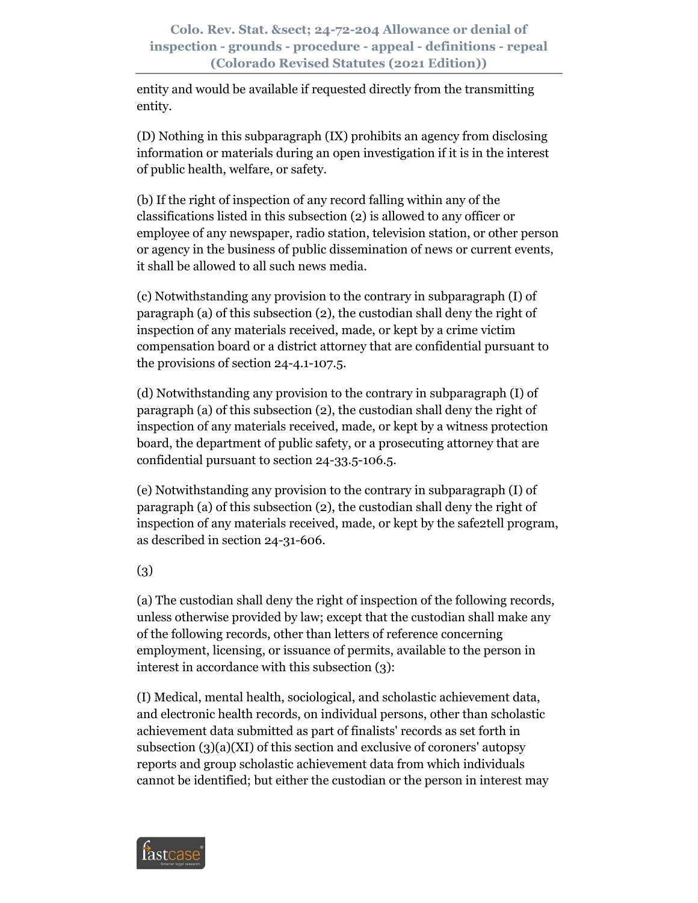entity and would be available if requested directly from the transmitting entity.

(D) Nothing in this subparagraph (IX) prohibits an agency from disclosing information or materials during an open investigation if it is in the interest of public health, welfare, or safety.

(b) If the right of inspection of any record falling within any of the classifications listed in this subsection (2) is allowed to any officer or employee of any newspaper, radio station, television station, or other person or agency in the business of public dissemination of news or current events, it shall be allowed to all such news media.

(c) Notwithstanding any provision to the contrary in subparagraph (I) of paragraph (a) of this subsection (2), the custodian shall deny the right of inspection of any materials received, made, or kept by a crime victim compensation board or a district attorney that are confidential pursuant to the provisions of section 24-4.1-107.5.

(d) Notwithstanding any provision to the contrary in subparagraph (I) of paragraph (a) of this subsection (2), the custodian shall deny the right of inspection of any materials received, made, or kept by a witness protection board, the department of public safety, or a prosecuting attorney that are confidential pursuant to section 24-33.5-106.5.

(e) Notwithstanding any provision to the contrary in subparagraph (I) of paragraph (a) of this subsection (2), the custodian shall deny the right of inspection of any materials received, made, or kept by the safe2tell program, as described in section 24-31-606.

(3)

(a) The custodian shall deny the right of inspection of the following records, unless otherwise provided by law; except that the custodian shall make any of the following records, other than letters of reference concerning employment, licensing, or issuance of permits, available to the person in interest in accordance with this subsection (3):

(I) Medical, mental health, sociological, and scholastic achievement data, and electronic health records, on individual persons, other than scholastic achievement data submitted as part of finalists' records as set forth in subsection (3)(a)(XI) of this section and exclusive of coroners' autopsy reports and group scholastic achievement data from which individuals cannot be identified; but either the custodian or the person in interest may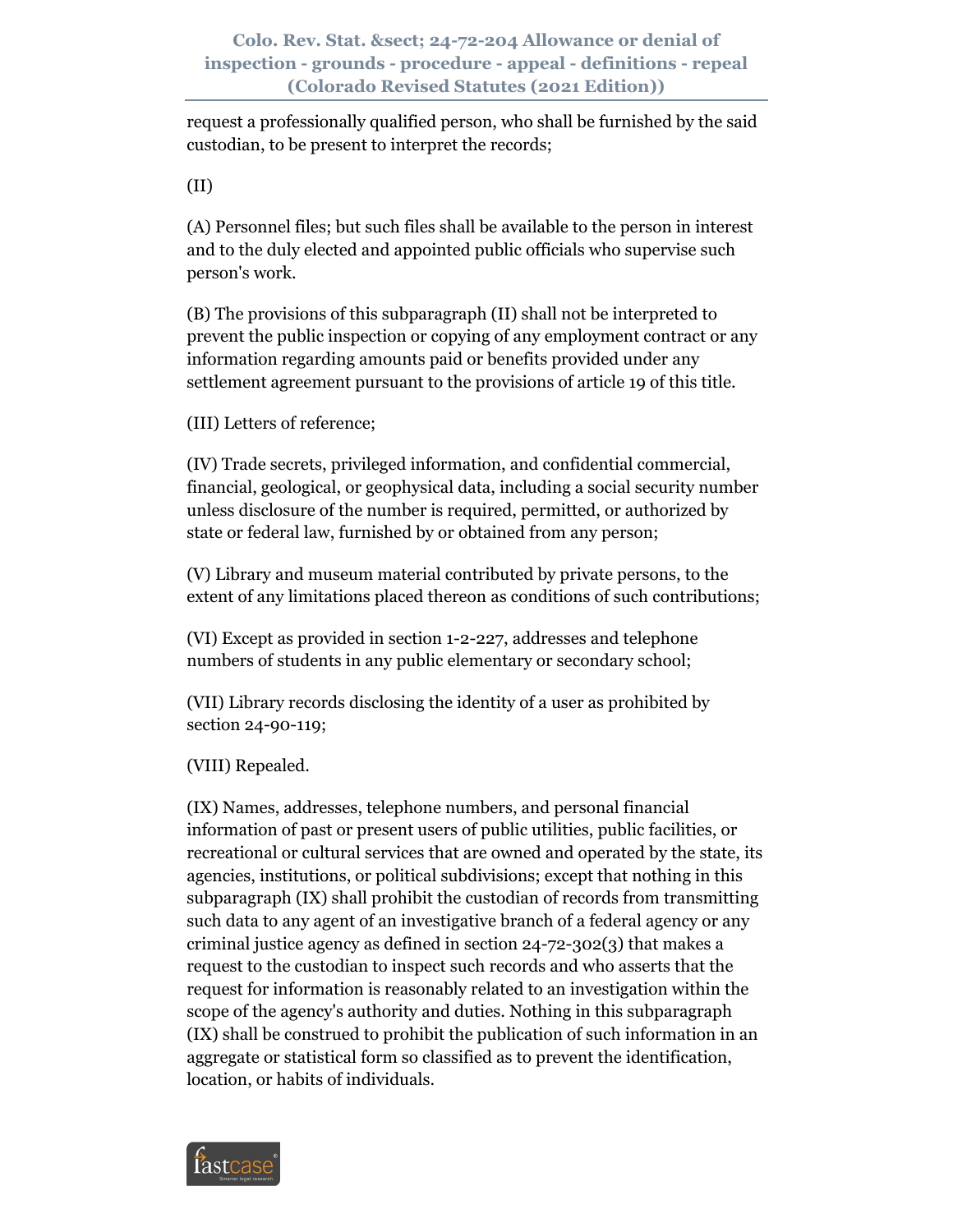request a professionally qualified person, who shall be furnished by the said custodian, to be present to interpret the records;

(II)

(A) Personnel files; but such files shall be available to the person in interest and to the duly elected and appointed public officials who supervise such person's work.

(B) The provisions of this subparagraph (II) shall not be interpreted to prevent the public inspection or copying of any employment contract or any information regarding amounts paid or benefits provided under any settlement agreement pursuant to the provisions of article 19 of this title.

(III) Letters of reference;

(IV) Trade secrets, privileged information, and confidential commercial, financial, geological, or geophysical data, including a social security number unless disclosure of the number is required, permitted, or authorized by state or federal law, furnished by or obtained from any person;

(V) Library and museum material contributed by private persons, to the extent of any limitations placed thereon as conditions of such contributions;

(VI) Except as provided in section 1-2-227, addresses and telephone numbers of students in any public elementary or secondary school;

(VII) Library records disclosing the identity of a user as prohibited by section 24-90-119;

(VIII) Repealed.

(IX) Names, addresses, telephone numbers, and personal financial information of past or present users of public utilities, public facilities, or recreational or cultural services that are owned and operated by the state, its agencies, institutions, or political subdivisions; except that nothing in this subparagraph (IX) shall prohibit the custodian of records from transmitting such data to any agent of an investigative branch of a federal agency or any criminal justice agency as defined in section 24-72-302(3) that makes a request to the custodian to inspect such records and who asserts that the request for information is reasonably related to an investigation within the scope of the agency's authority and duties. Nothing in this subparagraph (IX) shall be construed to prohibit the publication of such information in an aggregate or statistical form so classified as to prevent the identification, location, or habits of individuals.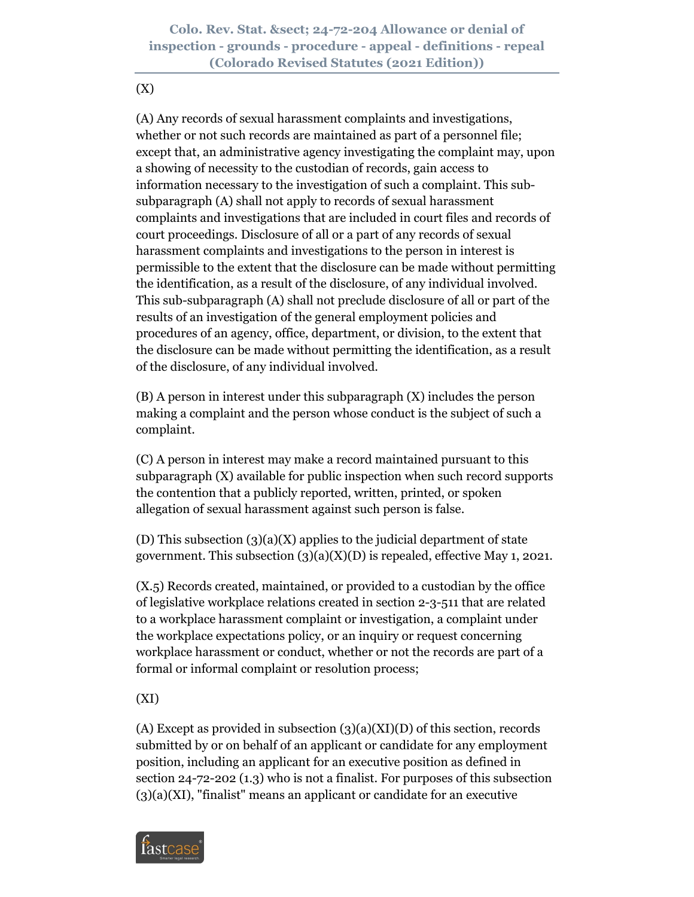(X)

(A) Any records of sexual harassment complaints and investigations, whether or not such records are maintained as part of a personnel file; except that, an administrative agency investigating the complaint may, upon a showing of necessity to the custodian of records, gain access to information necessary to the investigation of such a complaint. This sub-subparagraph (A) shall not apply to records of sexual harassment complaints and investigations that are included in court files and records of court proceedings. Disclosure of all or a part of any records of sexual harassment complaints and investigations to the person in interest is permissible to the extent that the disclosure can be made without permitting the identification, as a result of the disclosure, of any individual involved. This sub-subparagraph (A) shall not preclude disclosure of all or part of the results of an investigation of the general employment policies and procedures of an agency, office, department, or division, to the extent that the disclosure can be made without permitting the identification, as a result of the disclosure, of any individual involved.

(B) A person in interest under this subparagraph (X) includes the person making a complaint and the person whose conduct is the subject of such a complaint.

(C) A person in interest may make a record maintained pursuant to this subparagraph (X) available for public inspection when such record supports the contention that a publicly reported, written, printed, or spoken allegation of sexual harassment against such person is false.

(D) This subsection (3)(a)(X) applies to the judicial department of state government. This subsection (3)(a)(X)(D) is repealed, effective May 1, 2021.

(X.5) Records created, maintained, or provided to a custodian by the office of legislative workplace relations created in section 2-3-511 that are related to a workplace harassment complaint or investigation, a complaint under the workplace expectations policy, or an inquiry or request concerning workplace harassment or conduct, whether or not the records are part of a formal or informal complaint or resolution process;

(XI)

(A) Except as provided in subsection (3)(a)(XI)(D) of this section, records submitted by or on behalf of an applicant or candidate for any employment position, including an applicant for an executive position as defined in section 24-72-202 (1.3) who is not a finalist. For purposes of this subsection (3)(a)(XI), "finalist" means an applicant or candidate for an executive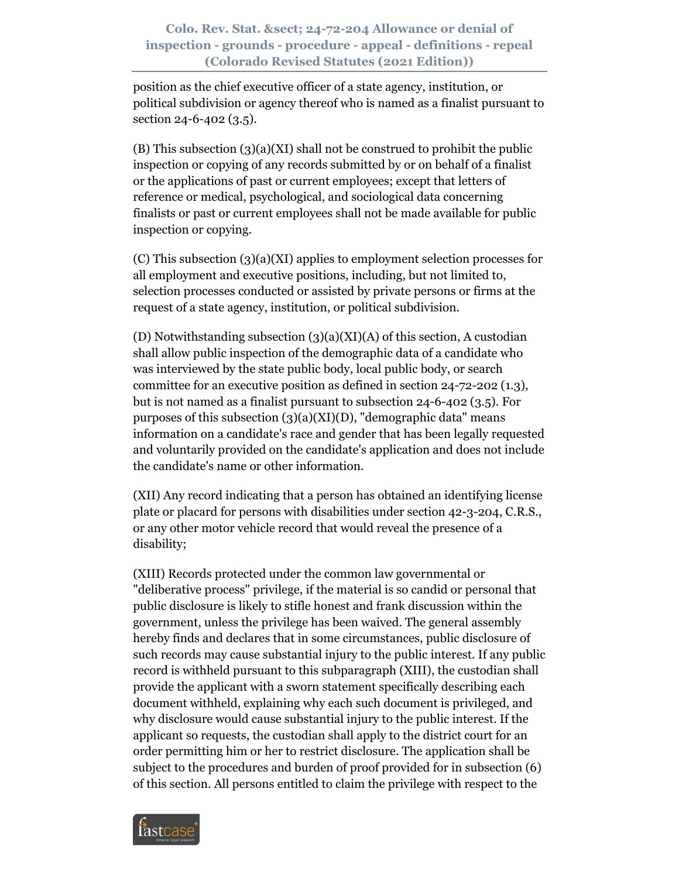position as the chief executive officer of a state agency, institution, or political subdivision or agency thereof who is named as a finalist pursuant to section 24-6-402 (3.5).

(B) This subsection (3)(a)(XI) shall not be construed to prohibit the public inspection or copying of any records submitted by or on behalf of a finalist or the applications of past or current employees; except that letters of reference or medical, psychological, and sociological data concerning finalists or past or current employees shall not be made available for public inspection or copying.

(C) This subsection (3)(a)(XI) applies to employment selection processes for all employment and executive positions, including, but not limited to, selection processes conducted or assisted by private persons or firms at the request of a state agency, institution, or political subdivision.

(D) Notwithstanding subsection (3)(a)(XI)(A) of this section, A custodian shall allow public inspection of the demographic data of a candidate who was interviewed by the state public body, local public body, or search committee for an executive position as defined in section 24-72-202 (1.3), but is not named as a finalist pursuant to subsection 24-6-402 (3.5). For purposes of this subsection (3)(a)(XI)(D), "demographic data" means information on a candidate's race and gender that has been legally requested and voluntarily provided on the candidate's application and does not include the candidate's name or other information.

(XII) Any record indicating that a person has obtained an identifying license plate or placard for persons with disabilities under section 42-3-204, C.R.S., or any other motor vehicle record that would reveal the presence of a disability;

(XIII) Records protected under the common law governmental or "deliberative process" privilege, if the material is so candid or personal that public disclosure is likely to stifle honest and frank discussion within the government, unless the privilege has been waived. The general assembly hereby finds and declares that in some circumstances, public disclosure of such records may cause substantial injury to the public interest. If any public record is withheld pursuant to this subparagraph (XIII), the custodian shall provide the applicant with a sworn statement specifically describing each document withheld, explaining why each such document is privileged, and why disclosure would cause substantial injury to the public interest. If the applicant so requests, the custodian shall apply to the district court for an order permitting him or her to restrict disclosure. The application shall be subject to the procedures and burden of proof provided for in subsection (6) of this section. All persons entitled to claim the privilege with respect to the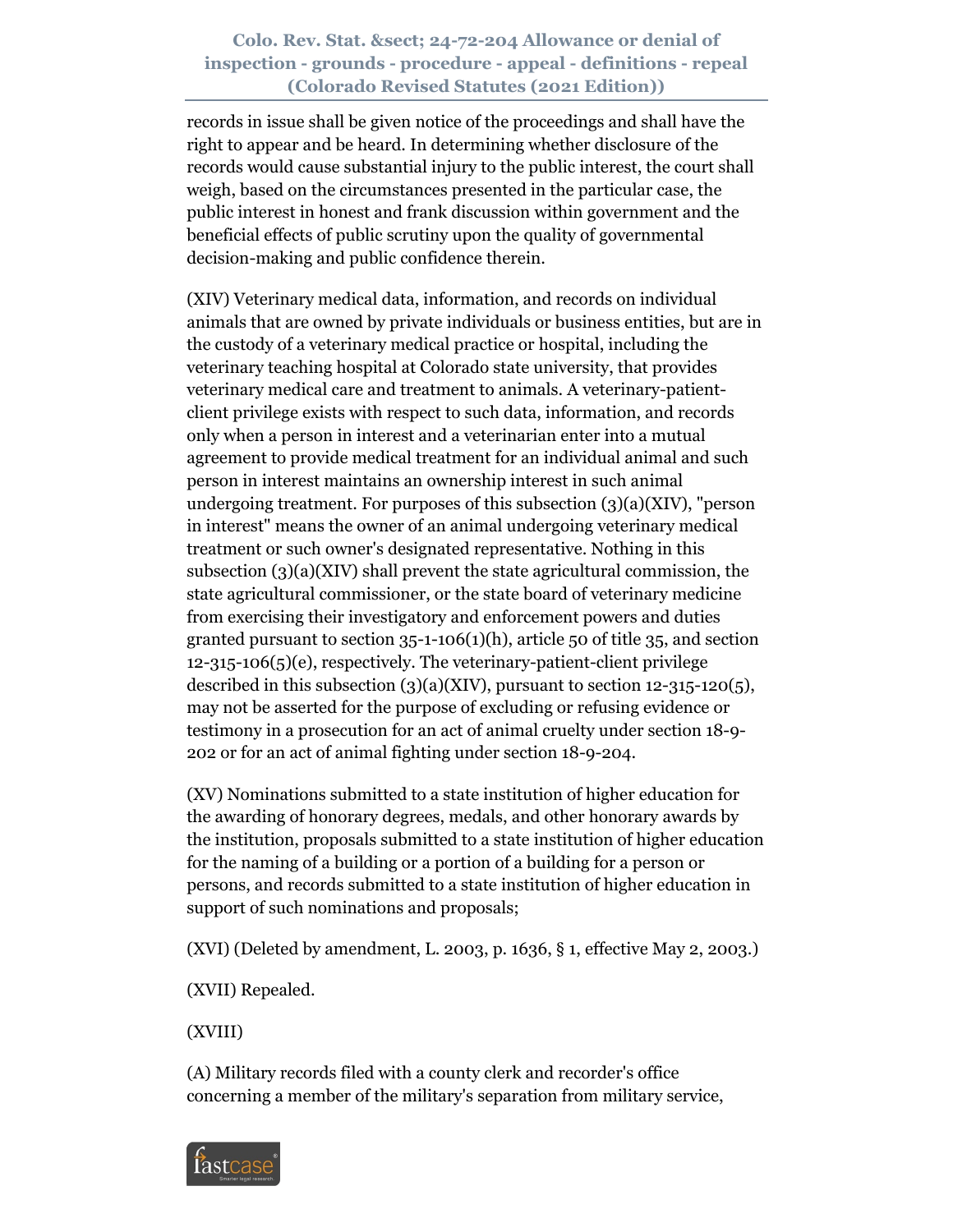records in issue shall be given notice of the proceedings and shall have the right to appear and be heard. In determining whether disclosure of the records would cause substantial injury to the public interest, the court shall weigh, based on the circumstances presented in the particular case, the public interest in honest and frank discussion within government and the beneficial effects of public scrutiny upon the quality of governmental decision-making and public confidence therein.

(XIV) Veterinary medical data, information, and records on individual animals that are owned by private individuals or business entities, but are in the custody of a veterinary medical practice or hospital, including the veterinary teaching hospital at Colorado state university, that provides veterinary medical care and treatment to animals. A veterinary-patient-client privilege exists with respect to such data, information, and records only when a person in interest and a veterinarian enter into a mutual agreement to provide medical treatment for an individual animal and such person in interest maintains an ownership interest in such animal undergoing treatment. For purposes of this subsection (3)(a)(XIV), "person in interest" means the owner of an animal undergoing veterinary medical treatment or such owner's designated representative. Nothing in this subsection (3)(a)(XIV) shall prevent the state agricultural commission, the state agricultural commissioner, or the state board of veterinary medicine from exercising their investigatory and enforcement powers and duties granted pursuant to section 35-1-106(1)(h), article 50 of title 35, and section 12-315-106(5)(e), respectively. The veterinary-patient-client privilege described in this subsection (3)(a)(XIV), pursuant to section 12-315-120(5), may not be asserted for the purpose of excluding or refusing evidence or testimony in a prosecution for an act of animal cruelty under section 18-9-202 or for an act of animal fighting under section 18-9-204.

(XV) Nominations submitted to a state institution of higher education for the awarding of honorary degrees, medals, and other honorary awards by the institution, proposals submitted to a state institution of higher education for the naming of a building or a portion of a building for a person or persons, and records submitted to a state institution of higher education in support of such nominations and proposals;

(XVI) (Deleted by amendment, L. 2003, p. 1636, § 1, effective May 2, 2003.)

(XVII) Repealed.

(XVIII)

(A) Military records filed with a county clerk and recorder's office concerning a member of the military's separation from military service,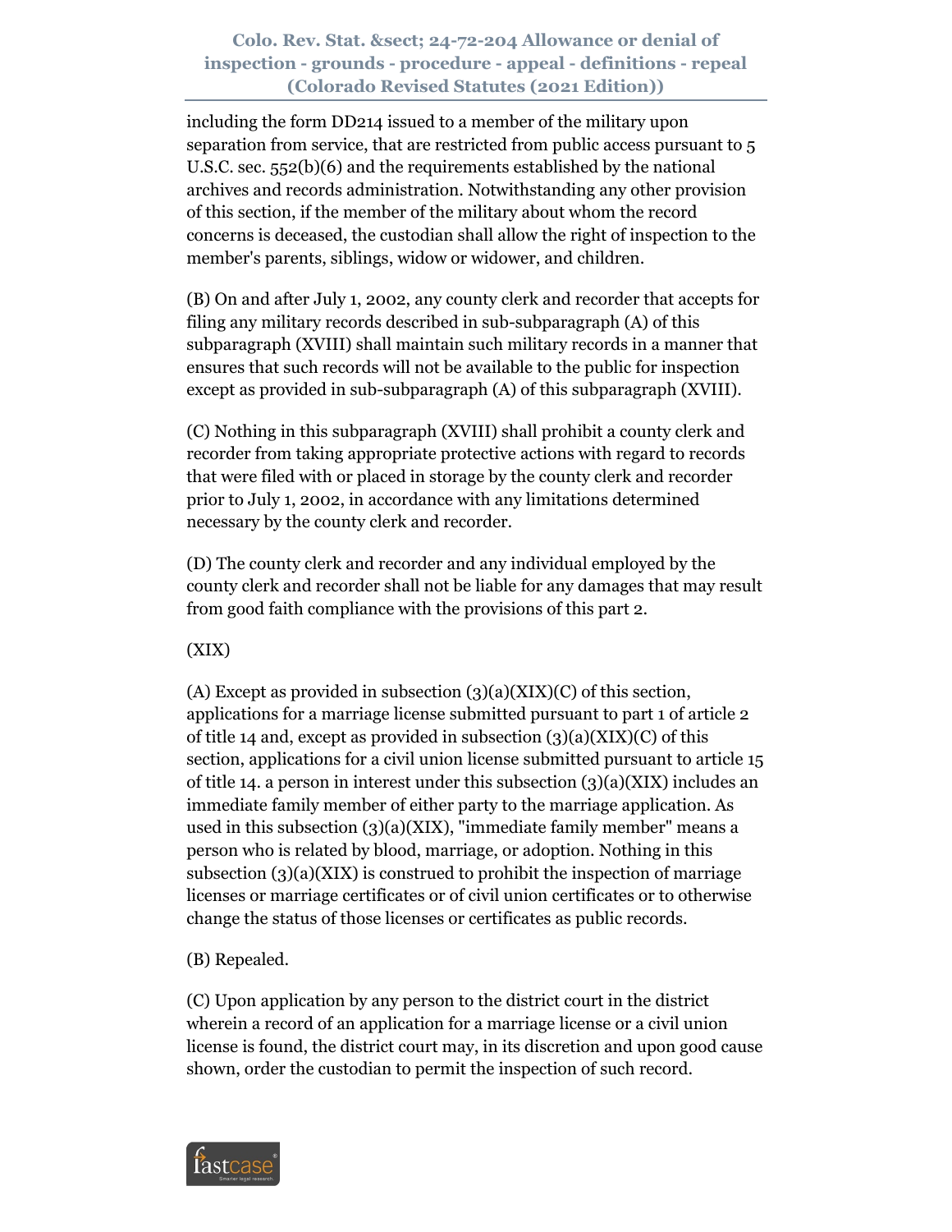including the form DD214 issued to a member of the military upon separation from service, that are restricted from public access pursuant to 5 U.S.C. sec. 552(b)(6) and the requirements established by the national archives and records administration. Notwithstanding any other provision of this section, if the member of the military about whom the record concerns is deceased, the custodian shall allow the right of inspection to the member's parents, siblings, widow or widower, and children.

(B) On and after July 1, 2002, any county clerk and recorder that accepts for filing any military records described in sub-subparagraph (A) of this subparagraph (XVIII) shall maintain such military records in a manner that ensures that such records will not be available to the public for inspection except as provided in sub-subparagraph (A) of this subparagraph (XVIII).

(C) Nothing in this subparagraph (XVIII) shall prohibit a county clerk and recorder from taking appropriate protective actions with regard to records that were filed with or placed in storage by the county clerk and recorder prior to July 1, 2002, in accordance with any limitations determined necessary by the county clerk and recorder.

(D) The county clerk and recorder and any individual employed by the county clerk and recorder shall not be liable for any damages that may result from good faith compliance with the provisions of this part 2.

(XIX)

(A) Except as provided in subsection (3)(a)(XIX)(C) of this section, applications for a marriage license submitted pursuant to part 1 of article 2 of title 14 and, except as provided in subsection (3)(a)(XIX)(C) of this section, applications for a civil union license submitted pursuant to article 15 of title 14. a person in interest under this subsection (3)(a)(XIX) includes an immediate family member of either party to the marriage application. As used in this subsection (3)(a)(XIX), "immediate family member" means a person who is related by blood, marriage, or adoption. Nothing in this subsection (3)(a)(XIX) is construed to prohibit the inspection of marriage licenses or marriage certificates or of civil union certificates or to otherwise change the status of those licenses or certificates as public records.

(B) Repealed.

(C) Upon application by any person to the district court in the district wherein a record of an application for a marriage license or a civil union license is found, the district court may, in its discretion and upon good cause shown, order the custodian to permit the inspection of such record.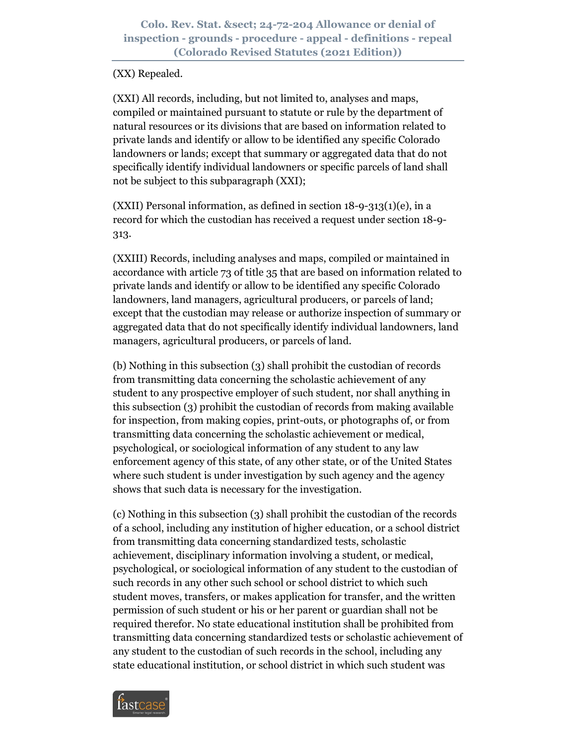(XX) Repealed.

(XXI) All records, including, but not limited to, analyses and maps, compiled or maintained pursuant to statute or rule by the department of natural resources or its divisions that are based on information related to private lands and identify or allow to be identified any specific Colorado landowners or lands; except that summary or aggregated data that do not specifically identify individual landowners or specific parcels of land shall not be subject to this subparagraph (XXI);

(XXII) Personal information, as defined in section 18-9-313(1)(e), in a record for which the custodian has received a request under section 18-9-313.

(XXIII) Records, including analyses and maps, compiled or maintained in accordance with article 73 of title 35 that are based on information related to private lands and identify or allow to be identified any specific Colorado landowners, land managers, agricultural producers, or parcels of land; except that the custodian may release or authorize inspection of summary or aggregated data that do not specifically identify individual landowners, land managers, agricultural producers, or parcels of land.

(b) Nothing in this subsection (3) shall prohibit the custodian of records from transmitting data concerning the scholastic achievement of any student to any prospective employer of such student, nor shall anything in this subsection (3) prohibit the custodian of records from making available for inspection, from making copies, print-outs, or photographs of, or from transmitting data concerning the scholastic achievement or medical, psychological, or sociological information of any student to any law enforcement agency of this state, of any other state, or of the United States where such student is under investigation by such agency and the agency shows that such data is necessary for the investigation.

(c) Nothing in this subsection (3) shall prohibit the custodian of the records of a school, including any institution of higher education, or a school district from transmitting data concerning standardized tests, scholastic achievement, disciplinary information involving a student, or medical, psychological, or sociological information of any student to the custodian of such records in any other such school or school district to which such student moves, transfers, or makes application for transfer, and the written permission of such student or his or her parent or guardian shall not be required therefor. No state educational institution shall be prohibited from transmitting data concerning standardized tests or scholastic achievement of any student to the custodian of such records in the school, including any state educational institution, or school district in which such student was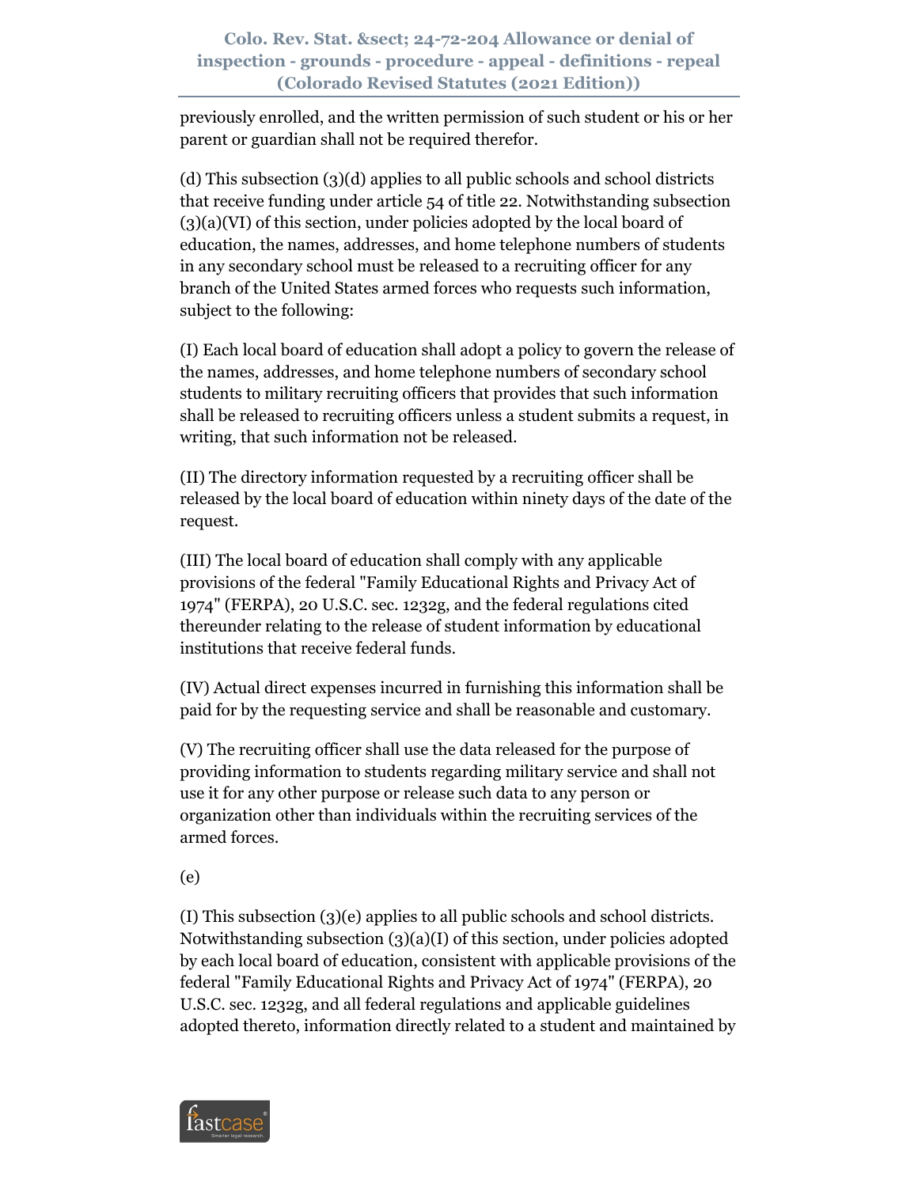previously enrolled, and the written permission of such student or his or her parent or guardian shall not be required therefor.

(d) This subsection (3)(d) applies to all public schools and school districts that receive funding under article 54 of title 22. Notwithstanding subsection (3)(a)(VI) of this section, under policies adopted by the local board of education, the names, addresses, and home telephone numbers of students in any secondary school must be released to a recruiting officer for any branch of the United States armed forces who requests such information, subject to the following:

(I) Each local board of education shall adopt a policy to govern the release of the names, addresses, and home telephone numbers of secondary school students to military recruiting officers that provides that such information shall be released to recruiting officers unless a student submits a request, in writing, that such information not be released.

(II) The directory information requested by a recruiting officer shall be released by the local board of education within ninety days of the date of the request.

(III) The local board of education shall comply with any applicable provisions of the federal "Family Educational Rights and Privacy Act of 1974" (FERPA), 20 U.S.C. sec. 1232g, and the federal regulations cited thereunder relating to the release of student information by educational institutions that receive federal funds.

(IV) Actual direct expenses incurred in furnishing this information shall be paid for by the requesting service and shall be reasonable and customary.

(V) The recruiting officer shall use the data released for the purpose of providing information to students regarding military service and shall not use it for any other purpose or release such data to any person or organization other than individuals within the recruiting services of the armed forces.

(e)

(I) This subsection (3)(e) applies to all public schools and school districts. Notwithstanding subsection (3)(a)(I) of this section, under policies adopted by each local board of education, consistent with applicable provisions of the federal "Family Educational Rights and Privacy Act of 1974" (FERPA), 20 U.S.C. sec. 1232g, and all federal regulations and applicable guidelines adopted thereto, information directly related to a student and maintained by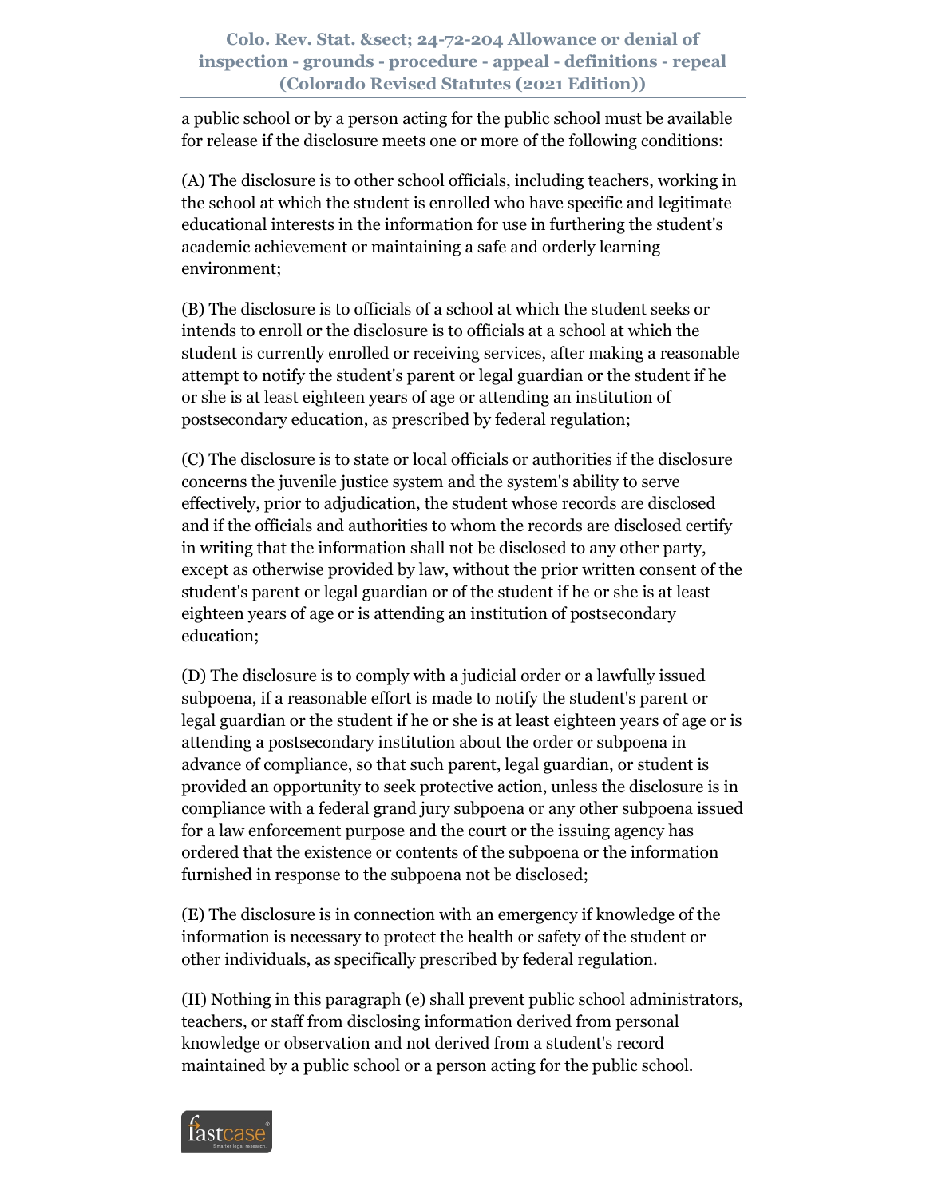a public school or by a person acting for the public school must be available for release if the disclosure meets one or more of the following conditions:

(A) The disclosure is to other school officials, including teachers, working in the school at which the student is enrolled who have specific and legitimate educational interests in the information for use in furthering the student's academic achievement or maintaining a safe and orderly learning environment;

(B) The disclosure is to officials of a school at which the student seeks or intends to enroll or the disclosure is to officials at a school at which the student is currently enrolled or receiving services, after making a reasonable attempt to notify the student's parent or legal guardian or the student if he or she is at least eighteen years of age or attending an institution of postsecondary education, as prescribed by federal regulation;

(C) The disclosure is to state or local officials or authorities if the disclosure concerns the juvenile justice system and the system's ability to serve effectively, prior to adjudication, the student whose records are disclosed and if the officials and authorities to whom the records are disclosed certify in writing that the information shall not be disclosed to any other party, except as otherwise provided by law, without the prior written consent of the student's parent or legal guardian or of the student if he or she is at least eighteen years of age or is attending an institution of postsecondary education;

(D) The disclosure is to comply with a judicial order or a lawfully issued subpoena, if a reasonable effort is made to notify the student's parent or legal guardian or the student if he or she is at least eighteen years of age or is attending a postsecondary institution about the order or subpoena in advance of compliance, so that such parent, legal guardian, or student is provided an opportunity to seek protective action, unless the disclosure is in compliance with a federal grand jury subpoena or any other subpoena issued for a law enforcement purpose and the court or the issuing agency has ordered that the existence or contents of the subpoena or the information furnished in response to the subpoena not be disclosed;

(E) The disclosure is in connection with an emergency if knowledge of the information is necessary to protect the health or safety of the student or other individuals, as specifically prescribed by federal regulation.

(II) Nothing in this paragraph (e) shall prevent public school administrators, teachers, or staff from disclosing information derived from personal knowledge or observation and not derived from a student's record maintained by a public school or a person acting for the public school.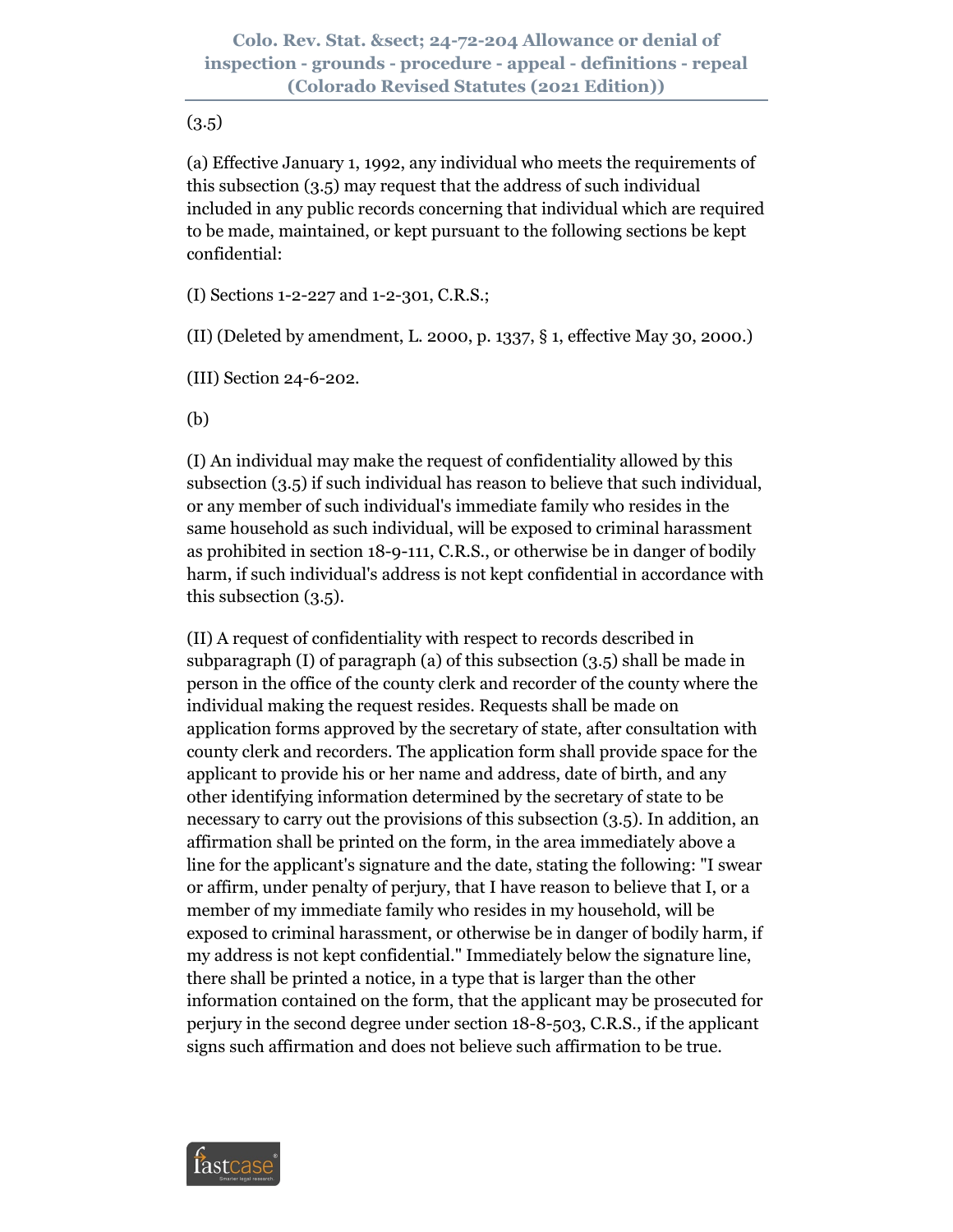(3.5)

(a) Effective January 1, 1992, any individual who meets the requirements of this subsection (3.5) may request that the address of such individual included in any public records concerning that individual which are required to be made, maintained, or kept pursuant to the following sections be kept confidential:

(I) Sections 1-2-227 and 1-2-301, C.R.S.;

(II) (Deleted by amendment, L. 2000, p. 1337, § 1, effective May 30, 2000.)

(III) Section 24-6-202.

(b)

(I) An individual may make the request of confidentiality allowed by this subsection (3.5) if such individual has reason to believe that such individual, or any member of such individual's immediate family who resides in the same household as such individual, will be exposed to criminal harassment as prohibited in section 18-9-111, C.R.S., or otherwise be in danger of bodily harm, if such individual's address is not kept confidential in accordance with this subsection (3.5).

(II) A request of confidentiality with respect to records described in subparagraph (I) of paragraph (a) of this subsection (3.5) shall be made in person in the office of the county clerk and recorder of the county where the individual making the request resides. Requests shall be made on application forms approved by the secretary of state, after consultation with county clerk and recorders. The application form shall provide space for the applicant to provide his or her name and address, date of birth, and any other identifying information determined by the secretary of state to be necessary to carry out the provisions of this subsection (3.5). In addition, an affirmation shall be printed on the form, in the area immediately above a line for the applicant's signature and the date, stating the following: "I swear or affirm, under penalty of perjury, that I have reason to believe that I, or a member of my immediate family who resides in my household, will be exposed to criminal harassment, or otherwise be in danger of bodily harm, if my address is not kept confidential." Immediately below the signature line, there shall be printed a notice, in a type that is larger than the other information contained on the form, that the applicant may be prosecuted for perjury in the second degree under section 18-8-503, C.R.S., if the applicant signs such affirmation and does not believe such affirmation to be true.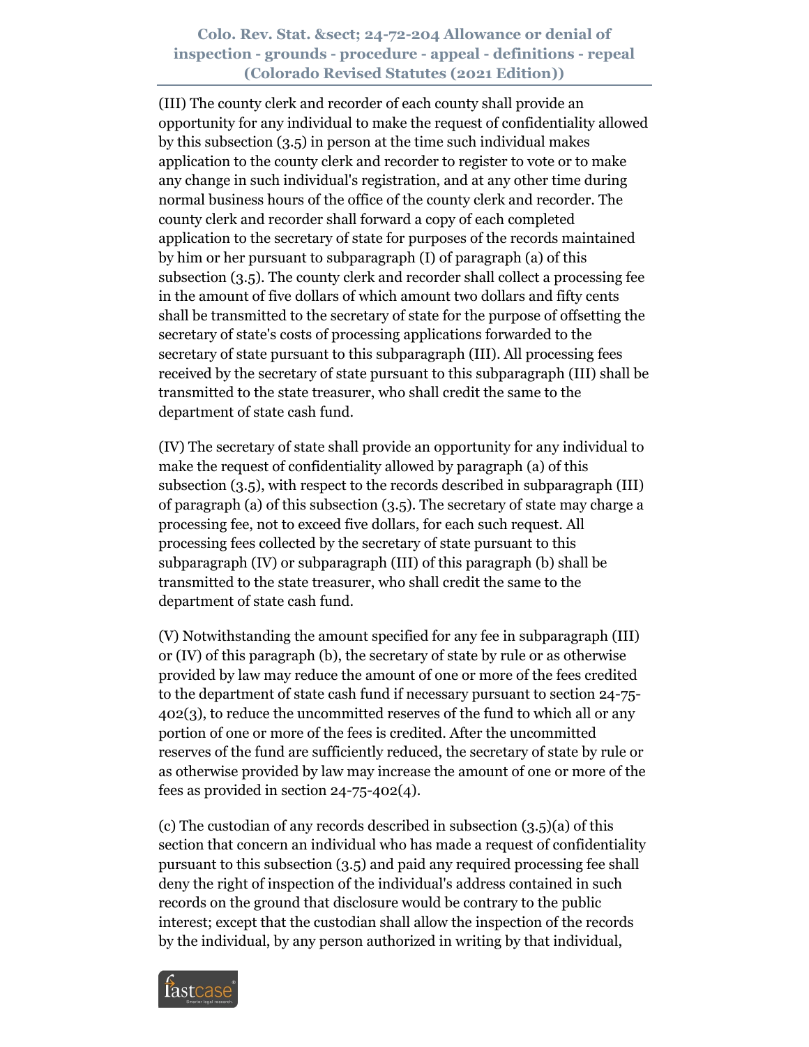(III) The county clerk and recorder of each county shall provide an opportunity for any individual to make the request of confidentiality allowed by this subsection (3.5) in person at the time such individual makes application to the county clerk and recorder to register to vote or to make any change in such individual's registration, and at any other time during normal business hours of the office of the county clerk and recorder. The county clerk and recorder shall forward a copy of each completed application to the secretary of state for purposes of the records maintained by him or her pursuant to subparagraph (I) of paragraph (a) of this subsection (3.5). The county clerk and recorder shall collect a processing fee in the amount of five dollars of which amount two dollars and fifty cents shall be transmitted to the secretary of state for the purpose of offsetting the secretary of state's costs of processing applications forwarded to the secretary of state pursuant to this subparagraph (III). All processing fees received by the secretary of state pursuant to this subparagraph (III) shall be transmitted to the state treasurer, who shall credit the same to the department of state cash fund.

(IV) The secretary of state shall provide an opportunity for any individual to make the request of confidentiality allowed by paragraph (a) of this subsection (3.5), with respect to the records described in subparagraph (III) of paragraph (a) of this subsection (3.5). The secretary of state may charge a processing fee, not to exceed five dollars, for each such request. All processing fees collected by the secretary of state pursuant to this subparagraph (IV) or subparagraph (III) of this paragraph (b) shall be transmitted to the state treasurer, who shall credit the same to the department of state cash fund.

(V) Notwithstanding the amount specified for any fee in subparagraph (III) or (IV) of this paragraph (b), the secretary of state by rule or as otherwise provided by law may reduce the amount of one or more of the fees credited to the department of state cash fund if necessary pursuant to section 24-75-402(3), to reduce the uncommitted reserves of the fund to which all or any portion of one or more of the fees is credited. After the uncommitted reserves of the fund are sufficiently reduced, the secretary of state by rule or as otherwise provided by law may increase the amount of one or more of the fees as provided in section 24-75-402(4).

(c) The custodian of any records described in subsection (3.5)(a) of this section that concern an individual who has made a request of confidentiality pursuant to this subsection (3.5) and paid any required processing fee shall deny the right of inspection of the individual's address contained in such records on the ground that disclosure would be contrary to the public interest; except that the custodian shall allow the inspection of the records by the individual, by any person authorized in writing by that individual,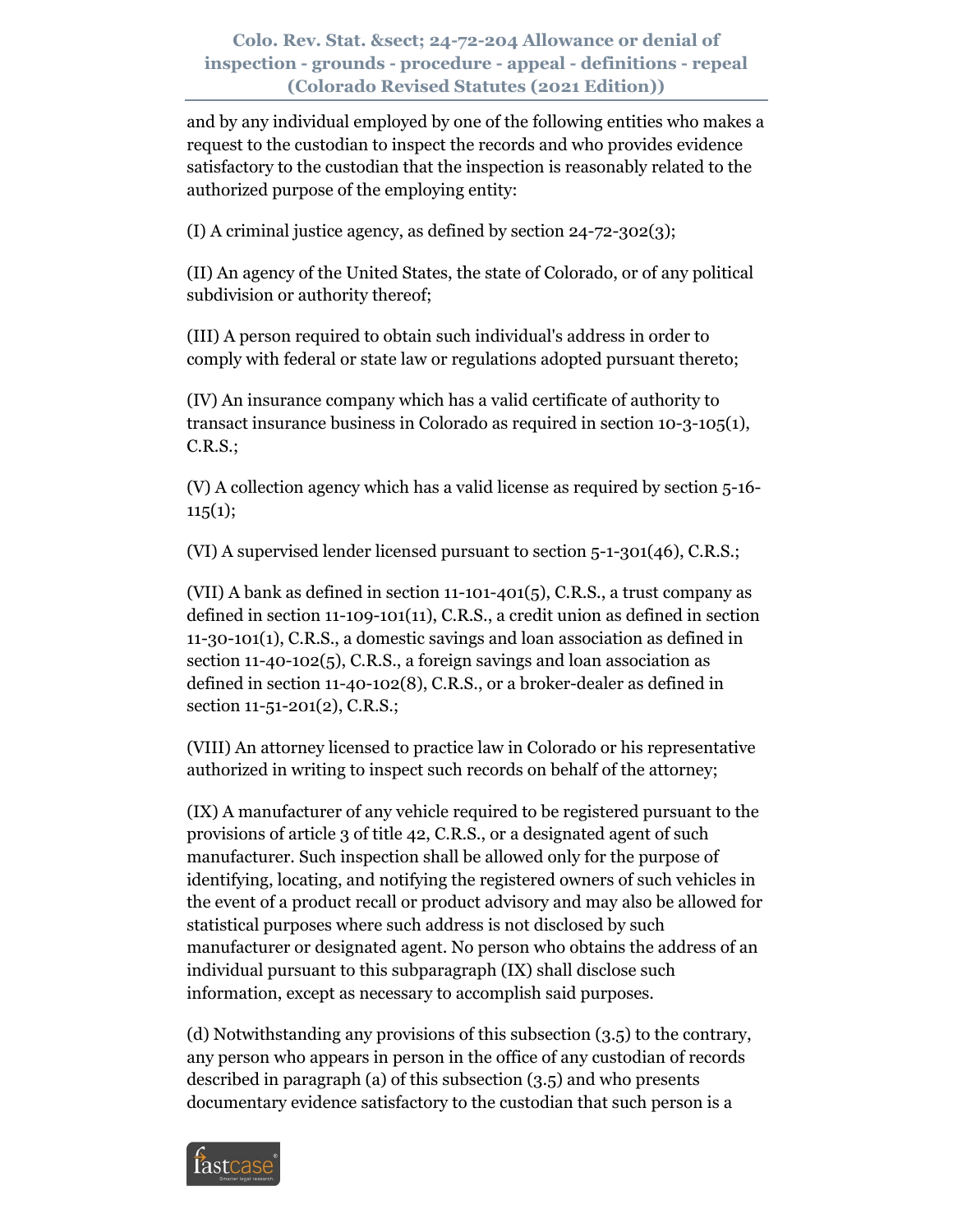and by any individual employed by one of the following entities who makes a request to the custodian to inspect the records and who provides evidence satisfactory to the custodian that the inspection is reasonably related to the authorized purpose of the employing entity:

(I) A criminal justice agency, as defined by section 24-72-302(3);

(II) An agency of the United States, the state of Colorado, or of any political subdivision or authority thereof;

(III) A person required to obtain such individual's address in order to comply with federal or state law or regulations adopted pursuant thereto;

(IV) An insurance company which has a valid certificate of authority to transact insurance business in Colorado as required in section 10-3-105(1), C.R.S.;

(V) A collection agency which has a valid license as required by section 5-16-115(1);

(VI) A supervised lender licensed pursuant to section 5-1-301(46), C.R.S.;

(VII) A bank as defined in section 11-101-401(5), C.R.S., a trust company as defined in section 11-109-101(11), C.R.S., a credit union as defined in section 11-30-101(1), C.R.S., a domestic savings and loan association as defined in section 11-40-102(5), C.R.S., a foreign savings and loan association as defined in section 11-40-102(8), C.R.S., or a broker-dealer as defined in section 11-51-201(2), C.R.S.;

(VIII) An attorney licensed to practice law in Colorado or his representative authorized in writing to inspect such records on behalf of the attorney;

(IX) A manufacturer of any vehicle required to be registered pursuant to the provisions of article 3 of title 42, C.R.S., or a designated agent of such manufacturer. Such inspection shall be allowed only for the purpose of identifying, locating, and notifying the registered owners of such vehicles in the event of a product recall or product advisory and may also be allowed for statistical purposes where such address is not disclosed by such manufacturer or designated agent. No person who obtains the address of an individual pursuant to this subparagraph (IX) shall disclose such information, except as necessary to accomplish said purposes.

(d) Notwithstanding any provisions of this subsection (3.5) to the contrary, any person who appears in person in the office of any custodian of records described in paragraph (a) of this subsection (3.5) and who presents documentary evidence satisfactory to the custodian that such person is a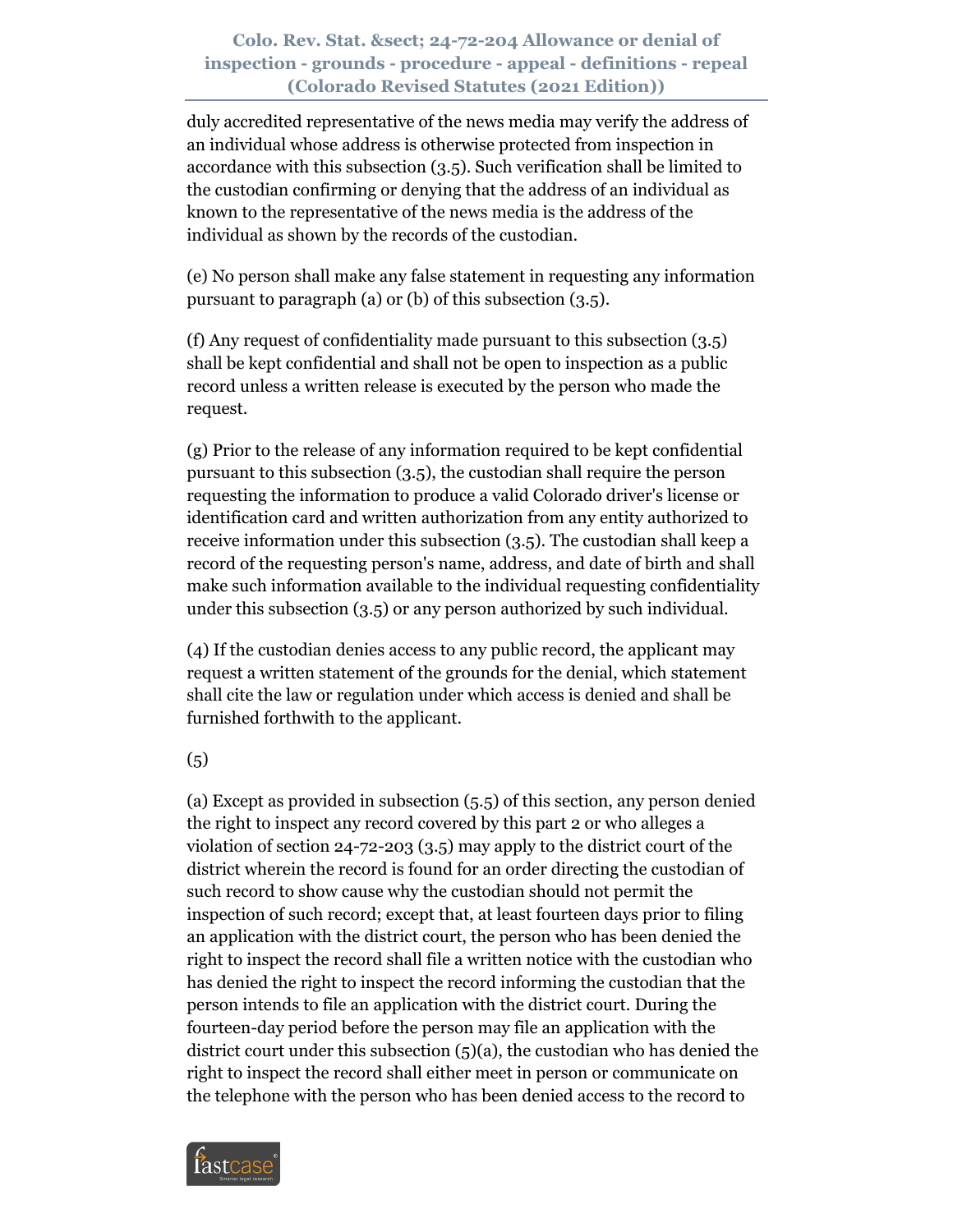duly accredited representative of the news media may verify the address of an individual whose address is otherwise protected from inspection in accordance with this subsection (3.5). Such verification shall be limited to the custodian confirming or denying that the address of an individual as known to the representative of the news media is the address of the individual as shown by the records of the custodian.

(e) No person shall make any false statement in requesting any information pursuant to paragraph (a) or (b) of this subsection (3.5).

(f) Any request of confidentiality made pursuant to this subsection (3.5) shall be kept confidential and shall not be open to inspection as a public record unless a written release is executed by the person who made the request.

(g) Prior to the release of any information required to be kept confidential pursuant to this subsection (3.5), the custodian shall require the person requesting the information to produce a valid Colorado driver's license or identification card and written authorization from any entity authorized to receive information under this subsection (3.5). The custodian shall keep a record of the requesting person's name, address, and date of birth and shall make such information available to the individual requesting confidentiality under this subsection (3.5) or any person authorized by such individual.

(4) If the custodian denies access to any public record, the applicant may request a written statement of the grounds for the denial, which statement shall cite the law or regulation under which access is denied and shall be furnished forthwith to the applicant.

(5)

(a) Except as provided in subsection (5.5) of this section, any person denied the right to inspect any record covered by this part 2 or who alleges a violation of section 24-72-203 (3.5) may apply to the district court of the district wherein the record is found for an order directing the custodian of such record to show cause why the custodian should not permit the inspection of such record; except that, at least fourteen days prior to filing an application with the district court, the person who has been denied the right to inspect the record shall file a written notice with the custodian who has denied the right to inspect the record informing the custodian that the person intends to file an application with the district court. During the fourteen-day period before the person may file an application with the district court under this subsection (5)(a), the custodian who has denied the right to inspect the record shall either meet in person or communicate on the telephone with the person who has been denied access to the record to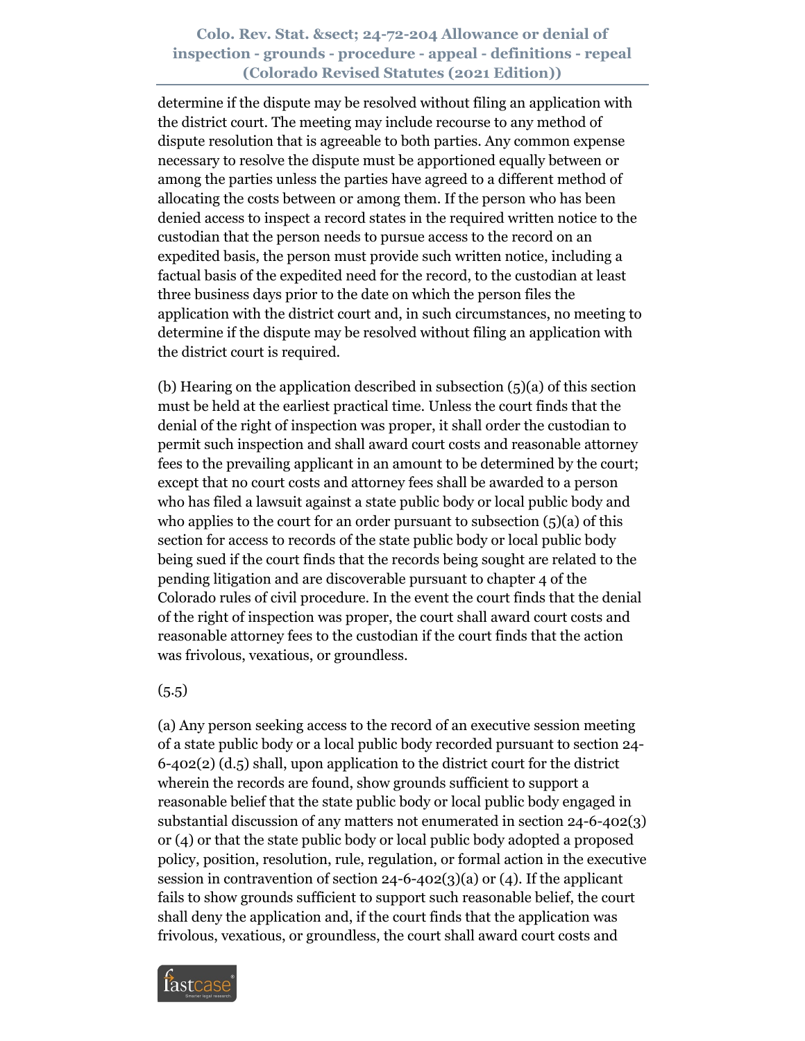determine if the dispute may be resolved without filing an application with the district court. The meeting may include recourse to any method of dispute resolution that is agreeable to both parties. Any common expense necessary to resolve the dispute must be apportioned equally between or among the parties unless the parties have agreed to a different method of allocating the costs between or among them. If the person who has been denied access to inspect a record states in the required written notice to the custodian that the person needs to pursue access to the record on an expedited basis, the person must provide such written notice, including a factual basis of the expedited need for the record, to the custodian at least three business days prior to the date on which the person files the application with the district court and, in such circumstances, no meeting to determine if the dispute may be resolved without filing an application with the district court is required.

(b) Hearing on the application described in subsection (5)(a) of this section must be held at the earliest practical time. Unless the court finds that the denial of the right of inspection was proper, it shall order the custodian to permit such inspection and shall award court costs and reasonable attorney fees to the prevailing applicant in an amount to be determined by the court; except that no court costs and attorney fees shall be awarded to a person who has filed a lawsuit against a state public body or local public body and who applies to the court for an order pursuant to subsection (5)(a) of this section for access to records of the state public body or local public body being sued if the court finds that the records being sought are related to the pending litigation and are discoverable pursuant to chapter 4 of the Colorado rules of civil procedure. In the event the court finds that the denial of the right of inspection was proper, the court shall award court costs and reasonable attorney fees to the custodian if the court finds that the action was frivolous, vexatious, or groundless.

(5.5)

(a) Any person seeking access to the record of an executive session meeting of a state public body or a local public body recorded pursuant to section 24-6-402(2) (d.5) shall, upon application to the district court for the district wherein the records are found, show grounds sufficient to support a reasonable belief that the state public body or local public body engaged in substantial discussion of any matters not enumerated in section 24-6-402(3) or (4) or that the state public body or local public body adopted a proposed policy, position, resolution, rule, regulation, or formal action in the executive session in contravention of section 24-6-402(3)(a) or (4). If the applicant fails to show grounds sufficient to support such reasonable belief, the court shall deny the application and, if the court finds that the application was frivolous, vexatious, or groundless, the court shall award court costs and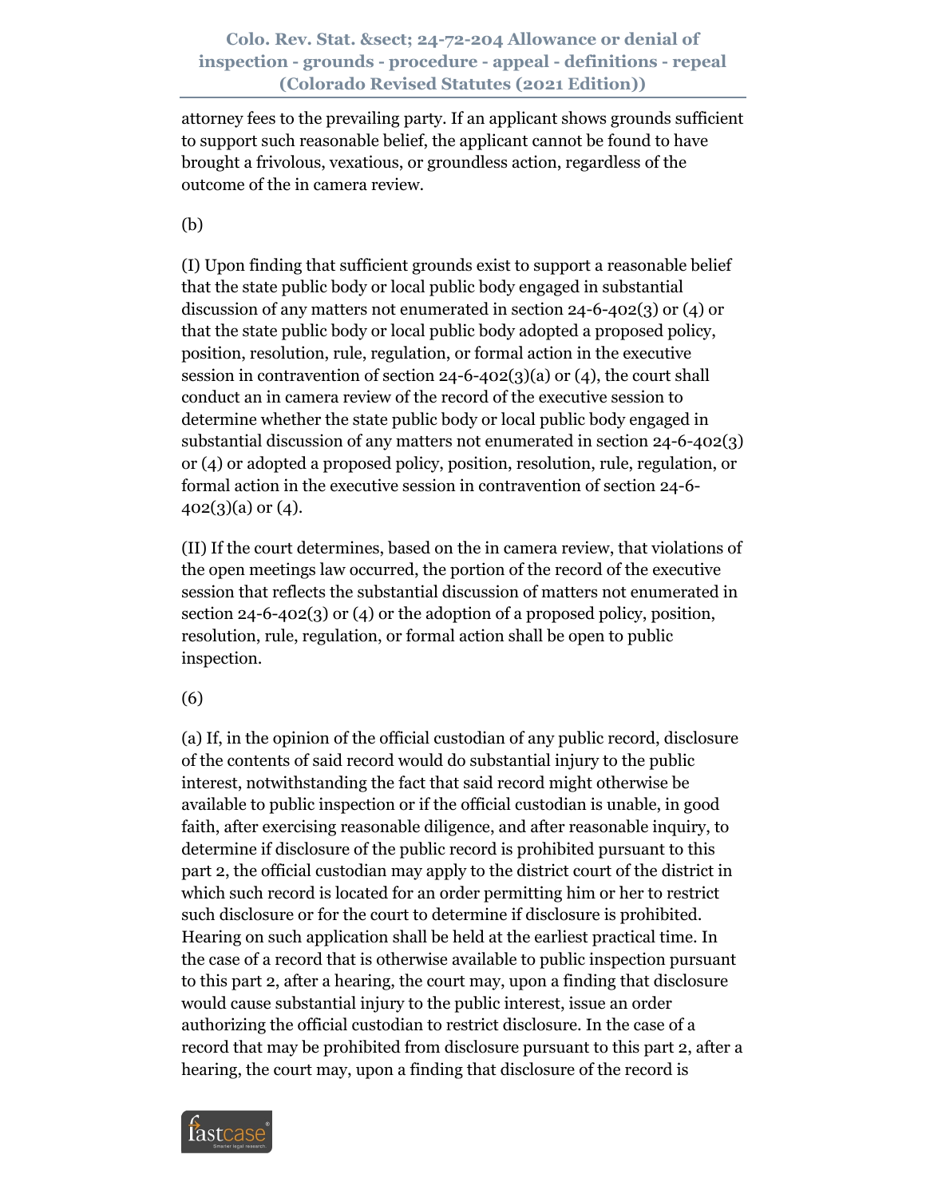attorney fees to the prevailing party. If an applicant shows grounds sufficient to support such reasonable belief, the applicant cannot be found to have brought a frivolous, vexatious, or groundless action, regardless of the outcome of the in camera review.

(b)

(I) Upon finding that sufficient grounds exist to support a reasonable belief that the state public body or local public body engaged in substantial discussion of any matters not enumerated in section 24-6-402(3) or (4) or that the state public body or local public body adopted a proposed policy, position, resolution, rule, regulation, or formal action in the executive session in contravention of section 24-6-402(3)(a) or (4), the court shall conduct an in camera review of the record of the executive session to determine whether the state public body or local public body engaged in substantial discussion of any matters not enumerated in section 24-6-402(3) or (4) or adopted a proposed policy, position, resolution, rule, regulation, or formal action in the executive session in contravention of section 24-6-402(3)(a) or (4).

(II) If the court determines, based on the in camera review, that violations of the open meetings law occurred, the portion of the record of the executive session that reflects the substantial discussion of matters not enumerated in section 24-6-402(3) or (4) or the adoption of a proposed policy, position, resolution, rule, regulation, or formal action shall be open to public inspection.

(6)

(a) If, in the opinion of the official custodian of any public record, disclosure of the contents of said record would do substantial injury to the public interest, notwithstanding the fact that said record might otherwise be available to public inspection or if the official custodian is unable, in good faith, after exercising reasonable diligence, and after reasonable inquiry, to determine if disclosure of the public record is prohibited pursuant to this part 2, the official custodian may apply to the district court of the district in which such record is located for an order permitting him or her to restrict such disclosure or for the court to determine if disclosure is prohibited. Hearing on such application shall be held at the earliest practical time. In the case of a record that is otherwise available to public inspection pursuant to this part 2, after a hearing, the court may, upon a finding that disclosure would cause substantial injury to the public interest, issue an order authorizing the official custodian to restrict disclosure. In the case of a record that may be prohibited from disclosure pursuant to this part 2, after a hearing, the court may, upon a finding that disclosure of the record is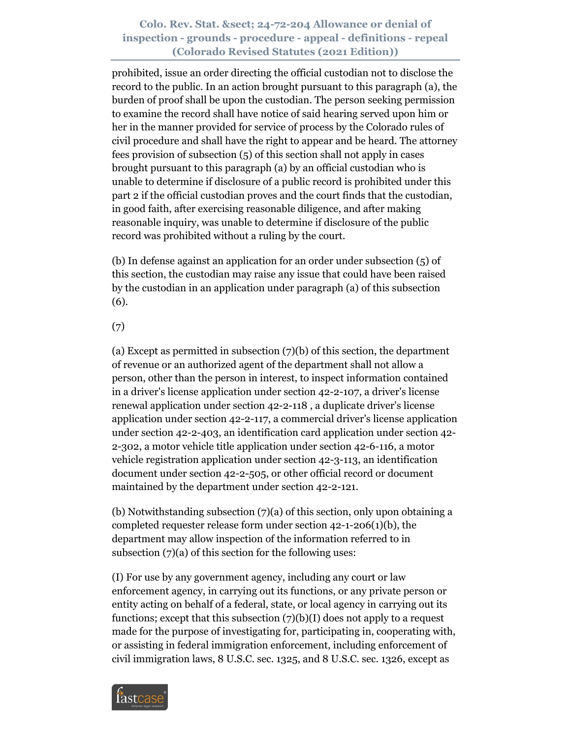prohibited, issue an order directing the official custodian not to disclose the record to the public. In an action brought pursuant to this paragraph (a), the burden of proof shall be upon the custodian. The person seeking permission to examine the record shall have notice of said hearing served upon him or her in the manner provided for service of process by the Colorado rules of civil procedure and shall have the right to appear and be heard. The attorney fees provision of subsection (5) of this section shall not apply in cases brought pursuant to this paragraph (a) by an official custodian who is unable to determine if disclosure of a public record is prohibited under this part 2 if the official custodian proves and the court finds that the custodian, in good faith, after exercising reasonable diligence, and after making reasonable inquiry, was unable to determine if disclosure of the public record was prohibited without a ruling by the court.

(b) In defense against an application for an order under subsection (5) of this section, the custodian may raise any issue that could have been raised by the custodian in an application under paragraph (a) of this subsection (6).

(7)

(a) Except as permitted in subsection (7)(b) of this section, the department of revenue or an authorized agent of the department shall not allow a person, other than the person in interest, to inspect information contained in a driver's license application under section 42-2-107, a driver's license renewal application under section 42-2-118 , a duplicate driver's license application under section 42-2-117, a commercial driver's license application under section 42-2-403, an identification card application under section 42-2-302, a motor vehicle title application under section 42-6-116, a motor vehicle registration application under section 42-3-113, an identification document under section 42-2-505, or other official record or document maintained by the department under section 42-2-121.

(b) Notwithstanding subsection (7)(a) of this section, only upon obtaining a completed requester release form under section 42-1-206(1)(b), the department may allow inspection of the information referred to in subsection (7)(a) of this section for the following uses:

(I) For use by any government agency, including any court or law enforcement agency, in carrying out its functions, or any private person or entity acting on behalf of a federal, state, or local agency in carrying out its functions; except that this subsection (7)(b)(I) does not apply to a request made for the purpose of investigating for, participating in, cooperating with, or assisting in federal immigration enforcement, including enforcement of civil immigration laws, 8 U.S.C. sec. 1325, and 8 U.S.C. sec. 1326, except as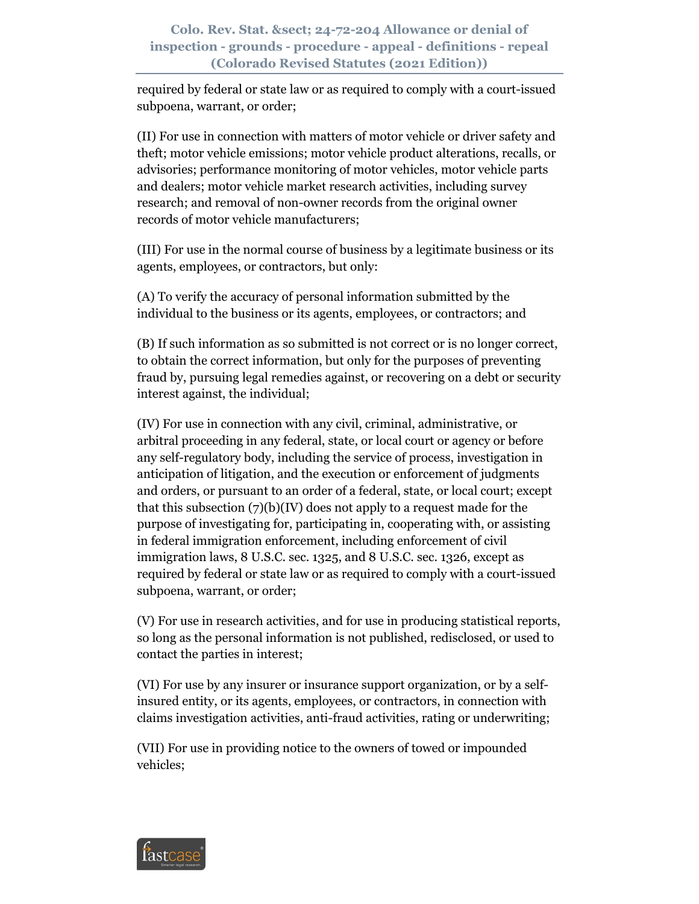required by federal or state law or as required to comply with a court-issued subpoena, warrant, or order;

(II) For use in connection with matters of motor vehicle or driver safety and theft; motor vehicle emissions; motor vehicle product alterations, recalls, or advisories; performance monitoring of motor vehicles, motor vehicle parts and dealers; motor vehicle market research activities, including survey research; and removal of non-owner records from the original owner records of motor vehicle manufacturers;

(III) For use in the normal course of business by a legitimate business or its agents, employees, or contractors, but only:

(A) To verify the accuracy of personal information submitted by the individual to the business or its agents, employees, or contractors; and

(B) If such information as so submitted is not correct or is no longer correct, to obtain the correct information, but only for the purposes of preventing fraud by, pursuing legal remedies against, or recovering on a debt or security interest against, the individual;

(IV) For use in connection with any civil, criminal, administrative, or arbitral proceeding in any federal, state, or local court or agency or before any self-regulatory body, including the service of process, investigation in anticipation of litigation, and the execution or enforcement of judgments and orders, or pursuant to an order of a federal, state, or local court; except that this subsection (7)(b)(IV) does not apply to a request made for the purpose of investigating for, participating in, cooperating with, or assisting in federal immigration enforcement, including enforcement of civil immigration laws, 8 U.S.C. sec. 1325, and 8 U.S.C. sec. 1326, except as required by federal or state law or as required to comply with a court-issued subpoena, warrant, or order;

(V) For use in research activities, and for use in producing statistical reports, so long as the personal information is not published, redisclosed, or used to contact the parties in interest;

(VI) For use by any insurer or insurance support organization, or by a self-insured entity, or its agents, employees, or contractors, in connection with claims investigation activities, anti-fraud activities, rating or underwriting;

(VII) For use in providing notice to the owners of towed or impounded vehicles;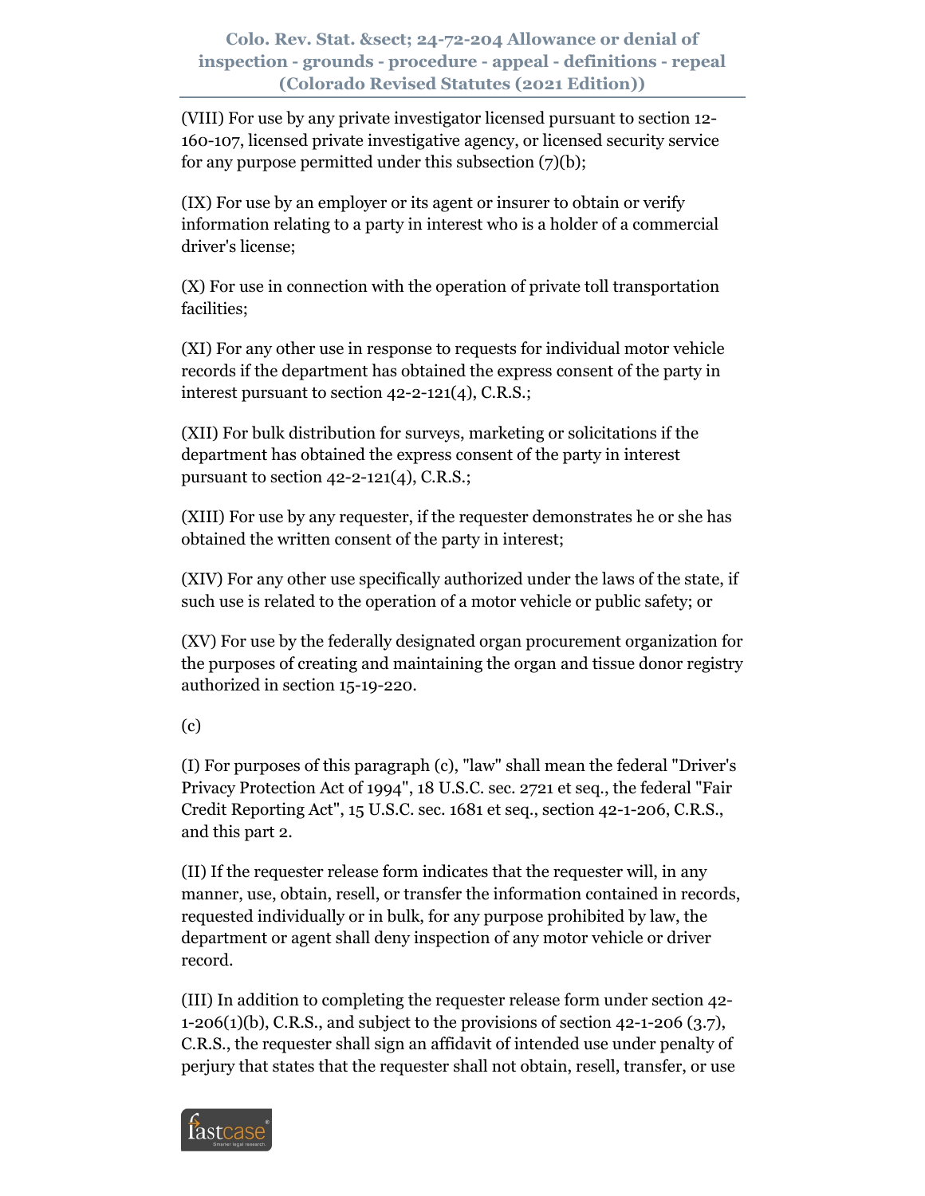(VIII) For use by any private investigator licensed pursuant to section 12-160-107, licensed private investigative agency, or licensed security service for any purpose permitted under this subsection (7)(b);

(IX) For use by an employer or its agent or insurer to obtain or verify information relating to a party in interest who is a holder of a commercial driver's license;

(X) For use in connection with the operation of private toll transportation facilities;

(XI) For any other use in response to requests for individual motor vehicle records if the department has obtained the express consent of the party in interest pursuant to section 42-2-121(4), C.R.S.;

(XII) For bulk distribution for surveys, marketing or solicitations if the department has obtained the express consent of the party in interest pursuant to section 42-2-121(4), C.R.S.;

(XIII) For use by any requester, if the requester demonstrates he or she has obtained the written consent of the party in interest;

(XIV) For any other use specifically authorized under the laws of the state, if such use is related to the operation of a motor vehicle or public safety; or

(XV) For use by the federally designated organ procurement organization for the purposes of creating and maintaining the organ and tissue donor registry authorized in section 15-19-220.

(c)

(I) For purposes of this paragraph (c), "law" shall mean the federal "Driver's Privacy Protection Act of 1994", 18 U.S.C. sec. 2721 et seq., the federal "Fair Credit Reporting Act", 15 U.S.C. sec. 1681 et seq., section 42-1-206, C.R.S., and this part 2.

(II) If the requester release form indicates that the requester will, in any manner, use, obtain, resell, or transfer the information contained in records, requested individually or in bulk, for any purpose prohibited by law, the department or agent shall deny inspection of any motor vehicle or driver record.

(III) In addition to completing the requester release form under section 42-1-206(1)(b), C.R.S., and subject to the provisions of section 42-1-206 (3.7), C.R.S., the requester shall sign an affidavit of intended use under penalty of perjury that states that the requester shall not obtain, resell, transfer, or use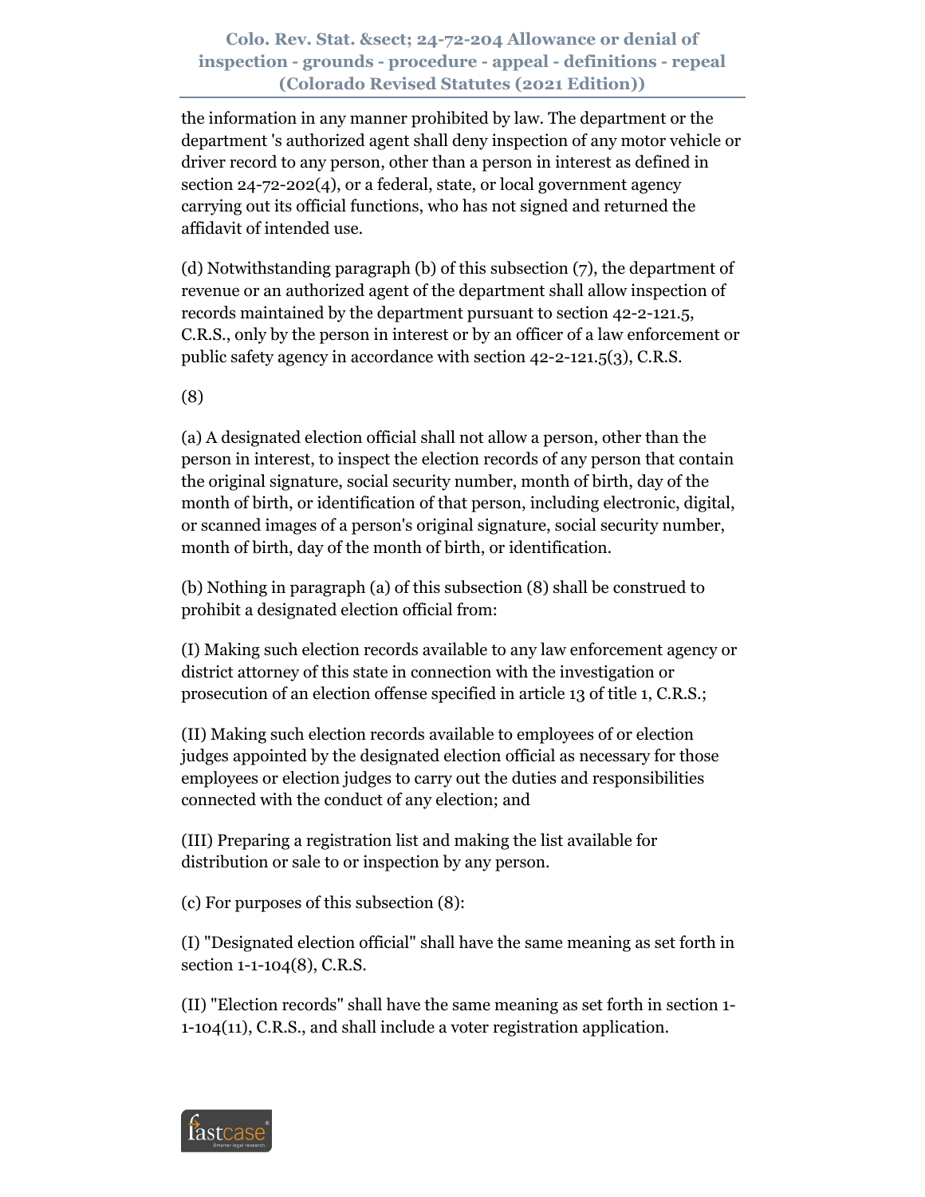the information in any manner prohibited by law. The department or the department 's authorized agent shall deny inspection of any motor vehicle or driver record to any person, other than a person in interest as defined in section 24-72-202(4), or a federal, state, or local government agency carrying out its official functions, who has not signed and returned the affidavit of intended use.

(d) Notwithstanding paragraph (b) of this subsection (7), the department of revenue or an authorized agent of the department shall allow inspection of records maintained by the department pursuant to section 42-2-121.5, C.R.S., only by the person in interest or by an officer of a law enforcement or public safety agency in accordance with section 42-2-121.5(3), C.R.S.

(8)

(a) A designated election official shall not allow a person, other than the person in interest, to inspect the election records of any person that contain the original signature, social security number, month of birth, day of the month of birth, or identification of that person, including electronic, digital, or scanned images of a person's original signature, social security number, month of birth, day of the month of birth, or identification.

(b) Nothing in paragraph (a) of this subsection (8) shall be construed to prohibit a designated election official from:

(I) Making such election records available to any law enforcement agency or district attorney of this state in connection with the investigation or prosecution of an election offense specified in article 13 of title 1, C.R.S.;

(II) Making such election records available to employees of or election judges appointed by the designated election official as necessary for those employees or election judges to carry out the duties and responsibilities connected with the conduct of any election; and

(III) Preparing a registration list and making the list available for distribution or sale to or inspection by any person.

(c) For purposes of this subsection (8):

(I) "Designated election official" shall have the same meaning as set forth in section 1-1-104(8), C.R.S.

(II) "Election records" shall have the same meaning as set forth in section 1-1-104(11), C.R.S., and shall include a voter registration application.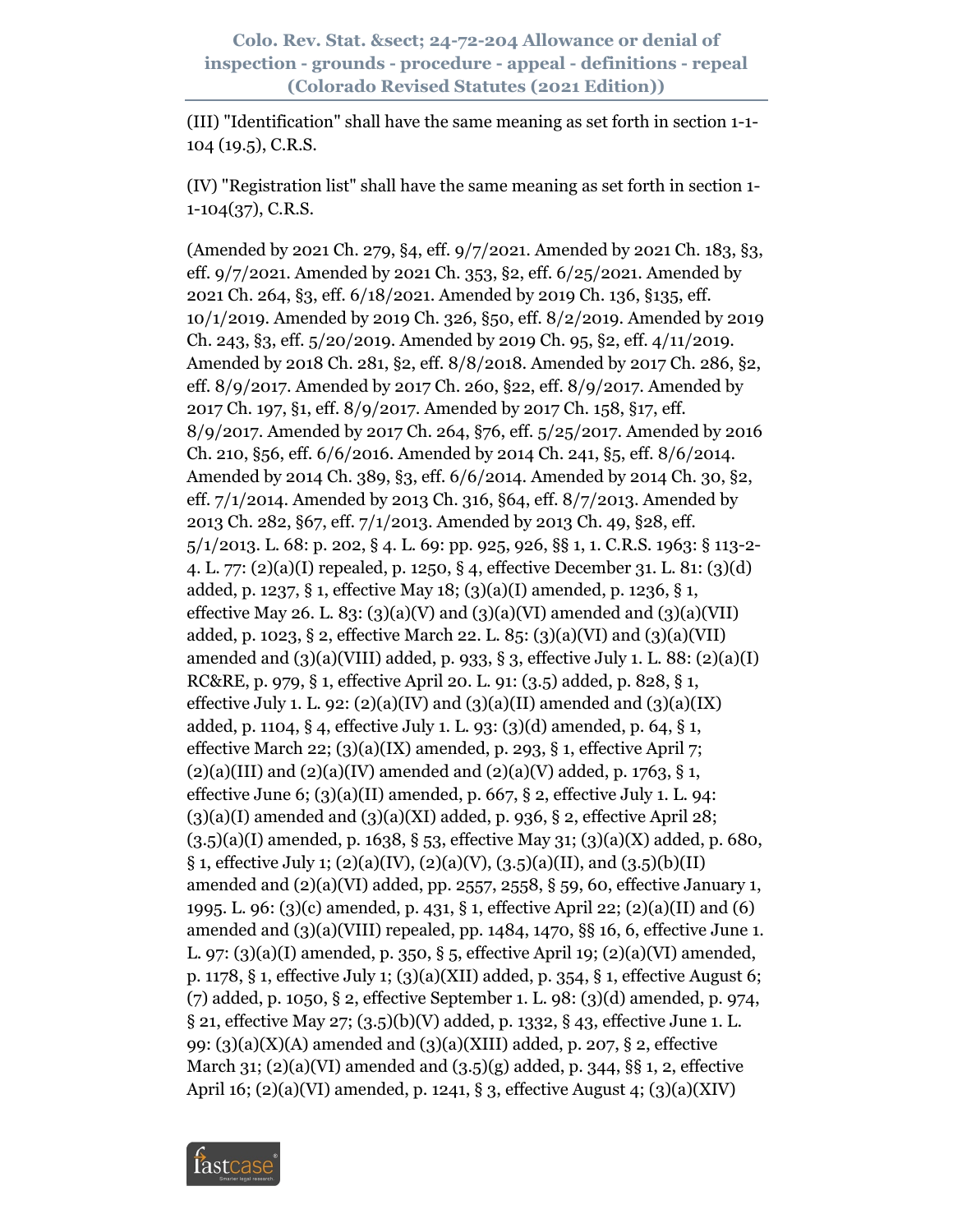(III) "Identification" shall have the same meaning as set forth in section 1-1-104 (19.5), C.R.S.

(IV) "Registration list" shall have the same meaning as set forth in section 1-1-104(37), C.R.S.

(Amended by 2021 Ch. 279, §4, eff. 9/7/2021. Amended by 2021 Ch. 183, §3, eff. 9/7/2021. Amended by 2021 Ch. 353, §2, eff. 6/25/2021. Amended by 2021 Ch. 264, §3, eff. 6/18/2021. Amended by 2019 Ch. 136, §135, eff. 10/1/2019. Amended by 2019 Ch. 326, §50, eff. 8/2/2019. Amended by 2019 Ch. 243, §3, eff. 5/20/2019. Amended by 2019 Ch. 95, §2, eff. 4/11/2019. Amended by 2018 Ch. 281, §2, eff. 8/8/2018. Amended by 2017 Ch. 286, §2, eff. 8/9/2017. Amended by 2017 Ch. 260, §22, eff. 8/9/2017. Amended by 2017 Ch. 197, §1, eff. 8/9/2017. Amended by 2017 Ch. 158, §17, eff. 8/9/2017. Amended by 2017 Ch. 264, §76, eff. 5/25/2017. Amended by 2016 Ch. 210, §56, eff. 6/6/2016. Amended by 2014 Ch. 241, §5, eff. 8/6/2014. Amended by 2014 Ch. 389, §3, eff. 6/6/2014. Amended by 2014 Ch. 30, §2, eff. 7/1/2014. Amended by 2013 Ch. 316, §64, eff. 8/7/2013. Amended by 2013 Ch. 282, §67, eff. 7/1/2013. Amended by 2013 Ch. 49, §28, eff. 5/1/2013. L. 68: p. 202, § 4. L. 69: pp. 925, 926, §§ 1, 1. C.R.S. 1963: § 113-2-4. L. 77: (2)(a)(I) repealed, p. 1250, § 4, effective December 31. L. 81: (3)(d) added, p. 1237, § 1, effective May 18; (3)(a)(I) amended, p. 1236, § 1, effective May 26. L. 83: (3)(a)(V) and (3)(a)(VI) amended and (3)(a)(VII) added, p. 1023, § 2, effective March 22. L. 85: (3)(a)(VI) and (3)(a)(VII) amended and (3)(a)(VIII) added, p. 933, § 3, effective July 1. L. 88: (2)(a)(I) RC&RE, p. 979, § 1, effective April 20. L. 91: (3.5) added, p. 828, § 1, effective July 1. L. 92: (2)(a)(IV) and (3)(a)(II) amended and (3)(a)(IX) added, p. 1104, § 4, effective July 1. L. 93: (3)(d) amended, p. 64, § 1, effective March 22; (3)(a)(IX) amended, p. 293, § 1, effective April 7; (2)(a)(III) and (2)(a)(IV) amended and (2)(a)(V) added, p. 1763, § 1, effective June 6; (3)(a)(II) amended, p. 667, § 2, effective July 1. L. 94: (3)(a)(I) amended and (3)(a)(XI) added, p. 936, § 2, effective April 28; (3.5)(a)(I) amended, p. 1638, § 53, effective May 31; (3)(a)(X) added, p. 680, § 1, effective July 1; (2)(a)(IV), (2)(a)(V), (3.5)(a)(II), and (3.5)(b)(II) amended and (2)(a)(VI) added, pp. 2557, 2558, § 59, 60, effective January 1, 1995. L. 96: (3)(c) amended, p. 431, § 1, effective April 22; (2)(a)(II) and (6) amended and (3)(a)(VIII) repealed, pp. 1484, 1470, §§ 16, 6, effective June 1. L. 97: (3)(a)(I) amended, p. 350, § 5, effective April 19; (2)(a)(VI) amended, p. 1178, § 1, effective July 1; (3)(a)(XII) added, p. 354, § 1, effective August 6; (7) added, p. 1050, § 2, effective September 1. L. 98: (3)(d) amended, p. 974, § 21, effective May 27; (3.5)(b)(V) added, p. 1332, § 43, effective June 1. L. 99: (3)(a)(X)(A) amended and (3)(a)(XIII) added, p. 207, § 2, effective March 31; (2)(a)(VI) amended and (3.5)(g) added, p. 344, §§ 1, 2, effective April 16; (2)(a)(VI) amended, p. 1241, § 3, effective August 4; (3)(a)(XIV)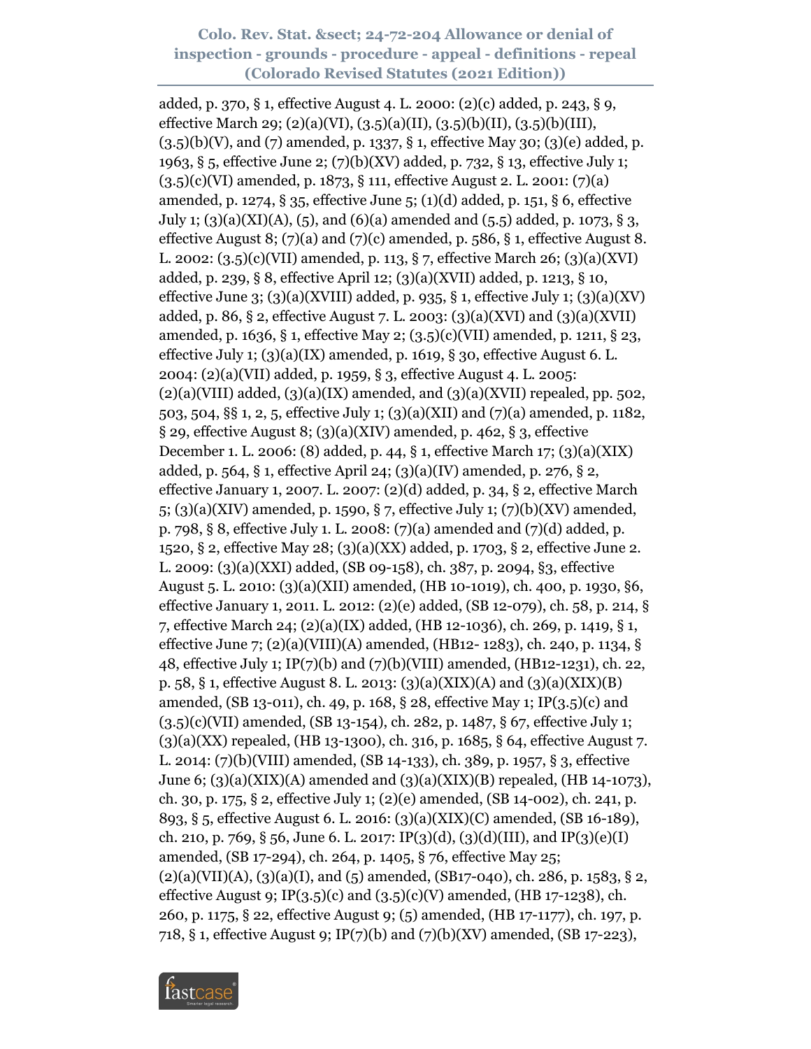added, p. 370, § 1, effective August 4. L. 2000: (2)(c) added, p. 243, § 9, effective March 29; (2)(a)(VI), (3.5)(a)(II), (3.5)(b)(II), (3.5)(b)(III), (3.5)(b)(V), and (7) amended, p. 1337, § 1, effective May 30; (3)(e) added, p. 1963, § 5, effective June 2; (7)(b)(XV) added, p. 732, § 13, effective July 1; (3.5)(c)(VI) amended, p. 1873, § 111, effective August 2. L. 2001: (7)(a) amended, p. 1274, § 35, effective June 5; (1)(d) added, p. 151, § 6, effective July 1; (3)(a)(XI)(A), (5), and (6)(a) amended and (5.5) added, p. 1073, § 3, effective August 8; (7)(a) and (7)(c) amended, p. 586, § 1, effective August 8. L. 2002: (3.5)(c)(VII) amended, p. 113, § 7, effective March 26; (3)(a)(XVI) added, p. 239, § 8, effective April 12; (3)(a)(XVII) added, p. 1213, § 10, effective June 3; (3)(a)(XVIII) added, p. 935, § 1, effective July 1; (3)(a)(XV) added, p. 86, § 2, effective August 7. L. 2003: (3)(a)(XVI) and (3)(a)(XVII) amended, p. 1636, § 1, effective May 2; (3.5)(c)(VII) amended, p. 1211, § 23, effective July 1; (3)(a)(IX) amended, p. 1619, § 30, effective August 6. L. 2004: (2)(a)(VII) added, p. 1959, § 3, effective August 4. L. 2005: (2)(a)(VIII) added, (3)(a)(IX) amended, and (3)(a)(XVII) repealed, pp. 502, 503, 504, §§ 1, 2, 5, effective July 1; (3)(a)(XII) and (7)(a) amended, p. 1182, § 29, effective August 8; (3)(a)(XIV) amended, p. 462, § 3, effective December 1. L. 2006: (8) added, p. 44, § 1, effective March 17; (3)(a)(XIX) added, p. 564, § 1, effective April 24; (3)(a)(IV) amended, p. 276, § 2, effective January 1, 2007. L. 2007: (2)(d) added, p. 34, § 2, effective March 5; (3)(a)(XIV) amended, p. 1590, § 7, effective July 1; (7)(b)(XV) amended, p. 798, § 8, effective July 1. L. 2008: (7)(a) amended and (7)(d) added, p. 1520, § 2, effective May 28; (3)(a)(XX) added, p. 1703, § 2, effective June 2. L. 2009: (3)(a)(XXI) added, (SB 09-158), ch. 387, p. 2094, §3, effective August 5. L. 2010: (3)(a)(XII) amended, (HB 10-1019), ch. 400, p. 1930, §6, effective January 1, 2011. L. 2012: (2)(e) added, (SB 12-079), ch. 58, p. 214, § 7, effective March 24; (2)(a)(IX) added, (HB 12-1036), ch. 269, p. 1419, § 1, effective June 7; (2)(a)(VIII)(A) amended, (HB12- 1283), ch. 240, p. 1134, § 48, effective July 1; IP(7)(b) and (7)(b)(VIII) amended, (HB12-1231), ch. 22, p. 58, § 1, effective August 8. L. 2013: (3)(a)(XIX)(A) and (3)(a)(XIX)(B) amended, (SB 13-011), ch. 49, p. 168, § 28, effective May 1; IP(3.5)(c) and (3.5)(c)(VII) amended, (SB 13-154), ch. 282, p. 1487, § 67, effective July 1; (3)(a)(XX) repealed, (HB 13-1300), ch. 316, p. 1685, § 64, effective August 7. L. 2014: (7)(b)(VIII) amended, (SB 14-133), ch. 389, p. 1957, § 3, effective June 6; (3)(a)(XIX)(A) amended and (3)(a)(XIX)(B) repealed, (HB 14-1073), ch. 30, p. 175, § 2, effective July 1; (2)(e) amended, (SB 14-002), ch. 241, p. 893, § 5, effective August 6. L. 2016: (3)(a)(XIX)(C) amended, (SB 16-189), ch. 210, p. 769, § 56, June 6. L. 2017: IP(3)(d), (3)(d)(III), and IP(3)(e)(I) amended, (SB 17-294), ch. 264, p. 1405, § 76, effective May 25; (2)(a)(VII)(A), (3)(a)(I), and (5) amended, (SB17-040), ch. 286, p. 1583, § 2, effective August 9; IP(3.5)(c) and (3.5)(c)(V) amended, (HB 17-1238), ch. 260, p. 1175, § 22, effective August 9; (5) amended, (HB 17-1177), ch. 197, p. 718, § 1, effective August 9; IP(7)(b) and (7)(b)(XV) amended, (SB 17-223),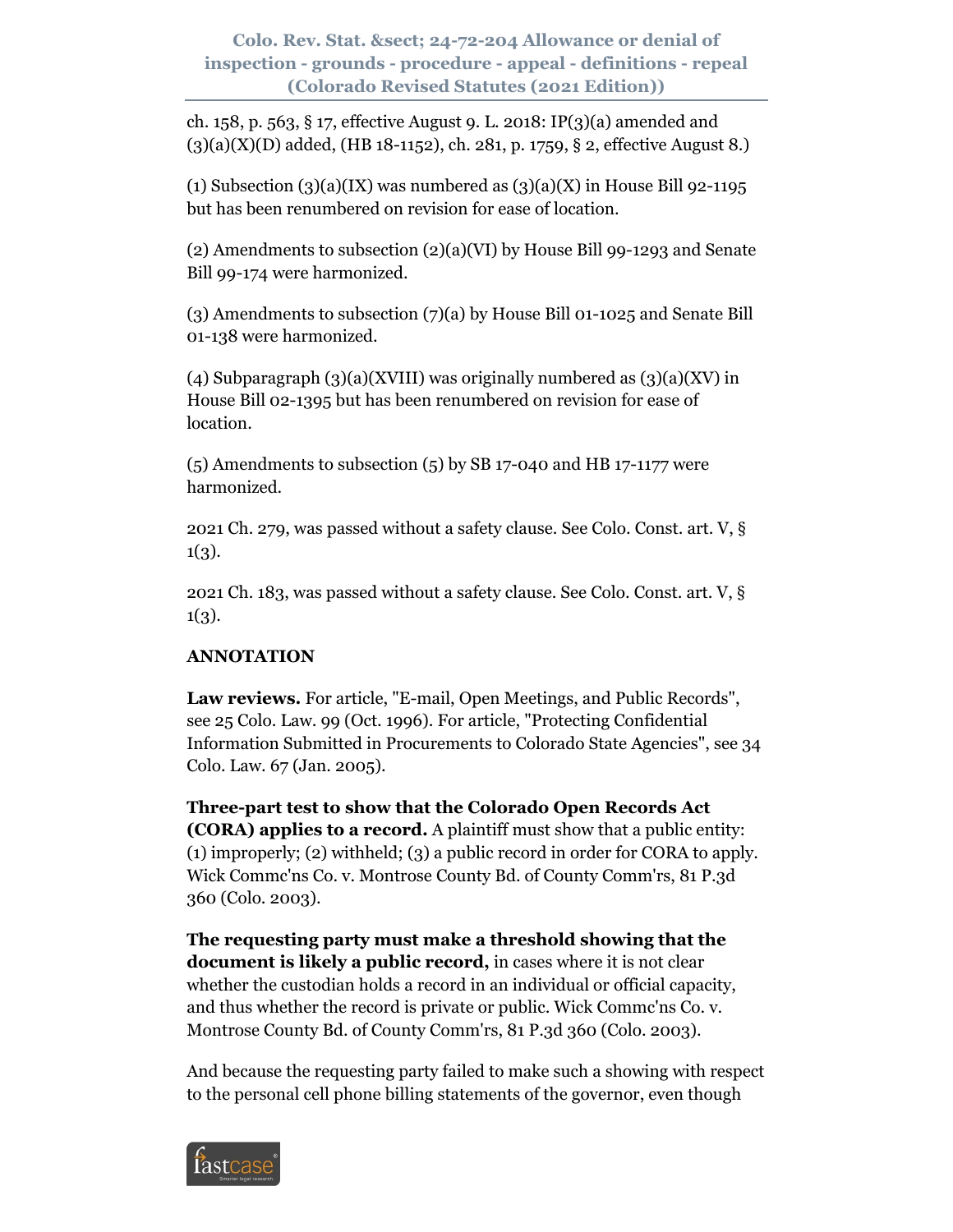ch. 158, p. 563, § 17, effective August 9. L. 2018: IP(3)(a) amended and (3)(a)(X)(D) added, (HB 18-1152), ch. 281, p. 1759, § 2, effective August 8.)

(1) Subsection (3)(a)(IX) was numbered as (3)(a)(X) in House Bill 92-1195 but has been renumbered on revision for ease of location.

(2) Amendments to subsection (2)(a)(VI) by House Bill 99-1293 and Senate Bill 99-174 were harmonized.

(3) Amendments to subsection (7)(a) by House Bill 01-1025 and Senate Bill 01-138 were harmonized.

(4) Subparagraph (3)(a)(XVIII) was originally numbered as (3)(a)(XV) in House Bill 02-1395 but has been renumbered on revision for ease of location.

(5) Amendments to subsection (5) by SB 17-040 and HB 17-1177 were harmonized.

2021 Ch. 279, was passed without a safety clause. See Colo. Const. art. V, § 1(3).

2021 Ch. 183, was passed without a safety clause. See Colo. Const. art. V, § 1(3).

**ANNOTATION**

**Law reviews.** For article, "E-mail, Open Meetings, and Public Records", see 25 Colo. Law. 99 (Oct. 1996). For article, "Protecting Confidential Information Submitted in Procurements to Colorado State Agencies", see 34 Colo. Law. 67 (Jan. 2005).

**Three-part test to show that the Colorado Open Records Act (CORA) applies to a record.** A plaintiff must show that a public entity: (1) improperly; (2) withheld; (3) a public record in order for CORA to apply. Wick Commc'ns Co. v. Montrose County Bd. of County Comm'rs, 81 P.3d 360 (Colo. 2003).

**The requesting party must make a threshold showing that the document is likely a public record,** in cases where it is not clear whether the custodian holds a record in an individual or official capacity, and thus whether the record is private or public. Wick Commc'ns Co. v. Montrose County Bd. of County Comm'rs, 81 P.3d 360 (Colo. 2003).

And because the requesting party failed to make such a showing with respect to the personal cell phone billing statements of the governor, even though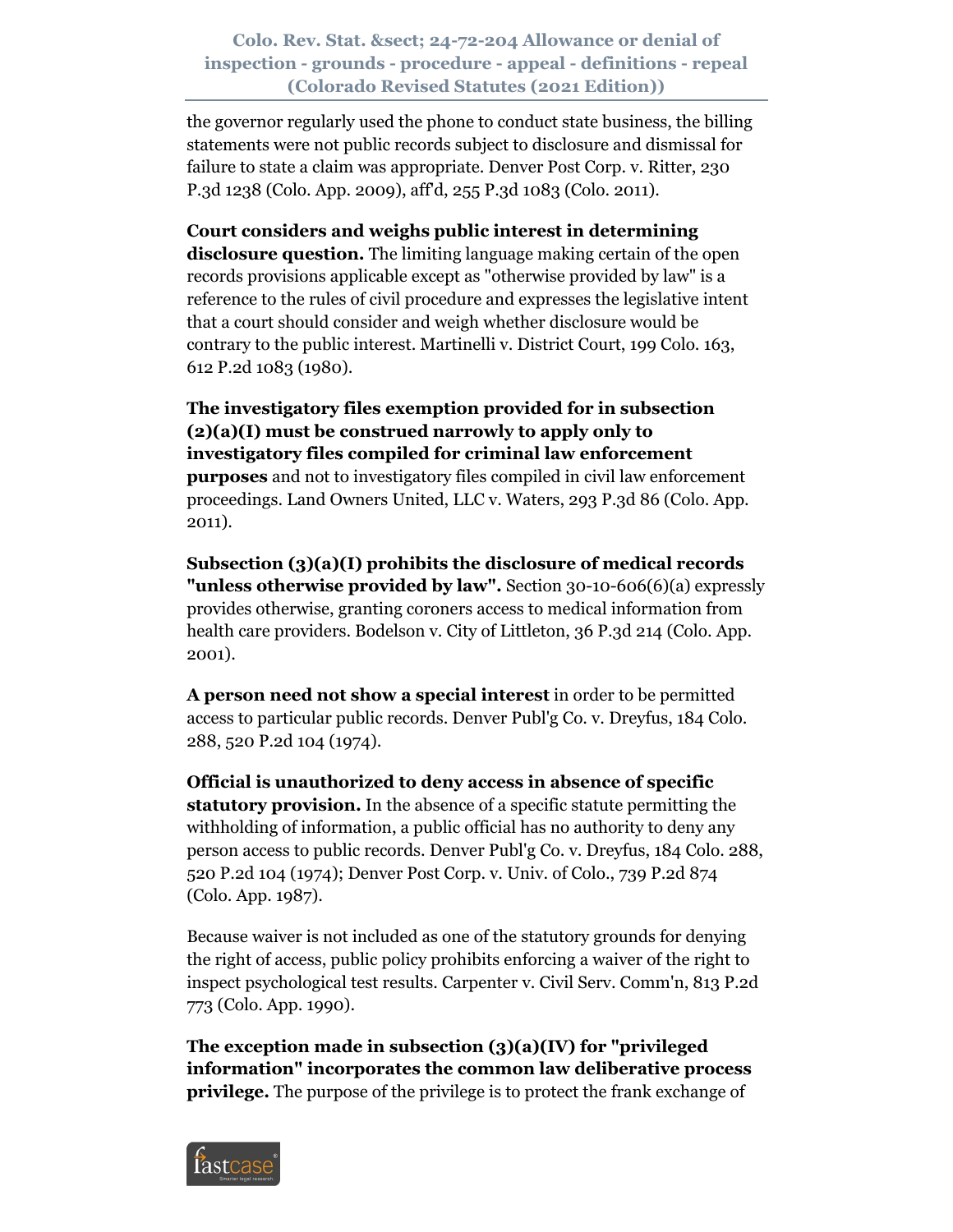the governor regularly used the phone to conduct state business, the billing statements were not public records subject to disclosure and dismissal for failure to state a claim was appropriate. Denver Post Corp. v. Ritter, 230 P.3d 1238 (Colo. App. 2009), aff'd, 255 P.3d 1083 (Colo. 2011).

**Court considers and weighs public interest in determining disclosure question.** The limiting language making certain of the open records provisions applicable except as "otherwise provided by law" is a reference to the rules of civil procedure and expresses the legislative intent that a court should consider and weigh whether disclosure would be contrary to the public interest. Martinelli v. District Court, 199 Colo. 163, 612 P.2d 1083 (1980).

**The investigatory files exemption provided for in subsection (2)(a)(I) must be construed narrowly to apply only to investigatory files compiled for criminal law enforcement purposes** and not to investigatory files compiled in civil law enforcement proceedings. Land Owners United, LLC v. Waters, 293 P.3d 86 (Colo. App. 2011).

**Subsection (3)(a)(I) prohibits the disclosure of medical records "unless otherwise provided by law".** Section 30-10-606(6)(a) expressly provides otherwise, granting coroners access to medical information from health care providers. Bodelson v. City of Littleton, 36 P.3d 214 (Colo. App. 2001).

**A person need not show a special interest** in order to be permitted access to particular public records. Denver Publ'g Co. v. Dreyfus, 184 Colo. 288, 520 P.2d 104 (1974).

**Official is unauthorized to deny access in absence of specific statutory provision.** In the absence of a specific statute permitting the withholding of information, a public official has no authority to deny any person access to public records. Denver Publ'g Co. v. Dreyfus, 184 Colo. 288, 520 P.2d 104 (1974); Denver Post Corp. v. Univ. of Colo., 739 P.2d 874 (Colo. App. 1987).

Because waiver is not included as one of the statutory grounds for denying the right of access, public policy prohibits enforcing a waiver of the right to inspect psychological test results. Carpenter v. Civil Serv. Comm'n, 813 P.2d 773 (Colo. App. 1990).

**The exception made in subsection (3)(a)(IV) for "privileged information" incorporates the common law deliberative process privilege.** The purpose of the privilege is to protect the frank exchange of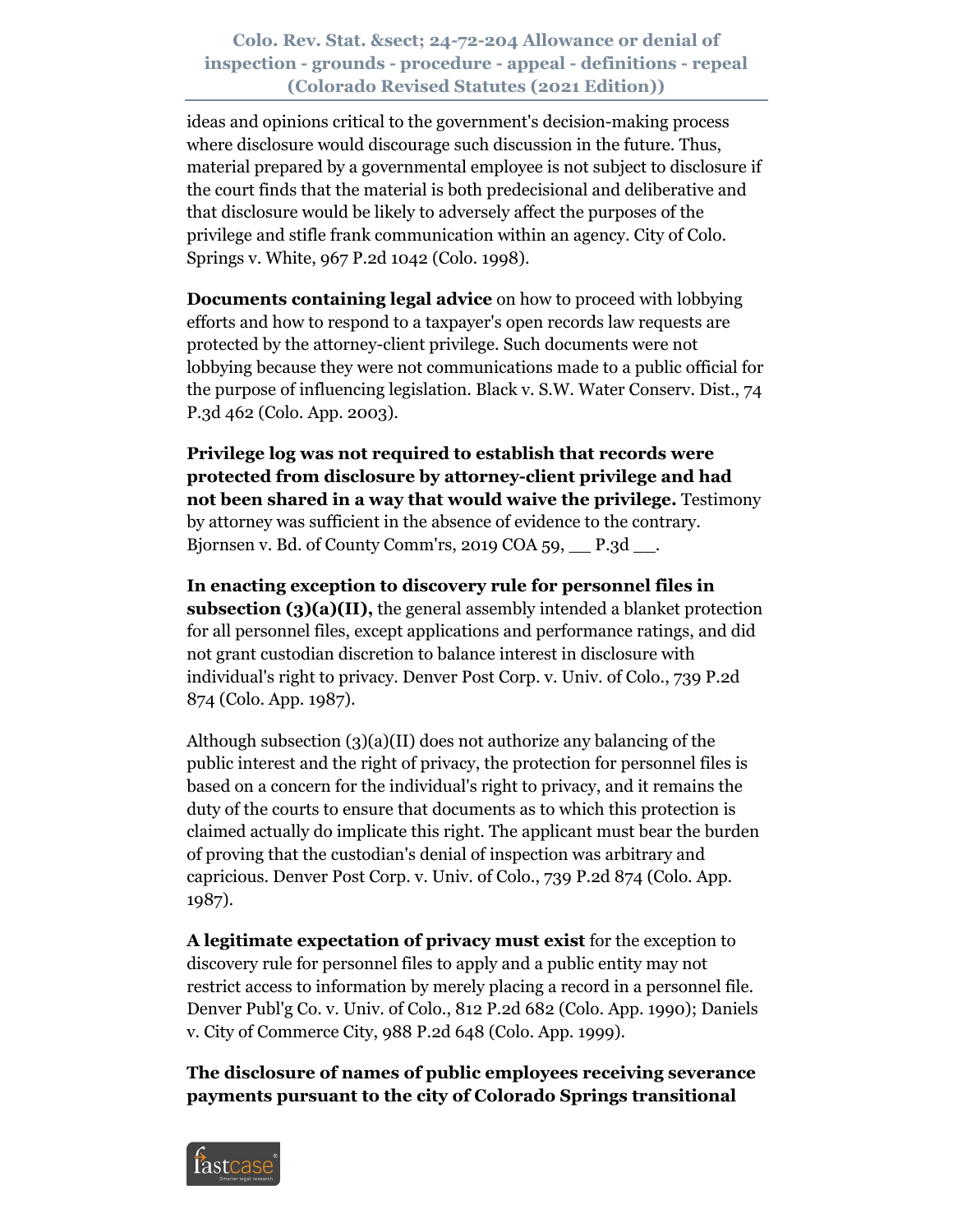ideas and opinions critical to the government's decision-making process where disclosure would discourage such discussion in the future. Thus, material prepared by a governmental employee is not subject to disclosure if the court finds that the material is both predecisional and deliberative and that disclosure would be likely to adversely affect the purposes of the privilege and stifle frank communication within an agency. City of Colo. Springs v. White, 967 P.2d 1042 (Colo. 1998).

**Documents containing legal advice** on how to proceed with lobbying efforts and how to respond to a taxpayer's open records law requests are protected by the attorney-client privilege. Such documents were not lobbying because they were not communications made to a public official for the purpose of influencing legislation. Black v. S.W. Water Conserv. Dist., 74 P.3d 462 (Colo. App. 2003).

**Privilege log was not required to establish that records were protected from disclosure by attorney-client privilege and had not been shared in a way that would waive the privilege.** Testimony by attorney was sufficient in the absence of evidence to the contrary. Bjornsen v. Bd. of County Comm'rs, 2019 COA 59, __ P.3d __.

**In enacting exception to discovery rule for personnel files in subsection (3)(a)(II),** the general assembly intended a blanket protection for all personnel files, except applications and performance ratings, and did not grant custodian discretion to balance interest in disclosure with individual's right to privacy. Denver Post Corp. v. Univ. of Colo., 739 P.2d 874 (Colo. App. 1987).

Although subsection (3)(a)(II) does not authorize any balancing of the public interest and the right of privacy, the protection for personnel files is based on a concern for the individual's right to privacy, and it remains the duty of the courts to ensure that documents as to which this protection is claimed actually do implicate this right. The applicant must bear the burden of proving that the custodian's denial of inspection was arbitrary and capricious. Denver Post Corp. v. Univ. of Colo., 739 P.2d 874 (Colo. App. 1987).

**A legitimate expectation of privacy must exist** for the exception to discovery rule for personnel files to apply and a public entity may not restrict access to information by merely placing a record in a personnel file. Denver Publ'g Co. v. Univ. of Colo., 812 P.2d 682 (Colo. App. 1990); Daniels v. City of Commerce City, 988 P.2d 648 (Colo. App. 1999).

**The disclosure of names of public employees receiving severance payments pursuant to the city of Colorado Springs transitional**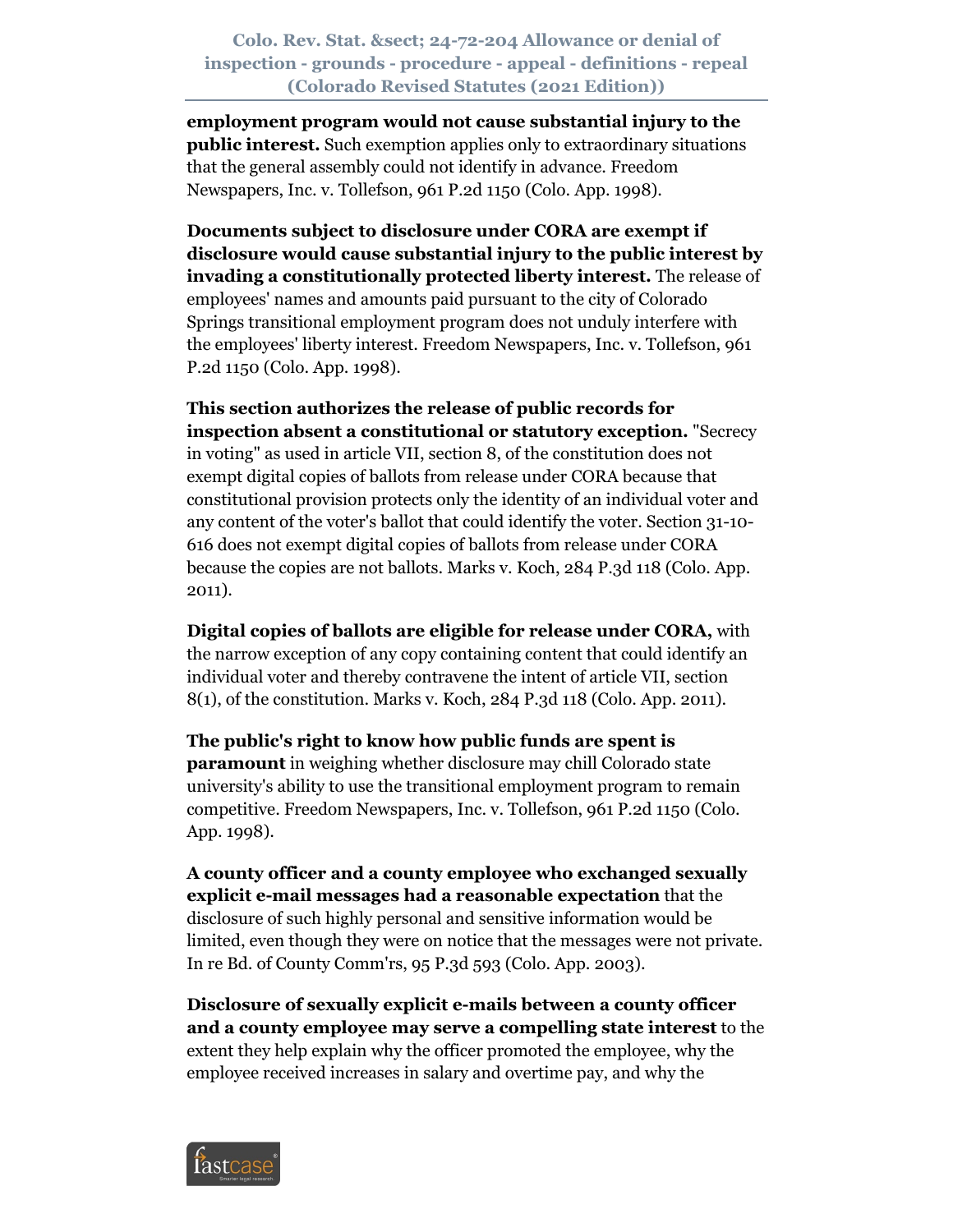**employment program would not cause substantial injury to the public interest.** Such exemption applies only to extraordinary situations that the general assembly could not identify in advance. Freedom Newspapers, Inc. v. Tollefson, 961 P.2d 1150 (Colo. App. 1998).

**Documents subject to disclosure under CORA are exempt if disclosure would cause substantial injury to the public interest by invading a constitutionally protected liberty interest.** The release of employees' names and amounts paid pursuant to the city of Colorado Springs transitional employment program does not unduly interfere with the employees' liberty interest. Freedom Newspapers, Inc. v. Tollefson, 961 P.2d 1150 (Colo. App. 1998).

**This section authorizes the release of public records for inspection absent a constitutional or statutory exception.** "Secrecy in voting" as used in article VII, section 8, of the constitution does not exempt digital copies of ballots from release under CORA because that constitutional provision protects only the identity of an individual voter and any content of the voter's ballot that could identify the voter. Section 31-10-616 does not exempt digital copies of ballots from release under CORA because the copies are not ballots. Marks v. Koch, 284 P.3d 118 (Colo. App. 2011).

**Digital copies of ballots are eligible for release under CORA,** with the narrow exception of any copy containing content that could identify an individual voter and thereby contravene the intent of article VII, section 8(1), of the constitution. Marks v. Koch, 284 P.3d 118 (Colo. App. 2011).

**The public's right to know how public funds are spent is paramount** in weighing whether disclosure may chill Colorado state university's ability to use the transitional employment program to remain competitive. Freedom Newspapers, Inc. v. Tollefson, 961 P.2d 1150 (Colo. App. 1998).

**A county officer and a county employee who exchanged sexually explicit e-mail messages had a reasonable expectation** that the disclosure of such highly personal and sensitive information would be limited, even though they were on notice that the messages were not private. In re Bd. of County Comm'rs, 95 P.3d 593 (Colo. App. 2003).

**Disclosure of sexually explicit e-mails between a county officer and a county employee may serve a compelling state interest** to the extent they help explain why the officer promoted the employee, why the employee received increases in salary and overtime pay, and why the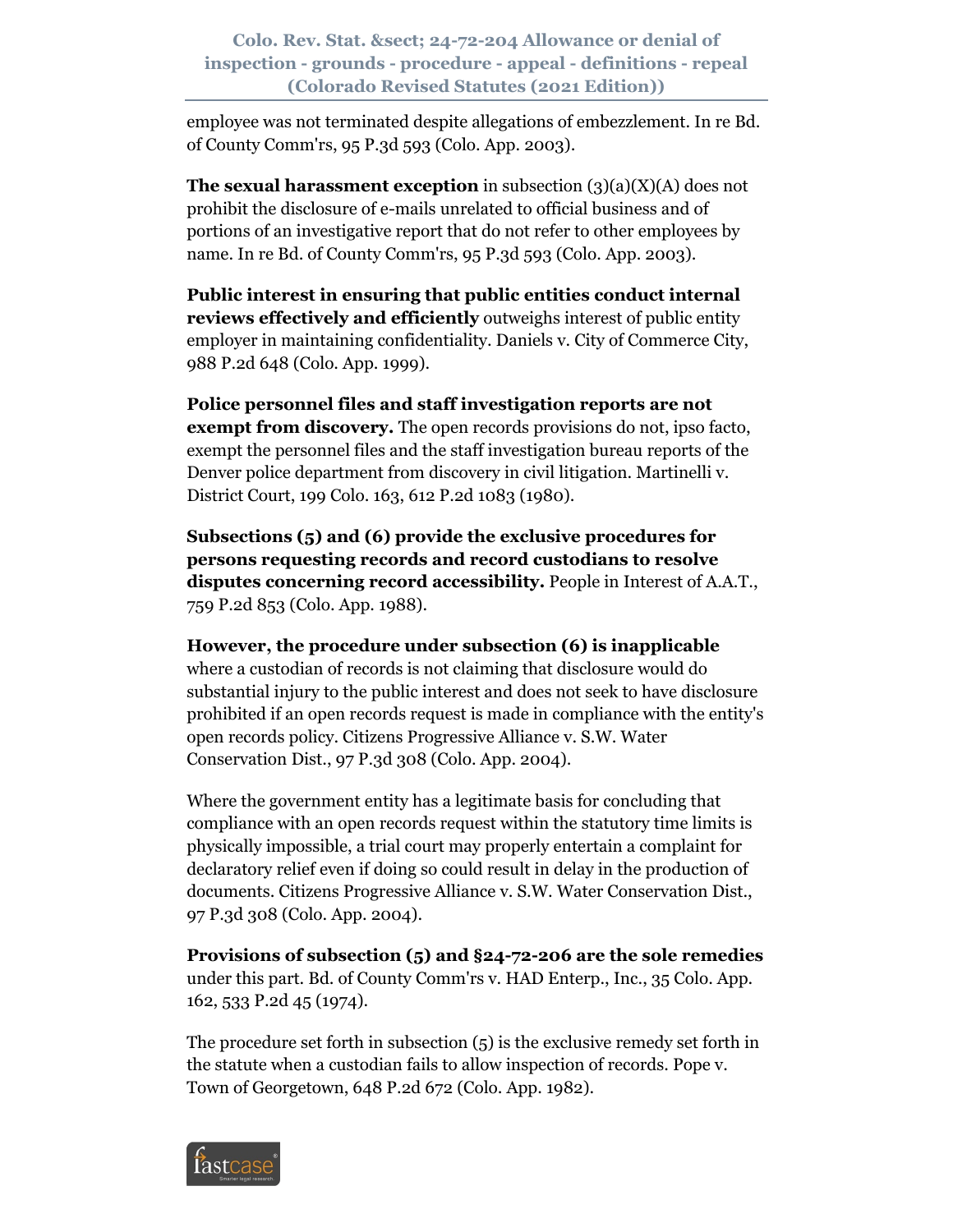employee was not terminated despite allegations of embezzlement. In re Bd. of County Comm'rs, 95 P.3d 593 (Colo. App. 2003).

**The sexual harassment exception** in subsection (3)(a)(X)(A) does not prohibit the disclosure of e-mails unrelated to official business and of portions of an investigative report that do not refer to other employees by name. In re Bd. of County Comm'rs, 95 P.3d 593 (Colo. App. 2003).

**Public interest in ensuring that public entities conduct internal reviews effectively and efficiently** outweighs interest of public entity employer in maintaining confidentiality. Daniels v. City of Commerce City, 988 P.2d 648 (Colo. App. 1999).

**Police personnel files and staff investigation reports are not exempt from discovery.** The open records provisions do not, ipso facto, exempt the personnel files and the staff investigation bureau reports of the Denver police department from discovery in civil litigation. Martinelli v. District Court, 199 Colo. 163, 612 P.2d 1083 (1980).

**Subsections (5) and (6) provide the exclusive procedures for persons requesting records and record custodians to resolve disputes concerning record accessibility.** People in Interest of A.A.T., 759 P.2d 853 (Colo. App. 1988).

**However, the procedure under subsection (6) is inapplicable** where a custodian of records is not claiming that disclosure would do substantial injury to the public interest and does not seek to have disclosure prohibited if an open records request is made in compliance with the entity's open records policy. Citizens Progressive Alliance v. S.W. Water Conservation Dist., 97 P.3d 308 (Colo. App. 2004).

Where the government entity has a legitimate basis for concluding that compliance with an open records request within the statutory time limits is physically impossible, a trial court may properly entertain a complaint for declaratory relief even if doing so could result in delay in the production of documents. Citizens Progressive Alliance v. S.W. Water Conservation Dist., 97 P.3d 308 (Colo. App. 2004).

**Provisions of subsection (5) and §24-72-206 are the sole remedies** under this part. Bd. of County Comm'rs v. HAD Enterp., Inc., 35 Colo. App. 162, 533 P.2d 45 (1974).

The procedure set forth in subsection (5) is the exclusive remedy set forth in the statute when a custodian fails to allow inspection of records. Pope v. Town of Georgetown, 648 P.2d 672 (Colo. App. 1982).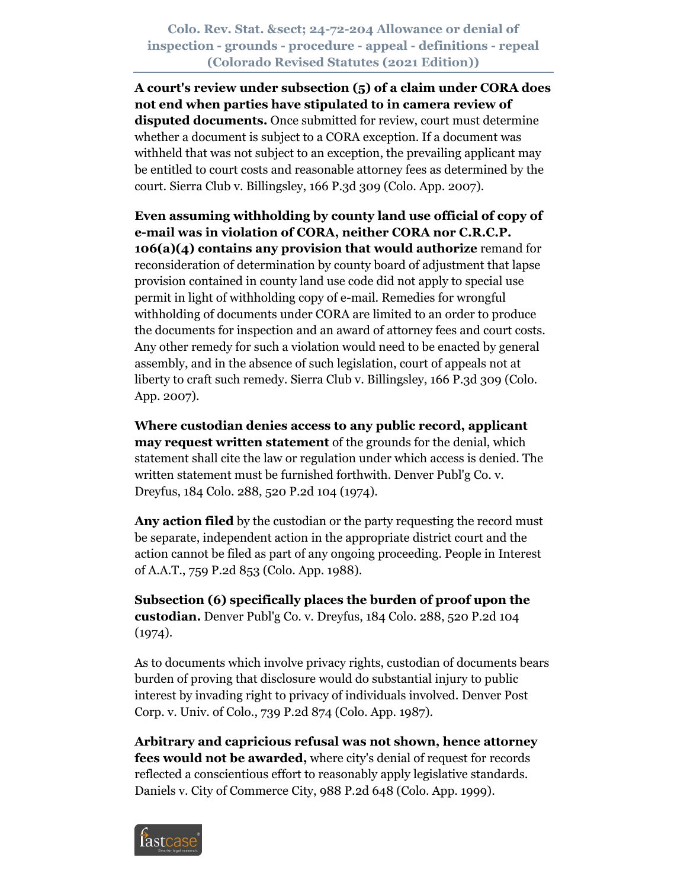**A court's review under subsection (5) of a claim under CORA does not end when parties have stipulated to in camera review of disputed documents.** Once submitted for review, court must determine whether a document is subject to a CORA exception. If a document was withheld that was not subject to an exception, the prevailing applicant may be entitled to court costs and reasonable attorney fees as determined by the court. Sierra Club v. Billingsley, 166 P.3d 309 (Colo. App. 2007).

**Even assuming withholding by county land use official of copy of e-mail was in violation of CORA, neither CORA nor C.R.C.P. 106(a)(4) contains any provision that would authorize** remand for reconsideration of determination by county board of adjustment that lapse provision contained in county land use code did not apply to special use permit in light of withholding copy of e-mail. Remedies for wrongful withholding of documents under CORA are limited to an order to produce the documents for inspection and an award of attorney fees and court costs. Any other remedy for such a violation would need to be enacted by general assembly, and in the absence of such legislation, court of appeals not at liberty to craft such remedy. Sierra Club v. Billingsley, 166 P.3d 309 (Colo. App. 2007).

**Where custodian denies access to any public record, applicant may request written statement** of the grounds for the denial, which statement shall cite the law or regulation under which access is denied. The written statement must be furnished forthwith. Denver Publ'g Co. v. Dreyfus, 184 Colo. 288, 520 P.2d 104 (1974).

**Any action filed** by the custodian or the party requesting the record must be separate, independent action in the appropriate district court and the action cannot be filed as part of any ongoing proceeding. People in Interest of A.A.T., 759 P.2d 853 (Colo. App. 1988).

**Subsection (6) specifically places the burden of proof upon the custodian.** Denver Publ'g Co. v. Dreyfus, 184 Colo. 288, 520 P.2d 104 (1974).

As to documents which involve privacy rights, custodian of documents bears burden of proving that disclosure would do substantial injury to public interest by invading right to privacy of individuals involved. Denver Post Corp. v. Univ. of Colo., 739 P.2d 874 (Colo. App. 1987).

**Arbitrary and capricious refusal was not shown, hence attorney fees would not be awarded,** where city's denial of request for records reflected a conscientious effort to reasonably apply legislative standards. Daniels v. City of Commerce City, 988 P.2d 648 (Colo. App. 1999).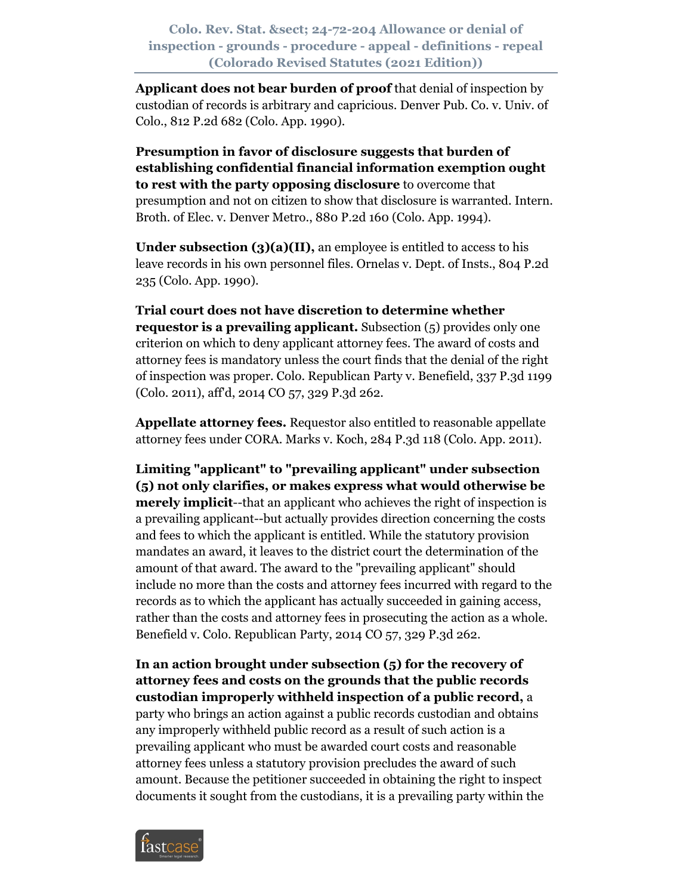**Applicant does not bear burden of proof** that denial of inspection by custodian of records is arbitrary and capricious. Denver Pub. Co. v. Univ. of Colo., 812 P.2d 682 (Colo. App. 1990).

**Presumption in favor of disclosure suggests that burden of establishing confidential financial information exemption ought to rest with the party opposing disclosure** to overcome that presumption and not on citizen to show that disclosure is warranted. Intern. Broth. of Elec. v. Denver Metro., 880 P.2d 160 (Colo. App. 1994).

**Under subsection (3)(a)(II),** an employee is entitled to access to his leave records in his own personnel files. Ornelas v. Dept. of Insts., 804 P.2d 235 (Colo. App. 1990).

**Trial court does not have discretion to determine whether requestor is a prevailing applicant.** Subsection (5) provides only one criterion on which to deny applicant attorney fees. The award of costs and attorney fees is mandatory unless the court finds that the denial of the right of inspection was proper. Colo. Republican Party v. Benefield, 337 P.3d 1199 (Colo. 2011), aff'd, 2014 CO 57, 329 P.3d 262.

**Appellate attorney fees.** Requestor also entitled to reasonable appellate attorney fees under CORA. Marks v. Koch, 284 P.3d 118 (Colo. App. 2011).

**Limiting "applicant" to "prevailing applicant" under subsection (5) not only clarifies, or makes express what would otherwise be merely implicit**--that an applicant who achieves the right of inspection is a prevailing applicant--but actually provides direction concerning the costs and fees to which the applicant is entitled. While the statutory provision mandates an award, it leaves to the district court the determination of the amount of that award. The award to the "prevailing applicant" should include no more than the costs and attorney fees incurred with regard to the records as to which the applicant has actually succeeded in gaining access, rather than the costs and attorney fees in prosecuting the action as a whole. Benefield v. Colo. Republican Party, 2014 CO 57, 329 P.3d 262.

**In an action brought under subsection (5) for the recovery of attorney fees and costs on the grounds that the public records custodian improperly withheld inspection of a public record,** a party who brings an action against a public records custodian and obtains any improperly withheld public record as a result of such action is a prevailing applicant who must be awarded court costs and reasonable attorney fees unless a statutory provision precludes the award of such amount. Because the petitioner succeeded in obtaining the right to inspect documents it sought from the custodians, it is a prevailing party within the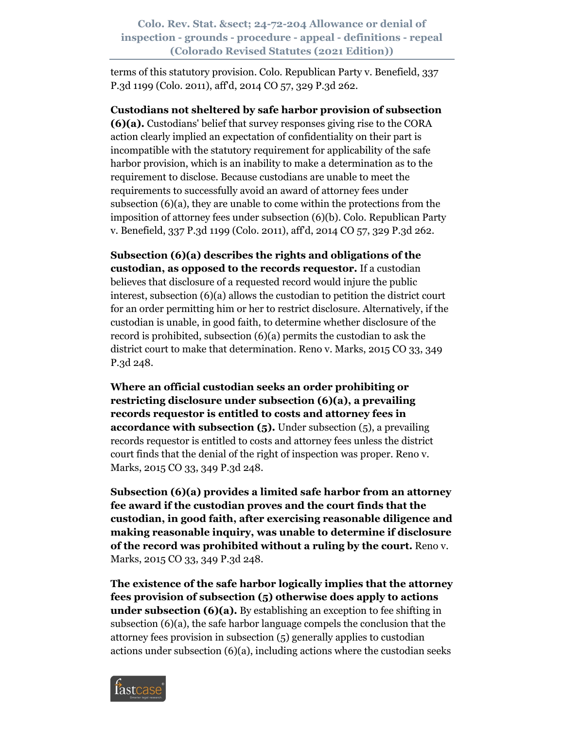terms of this statutory provision. Colo. Republican Party v. Benefield, 337 P.3d 1199 (Colo. 2011), aff'd, 2014 CO 57, 329 P.3d 262.

**Custodians not sheltered by safe harbor provision of subsection (6)(a).** Custodians' belief that survey responses giving rise to the CORA action clearly implied an expectation of confidentiality on their part is incompatible with the statutory requirement for applicability of the safe harbor provision, which is an inability to make a determination as to the requirement to disclose. Because custodians are unable to meet the requirements to successfully avoid an award of attorney fees under subsection (6)(a), they are unable to come within the protections from the imposition of attorney fees under subsection (6)(b). Colo. Republican Party v. Benefield, 337 P.3d 1199 (Colo. 2011), aff'd, 2014 CO 57, 329 P.3d 262.

**Subsection (6)(a) describes the rights and obligations of the custodian, as opposed to the records requestor.** If a custodian believes that disclosure of a requested record would injure the public interest, subsection (6)(a) allows the custodian to petition the district court for an order permitting him or her to restrict disclosure. Alternatively, if the custodian is unable, in good faith, to determine whether disclosure of the record is prohibited, subsection (6)(a) permits the custodian to ask the district court to make that determination. Reno v. Marks, 2015 CO 33, 349 P.3d 248.

**Where an official custodian seeks an order prohibiting or restricting disclosure under subsection (6)(a), a prevailing records requestor is entitled to costs and attorney fees in accordance with subsection (5).** Under subsection (5), a prevailing records requestor is entitled to costs and attorney fees unless the district court finds that the denial of the right of inspection was proper. Reno v. Marks, 2015 CO 33, 349 P.3d 248.

**Subsection (6)(a) provides a limited safe harbor from an attorney fee award if the custodian proves and the court finds that the custodian, in good faith, after exercising reasonable diligence and making reasonable inquiry, was unable to determine if disclosure of the record was prohibited without a ruling by the court.** Reno v. Marks, 2015 CO 33, 349 P.3d 248.

**The existence of the safe harbor logically implies that the attorney fees provision of subsection (5) otherwise does apply to actions under subsection (6)(a).** By establishing an exception to fee shifting in subsection (6)(a), the safe harbor language compels the conclusion that the attorney fees provision in subsection (5) generally applies to custodian actions under subsection (6)(a), including actions where the custodian seeks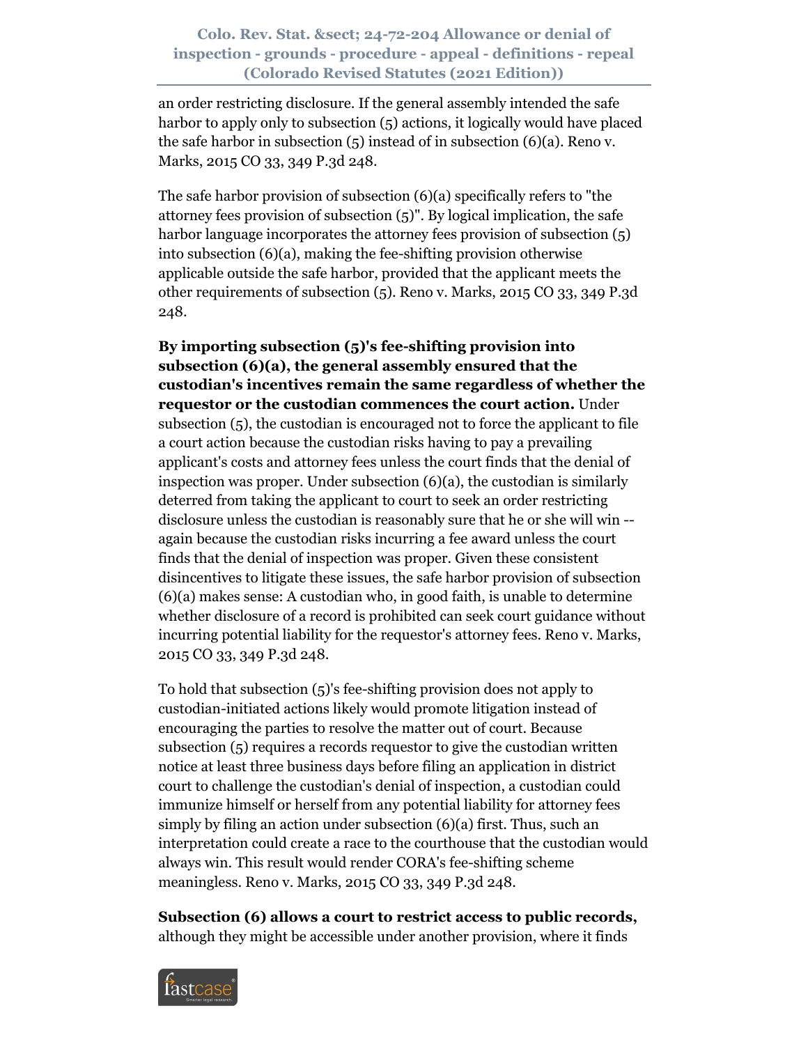an order restricting disclosure. If the general assembly intended the safe harbor to apply only to subsection (5) actions, it logically would have placed the safe harbor in subsection (5) instead of in subsection (6)(a). Reno v. Marks, 2015 CO 33, 349 P.3d 248.

The safe harbor provision of subsection (6)(a) specifically refers to "the attorney fees provision of subsection (5)". By logical implication, the safe harbor language incorporates the attorney fees provision of subsection (5) into subsection (6)(a), making the fee-shifting provision otherwise applicable outside the safe harbor, provided that the applicant meets the other requirements of subsection (5). Reno v. Marks, 2015 CO 33, 349 P.3d 248.

**By importing subsection (5)'s fee-shifting provision into subsection (6)(a), the general assembly ensured that the custodian's incentives remain the same regardless of whether the requestor or the custodian commences the court action.** Under subsection (5), the custodian is encouraged not to force the applicant to file a court action because the custodian risks having to pay a prevailing applicant's costs and attorney fees unless the court finds that the denial of inspection was proper. Under subsection (6)(a), the custodian is similarly deterred from taking the applicant to court to seek an order restricting disclosure unless the custodian is reasonably sure that he or she will win -- again because the custodian risks incurring a fee award unless the court finds that the denial of inspection was proper. Given these consistent disincentives to litigate these issues, the safe harbor provision of subsection (6)(a) makes sense: A custodian who, in good faith, is unable to determine whether disclosure of a record is prohibited can seek court guidance without incurring potential liability for the requestor's attorney fees. Reno v. Marks, 2015 CO 33, 349 P.3d 248.

To hold that subsection (5)'s fee-shifting provision does not apply to custodian-initiated actions likely would promote litigation instead of encouraging the parties to resolve the matter out of court. Because subsection (5) requires a records requestor to give the custodian written notice at least three business days before filing an application in district court to challenge the custodian's denial of inspection, a custodian could immunize himself or herself from any potential liability for attorney fees simply by filing an action under subsection (6)(a) first. Thus, such an interpretation could create a race to the courthouse that the custodian would always win. This result would render CORA's fee-shifting scheme meaningless. Reno v. Marks, 2015 CO 33, 349 P.3d 248.

**Subsection (6) allows a court to restrict access to public records,** although they might be accessible under another provision, where it finds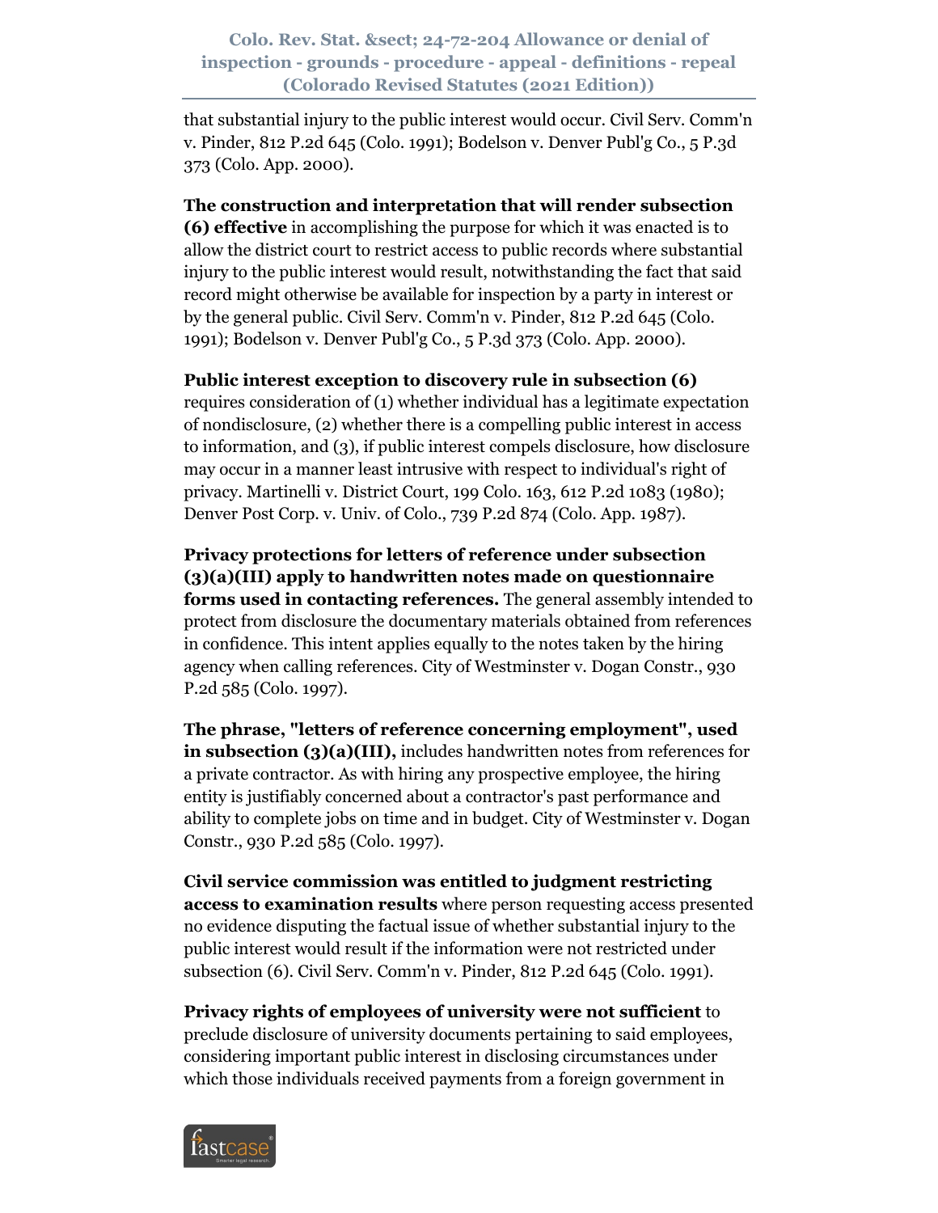that substantial injury to the public interest would occur. Civil Serv. Comm'n v. Pinder, 812 P.2d 645 (Colo. 1991); Bodelson v. Denver Publ'g Co., 5 P.3d 373 (Colo. App. 2000).

**The construction and interpretation that will render subsection (6) effective** in accomplishing the purpose for which it was enacted is to allow the district court to restrict access to public records where substantial injury to the public interest would result, notwithstanding the fact that said record might otherwise be available for inspection by a party in interest or by the general public. Civil Serv. Comm'n v. Pinder, 812 P.2d 645 (Colo. 1991); Bodelson v. Denver Publ'g Co., 5 P.3d 373 (Colo. App. 2000).

**Public interest exception to discovery rule in subsection (6)** requires consideration of (1) whether individual has a legitimate expectation of nondisclosure, (2) whether there is a compelling public interest in access to information, and (3), if public interest compels disclosure, how disclosure may occur in a manner least intrusive with respect to individual's right of privacy. Martinelli v. District Court, 199 Colo. 163, 612 P.2d 1083 (1980); Denver Post Corp. v. Univ. of Colo., 739 P.2d 874 (Colo. App. 1987).

**Privacy protections for letters of reference under subsection (3)(a)(III) apply to handwritten notes made on questionnaire forms used in contacting references.** The general assembly intended to protect from disclosure the documentary materials obtained from references in confidence. This intent applies equally to the notes taken by the hiring agency when calling references. City of Westminster v. Dogan Constr., 930 P.2d 585 (Colo. 1997).

**The phrase, "letters of reference concerning employment", used in subsection (3)(a)(III),** includes handwritten notes from references for a private contractor. As with hiring any prospective employee, the hiring entity is justifiably concerned about a contractor's past performance and ability to complete jobs on time and in budget. City of Westminster v. Dogan Constr., 930 P.2d 585 (Colo. 1997).

**Civil service commission was entitled to judgment restricting access to examination results** where person requesting access presented no evidence disputing the factual issue of whether substantial injury to the public interest would result if the information were not restricted under subsection (6). Civil Serv. Comm'n v. Pinder, 812 P.2d 645 (Colo. 1991).

**Privacy rights of employees of university were not sufficient** to preclude disclosure of university documents pertaining to said employees, considering important public interest in disclosing circumstances under which those individuals received payments from a foreign government in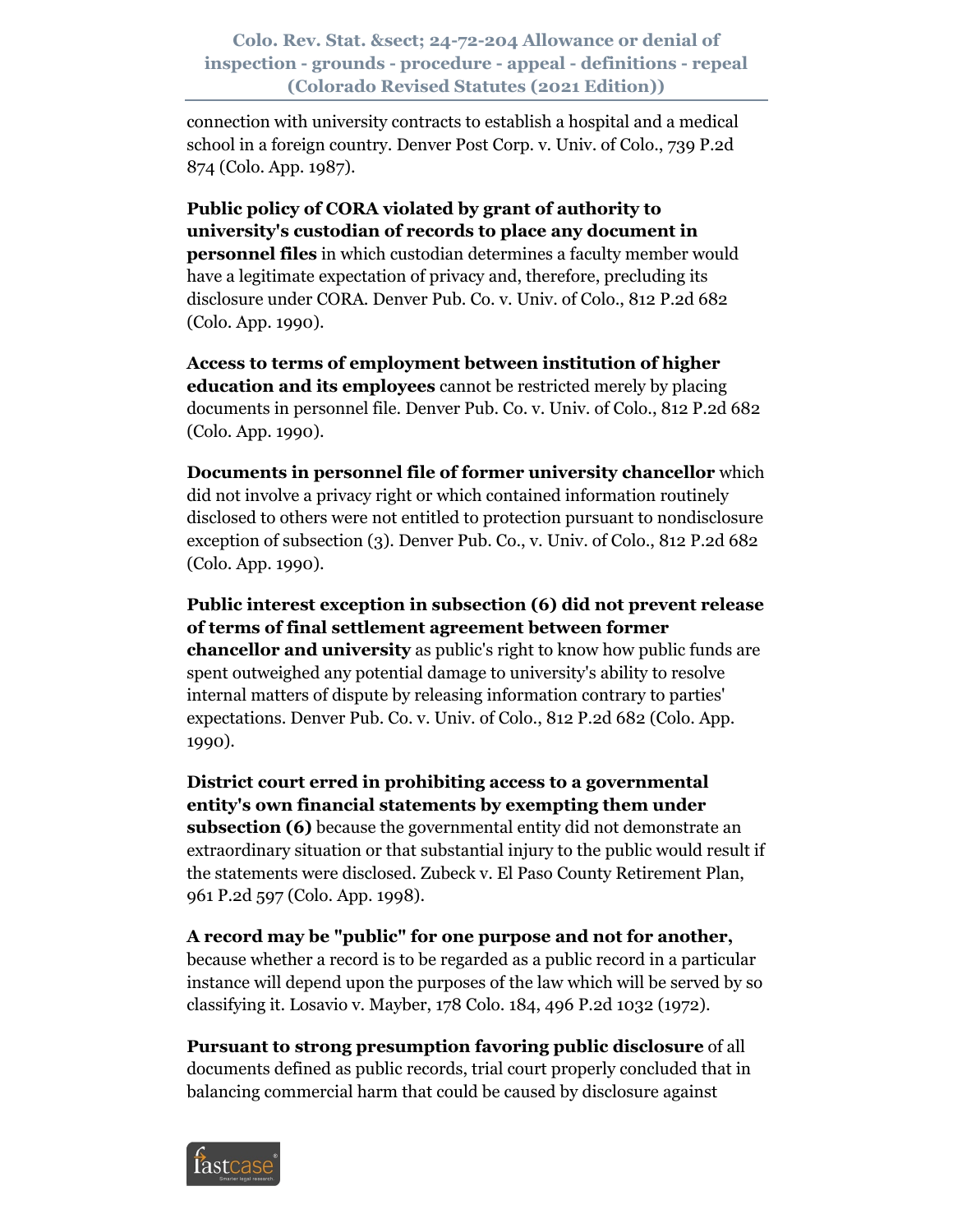connection with university contracts to establish a hospital and a medical school in a foreign country. Denver Post Corp. v. Univ. of Colo., 739 P.2d 874 (Colo. App. 1987).

**Public policy of CORA violated by grant of authority to university's custodian of records to place any document in personnel files** in which custodian determines a faculty member would have a legitimate expectation of privacy and, therefore, precluding its disclosure under CORA. Denver Pub. Co. v. Univ. of Colo., 812 P.2d 682 (Colo. App. 1990).

**Access to terms of employment between institution of higher education and its employees** cannot be restricted merely by placing documents in personnel file. Denver Pub. Co. v. Univ. of Colo., 812 P.2d 682 (Colo. App. 1990).

**Documents in personnel file of former university chancellor** which did not involve a privacy right or which contained information routinely disclosed to others were not entitled to protection pursuant to nondisclosure exception of subsection (3). Denver Pub. Co., v. Univ. of Colo., 812 P.2d 682 (Colo. App. 1990).

**Public interest exception in subsection (6) did not prevent release of terms of final settlement agreement between former chancellor and university** as public's right to know how public funds are spent outweighed any potential damage to university's ability to resolve internal matters of dispute by releasing information contrary to parties' expectations. Denver Pub. Co. v. Univ. of Colo., 812 P.2d 682 (Colo. App. 1990).

**District court erred in prohibiting access to a governmental entity's own financial statements by exempting them under subsection (6)** because the governmental entity did not demonstrate an extraordinary situation or that substantial injury to the public would result if the statements were disclosed. Zubeck v. El Paso County Retirement Plan, 961 P.2d 597 (Colo. App. 1998).

**A record may be "public" for one purpose and not for another,** because whether a record is to be regarded as a public record in a particular instance will depend upon the purposes of the law which will be served by so classifying it. Losavio v. Mayber, 178 Colo. 184, 496 P.2d 1032 (1972).

**Pursuant to strong presumption favoring public disclosure** of all documents defined as public records, trial court properly concluded that in balancing commercial harm that could be caused by disclosure against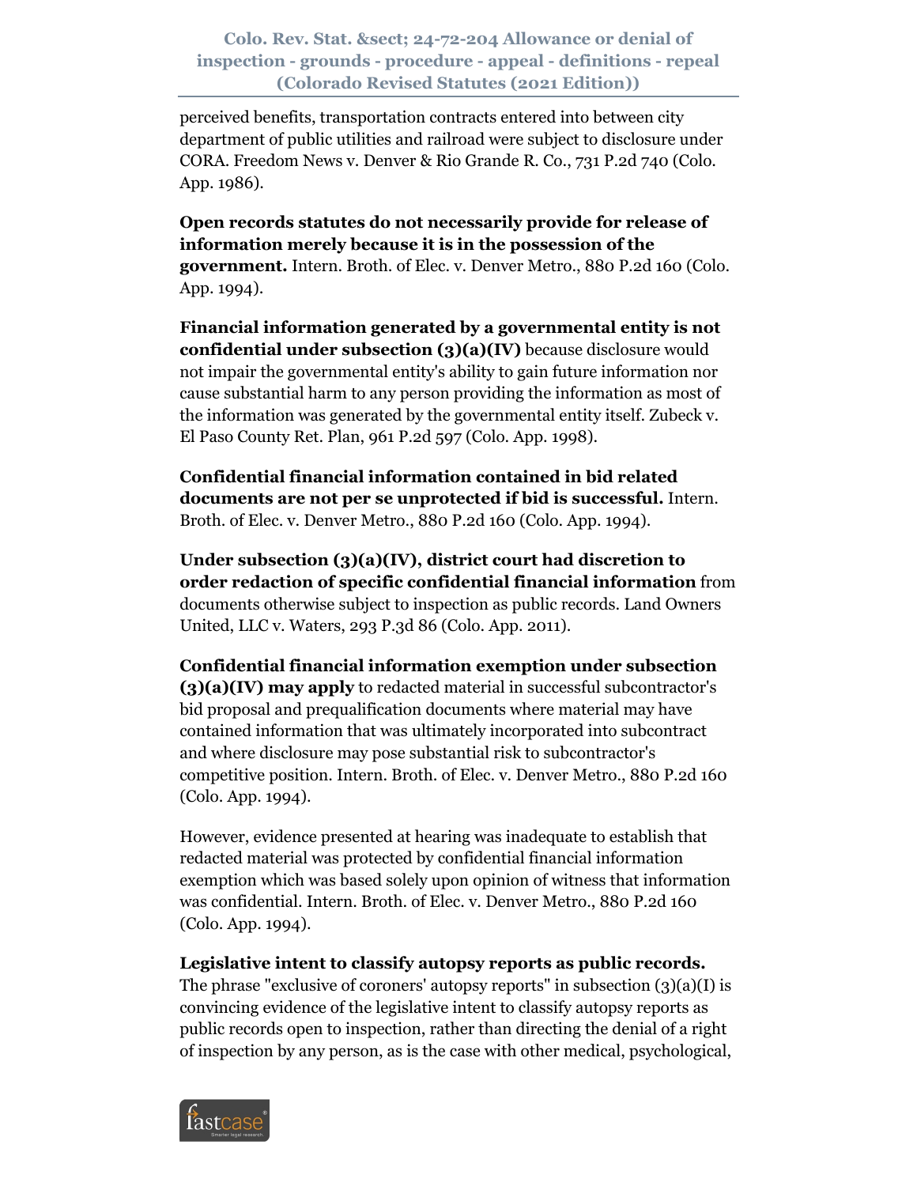perceived benefits, transportation contracts entered into between city department of public utilities and railroad were subject to disclosure under CORA. Freedom News v. Denver & Rio Grande R. Co., 731 P.2d 740 (Colo. App. 1986).

**Open records statutes do not necessarily provide for release of information merely because it is in the possession of the government.** Intern. Broth. of Elec. v. Denver Metro., 880 P.2d 160 (Colo. App. 1994).

**Financial information generated by a governmental entity is not confidential under subsection (3)(a)(IV)** because disclosure would not impair the governmental entity's ability to gain future information nor cause substantial harm to any person providing the information as most of the information was generated by the governmental entity itself. Zubeck v. El Paso County Ret. Plan, 961 P.2d 597 (Colo. App. 1998).

**Confidential financial information contained in bid related documents are not per se unprotected if bid is successful.** Intern. Broth. of Elec. v. Denver Metro., 880 P.2d 160 (Colo. App. 1994).

**Under subsection (3)(a)(IV), district court had discretion to order redaction of specific confidential financial information** from documents otherwise subject to inspection as public records. Land Owners United, LLC v. Waters, 293 P.3d 86 (Colo. App. 2011).

**Confidential financial information exemption under subsection (3)(a)(IV) may apply** to redacted material in successful subcontractor's bid proposal and prequalification documents where material may have contained information that was ultimately incorporated into subcontract and where disclosure may pose substantial risk to subcontractor's competitive position. Intern. Broth. of Elec. v. Denver Metro., 880 P.2d 160 (Colo. App. 1994).

However, evidence presented at hearing was inadequate to establish that redacted material was protected by confidential financial information exemption which was based solely upon opinion of witness that information was confidential. Intern. Broth. of Elec. v. Denver Metro., 880 P.2d 160 (Colo. App. 1994).

**Legislative intent to classify autopsy reports as public records.** The phrase "exclusive of coroners' autopsy reports" in subsection (3)(a)(I) is convincing evidence of the legislative intent to classify autopsy reports as public records open to inspection, rather than directing the denial of a right of inspection by any person, as is the case with other medical, psychological,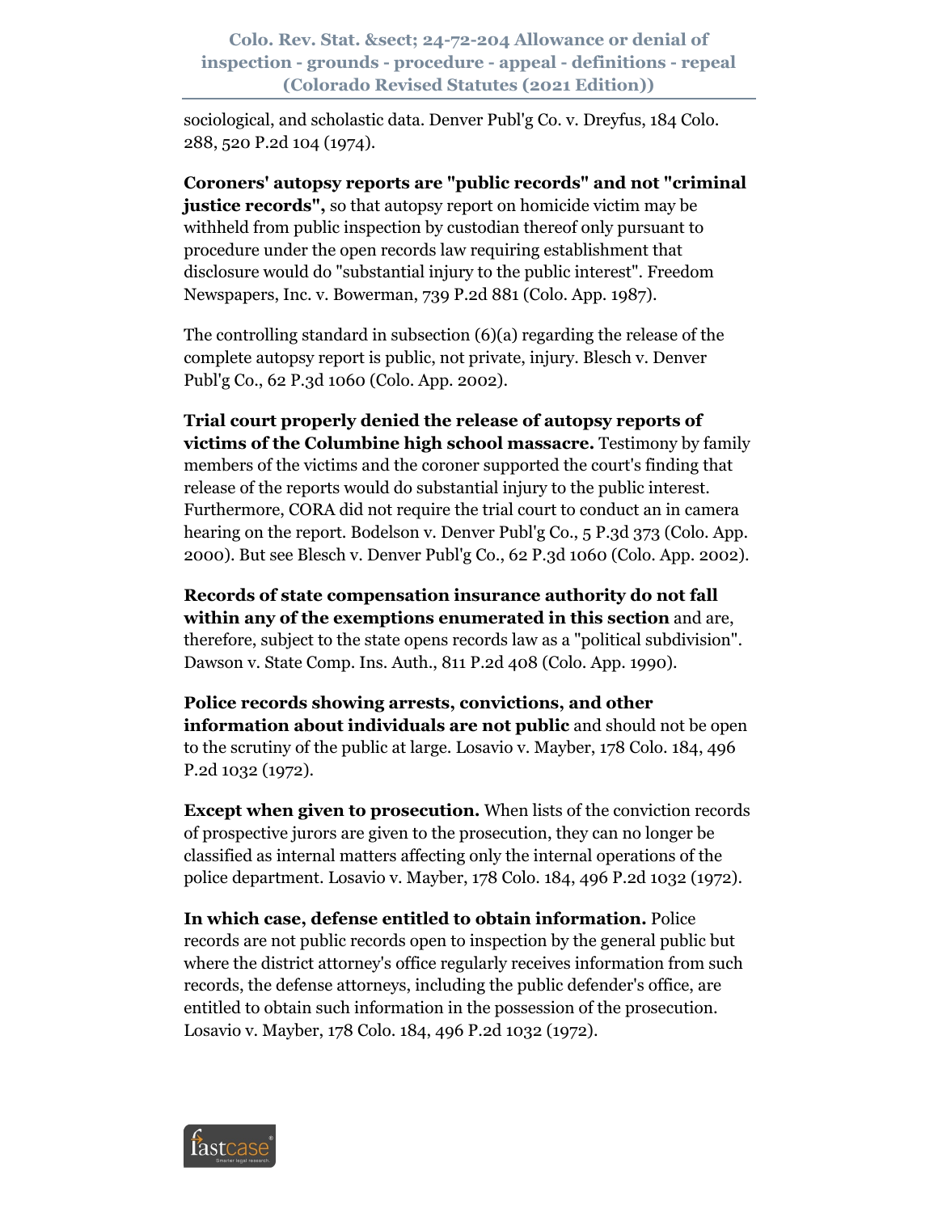sociological, and scholastic data. Denver Publ'g Co. v. Dreyfus, 184 Colo. 288, 520 P.2d 104 (1974).

**Coroners' autopsy reports are "public records" and not "criminal justice records",** so that autopsy report on homicide victim may be withheld from public inspection by custodian thereof only pursuant to procedure under the open records law requiring establishment that disclosure would do "substantial injury to the public interest". Freedom Newspapers, Inc. v. Bowerman, 739 P.2d 881 (Colo. App. 1987).

The controlling standard in subsection (6)(a) regarding the release of the complete autopsy report is public, not private, injury. Blesch v. Denver Publ'g Co., 62 P.3d 1060 (Colo. App. 2002).

**Trial court properly denied the release of autopsy reports of victims of the Columbine high school massacre.** Testimony by family members of the victims and the coroner supported the court's finding that release of the reports would do substantial injury to the public interest. Furthermore, CORA did not require the trial court to conduct an in camera hearing on the report. Bodelson v. Denver Publ'g Co., 5 P.3d 373 (Colo. App. 2000). But see Blesch v. Denver Publ'g Co., 62 P.3d 1060 (Colo. App. 2002).

**Records of state compensation insurance authority do not fall within any of the exemptions enumerated in this section** and are, therefore, subject to the state opens records law as a "political subdivision". Dawson v. State Comp. Ins. Auth., 811 P.2d 408 (Colo. App. 1990).

**Police records showing arrests, convictions, and other information about individuals are not public** and should not be open to the scrutiny of the public at large. Losavio v. Mayber, 178 Colo. 184, 496 P.2d 1032 (1972).

**Except when given to prosecution.** When lists of the conviction records of prospective jurors are given to the prosecution, they can no longer be classified as internal matters affecting only the internal operations of the police department. Losavio v. Mayber, 178 Colo. 184, 496 P.2d 1032 (1972).

**In which case, defense entitled to obtain information.** Police records are not public records open to inspection by the general public but where the district attorney's office regularly receives information from such records, the defense attorneys, including the public defender's office, are entitled to obtain such information in the possession of the prosecution. Losavio v. Mayber, 178 Colo. 184, 496 P.2d 1032 (1972).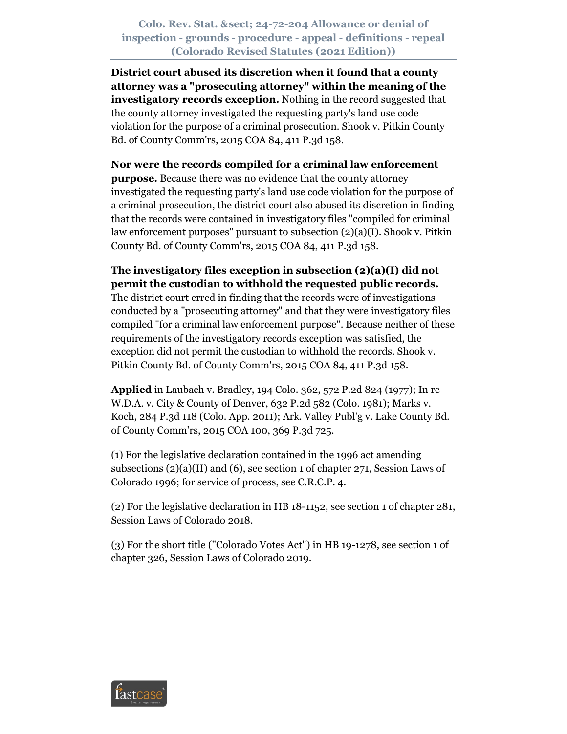**District court abused its discretion when it found that a county attorney was a "prosecuting attorney" within the meaning of the investigatory records exception.** Nothing in the record suggested that the county attorney investigated the requesting party's land use code violation for the purpose of a criminal prosecution. Shook v. Pitkin County Bd. of County Comm'rs, 2015 COA 84, 411 P.3d 158.

**Nor were the records compiled for a criminal law enforcement purpose.** Because there was no evidence that the county attorney investigated the requesting party's land use code violation for the purpose of a criminal prosecution, the district court also abused its discretion in finding that the records were contained in investigatory files "compiled for criminal law enforcement purposes" pursuant to subsection (2)(a)(I). Shook v. Pitkin County Bd. of County Comm'rs, 2015 COA 84, 411 P.3d 158.

**The investigatory files exception in subsection (2)(a)(I) did not permit the custodian to withhold the requested public records.** The district court erred in finding that the records were of investigations conducted by a "prosecuting attorney" and that they were investigatory files compiled "for a criminal law enforcement purpose". Because neither of these requirements of the investigatory records exception was satisfied, the exception did not permit the custodian to withhold the records. Shook v. Pitkin County Bd. of County Comm'rs, 2015 COA 84, 411 P.3d 158.

**Applied** in Laubach v. Bradley, 194 Colo. 362, 572 P.2d 824 (1977); In re W.D.A. v. City & County of Denver, 632 P.2d 582 (Colo. 1981); Marks v. Koch, 284 P.3d 118 (Colo. App. 2011); Ark. Valley Publ'g v. Lake County Bd. of County Comm'rs, 2015 COA 100, 369 P.3d 725.

(1) For the legislative declaration contained in the 1996 act amending subsections (2)(a)(II) and (6), see section 1 of chapter 271, Session Laws of Colorado 1996; for service of process, see C.R.C.P. 4.

(2) For the legislative declaration in HB 18-1152, see section 1 of chapter 281, Session Laws of Colorado 2018.

(3) For the short title ("Colorado Votes Act") in HB 19-1278, see section 1 of chapter 326, Session Laws of Colorado 2019.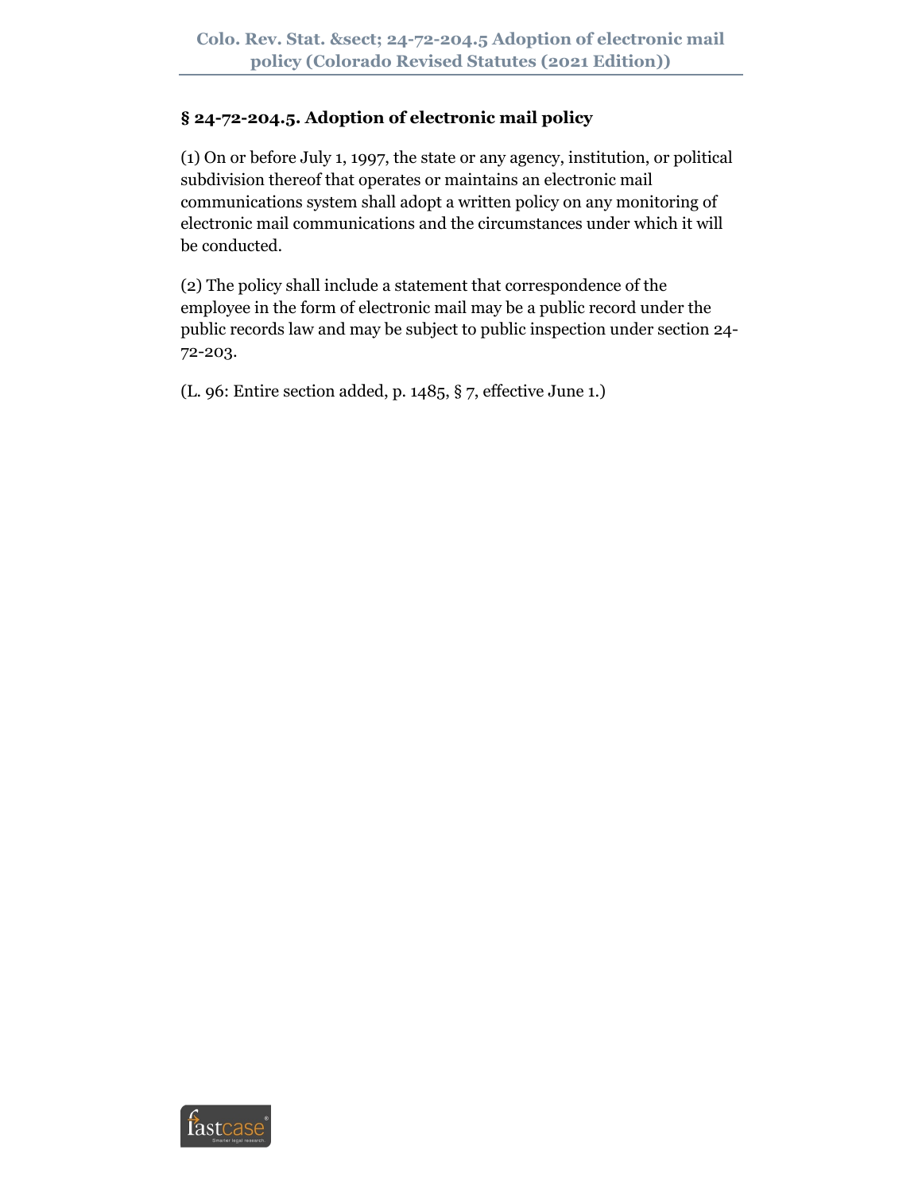## § 24-72-204.5. Adoption of electronic mail policy

(1) On or before July 1, 1997, the state or any agency, institution, or political subdivision thereof that operates or maintains an electronic mail communications system shall adopt a written policy on any monitoring of electronic mail communications and the circumstances under which it will be conducted.

(2) The policy shall include a statement that correspondence of the employee in the form of electronic mail may be a public record under the public records law and may be subject to public inspection under section 24-72-203.

(L. 96: Entire section added, p. 1485, § 7, effective June 1.)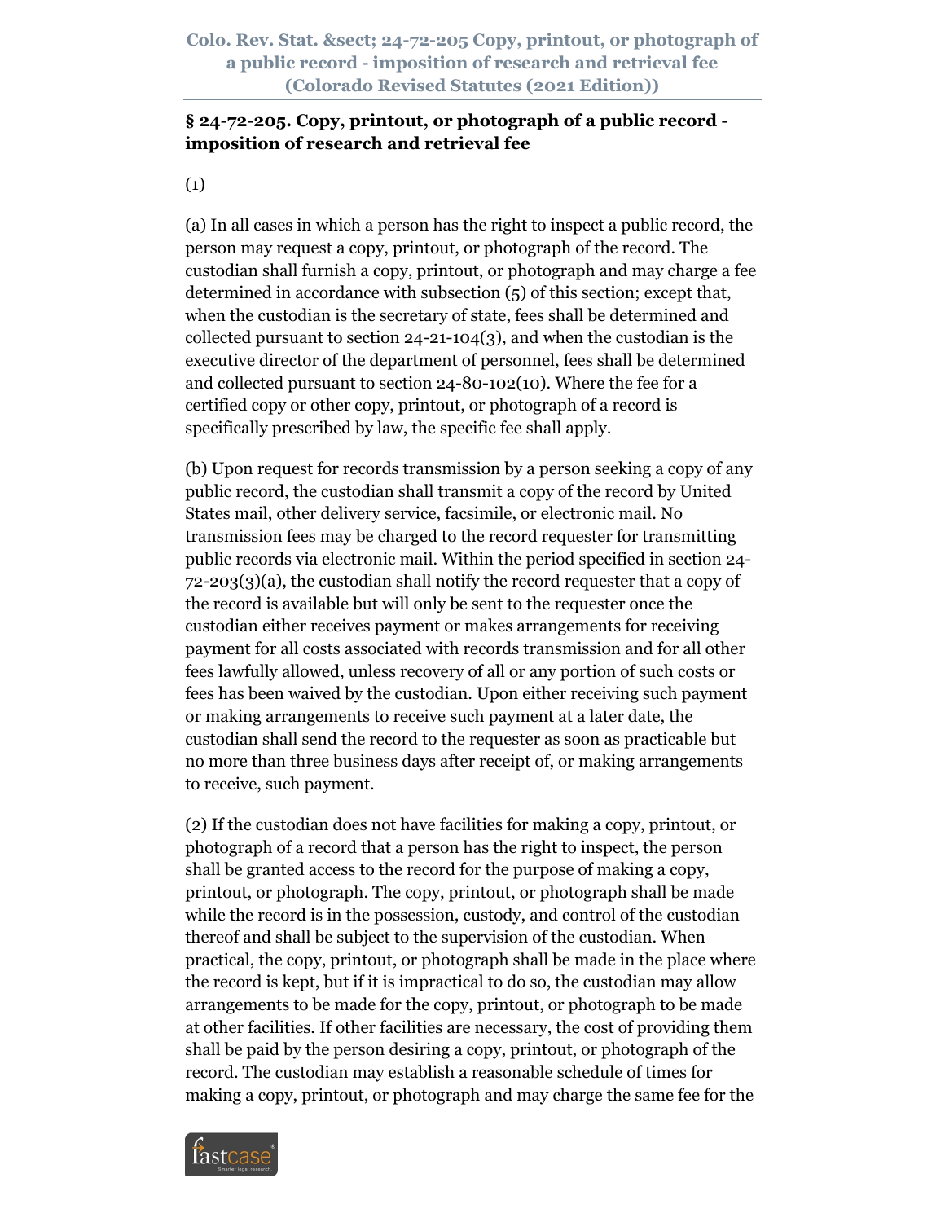## § 24-72-205. Copy, printout, or photograph of a public record - imposition of research and retrieval fee

(1)

(a) In all cases in which a person has the right to inspect a public record, the person may request a copy, printout, or photograph of the record. The custodian shall furnish a copy, printout, or photograph and may charge a fee determined in accordance with subsection (5) of this section; except that, when the custodian is the secretary of state, fees shall be determined and collected pursuant to section 24-21-104(3), and when the custodian is the executive director of the department of personnel, fees shall be determined and collected pursuant to section 24-80-102(10). Where the fee for a certified copy or other copy, printout, or photograph of a record is specifically prescribed by law, the specific fee shall apply.

(b) Upon request for records transmission by a person seeking a copy of any public record, the custodian shall transmit a copy of the record by United States mail, other delivery service, facsimile, or electronic mail. No transmission fees may be charged to the record requester for transmitting public records via electronic mail. Within the period specified in section 24-72-203(3)(a), the custodian shall notify the record requester that a copy of the record is available but will only be sent to the requester once the custodian either receives payment or makes arrangements for receiving payment for all costs associated with records transmission and for all other fees lawfully allowed, unless recovery of all or any portion of such costs or fees has been waived by the custodian. Upon either receiving such payment or making arrangements to receive such payment at a later date, the custodian shall send the record to the requester as soon as practicable but no more than three business days after receipt of, or making arrangements to receive, such payment.

(2) If the custodian does not have facilities for making a copy, printout, or photograph of a record that a person has the right to inspect, the person shall be granted access to the record for the purpose of making a copy, printout, or photograph. The copy, printout, or photograph shall be made while the record is in the possession, custody, and control of the custodian thereof and shall be subject to the supervision of the custodian. When practical, the copy, printout, or photograph shall be made in the place where the record is kept, but if it is impractical to do so, the custodian may allow arrangements to be made for the copy, printout, or photograph to be made at other facilities. If other facilities are necessary, the cost of providing them shall be paid by the person desiring a copy, printout, or photograph of the record. The custodian may establish a reasonable schedule of times for making a copy, printout, or photograph and may charge the same fee for the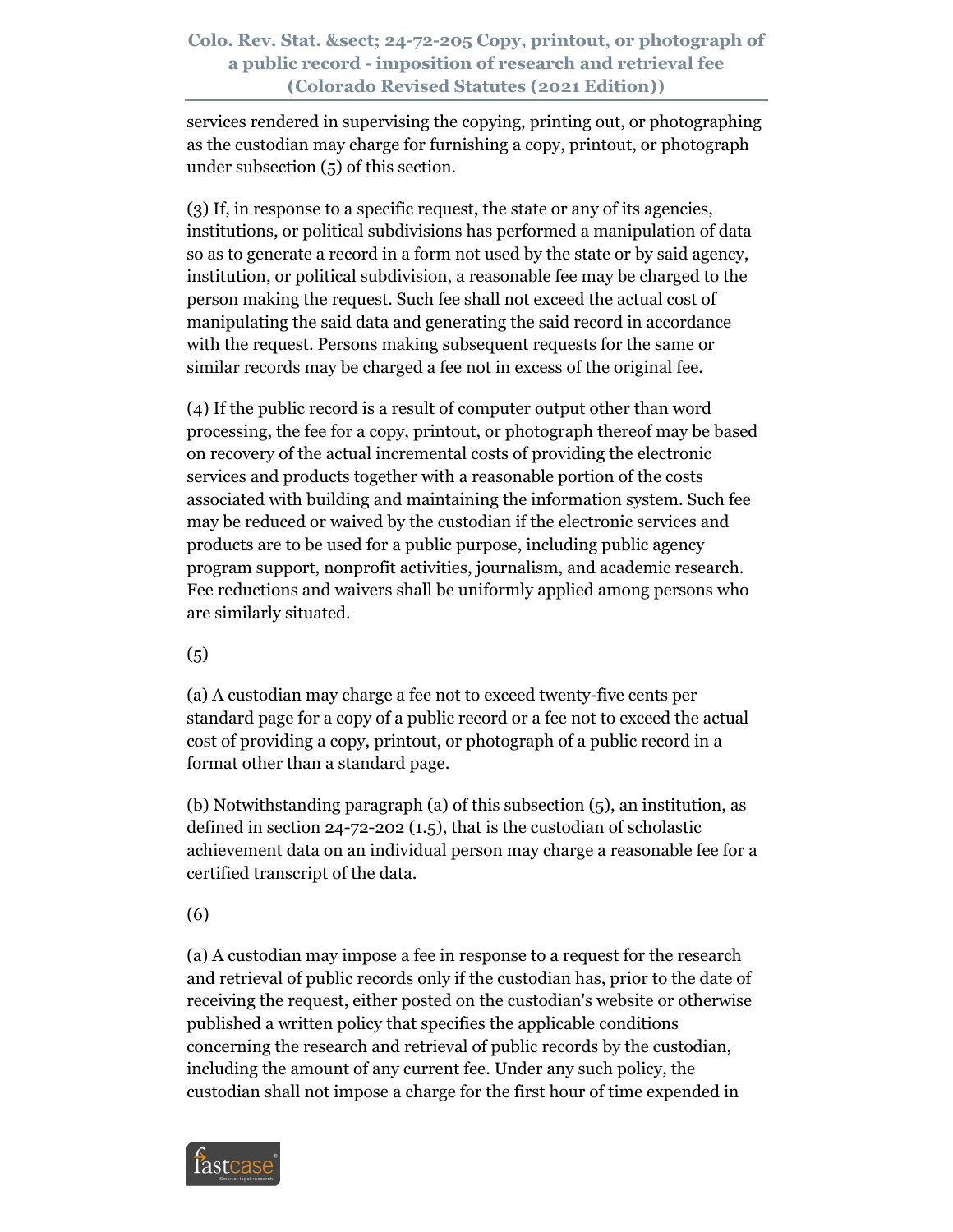services rendered in supervising the copying, printing out, or photographing as the custodian may charge for furnishing a copy, printout, or photograph under subsection (5) of this section.

(3) If, in response to a specific request, the state or any of its agencies, institutions, or political subdivisions has performed a manipulation of data so as to generate a record in a form not used by the state or by said agency, institution, or political subdivision, a reasonable fee may be charged to the person making the request. Such fee shall not exceed the actual cost of manipulating the said data and generating the said record in accordance with the request. Persons making subsequent requests for the same or similar records may be charged a fee not in excess of the original fee.

(4) If the public record is a result of computer output other than word processing, the fee for a copy, printout, or photograph thereof may be based on recovery of the actual incremental costs of providing the electronic services and products together with a reasonable portion of the costs associated with building and maintaining the information system. Such fee may be reduced or waived by the custodian if the electronic services and products are to be used for a public purpose, including public agency program support, nonprofit activities, journalism, and academic research. Fee reductions and waivers shall be uniformly applied among persons who are similarly situated.

(5)

(a) A custodian may charge a fee not to exceed twenty-five cents per standard page for a copy of a public record or a fee not to exceed the actual cost of providing a copy, printout, or photograph of a public record in a format other than a standard page.

(b) Notwithstanding paragraph (a) of this subsection (5), an institution, as defined in section 24-72-202 (1.5), that is the custodian of scholastic achievement data on an individual person may charge a reasonable fee for a certified transcript of the data.

(6)

(a) A custodian may impose a fee in response to a request for the research and retrieval of public records only if the custodian has, prior to the date of receiving the request, either posted on the custodian's website or otherwise published a written policy that specifies the applicable conditions concerning the research and retrieval of public records by the custodian, including the amount of any current fee. Under any such policy, the custodian shall not impose a charge for the first hour of time expended in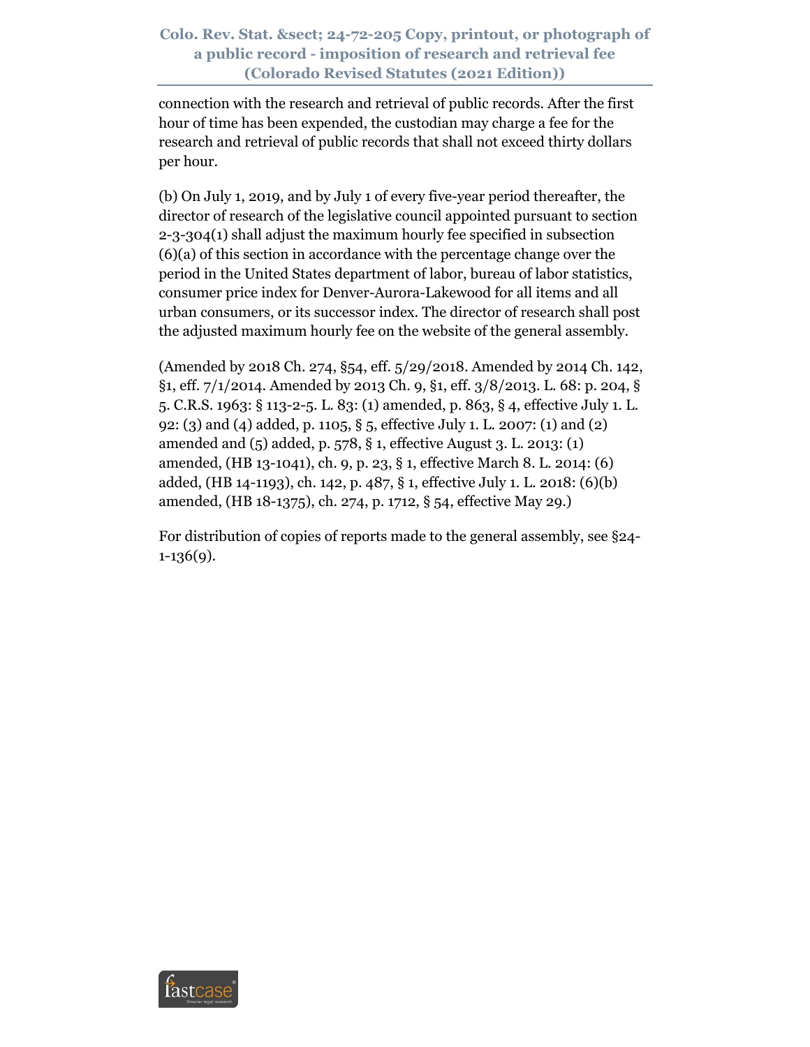connection with the research and retrieval of public records. After the first hour of time has been expended, the custodian may charge a fee for the research and retrieval of public records that shall not exceed thirty dollars per hour.

(b) On July 1, 2019, and by July 1 of every five-year period thereafter, the director of research of the legislative council appointed pursuant to section 2-3-304(1) shall adjust the maximum hourly fee specified in subsection (6)(a) of this section in accordance with the percentage change over the period in the United States department of labor, bureau of labor statistics, consumer price index for Denver-Aurora-Lakewood for all items and all urban consumers, or its successor index. The director of research shall post the adjusted maximum hourly fee on the website of the general assembly.

(Amended by 2018 Ch. 274, §54, eff. 5/29/2018. Amended by 2014 Ch. 142, §1, eff. 7/1/2014. Amended by 2013 Ch. 9, §1, eff. 3/8/2013. L. 68: p. 204, § 5. C.R.S. 1963: § 113-2-5. L. 83: (1) amended, p. 863, § 4, effective July 1. L. 92: (3) and (4) added, p. 1105, § 5, effective July 1. L. 2007: (1) and (2) amended and (5) added, p. 578, § 1, effective August 3. L. 2013: (1) amended, (HB 13-1041), ch. 9, p. 23, § 1, effective March 8. L. 2014: (6) added, (HB 14-1193), ch. 142, p. 487, § 1, effective July 1. L. 2018: (6)(b) amended, (HB 18-1375), ch. 274, p. 1712, § 54, effective May 29.)

For distribution of copies of reports made to the general assembly, see §24-1-136(9).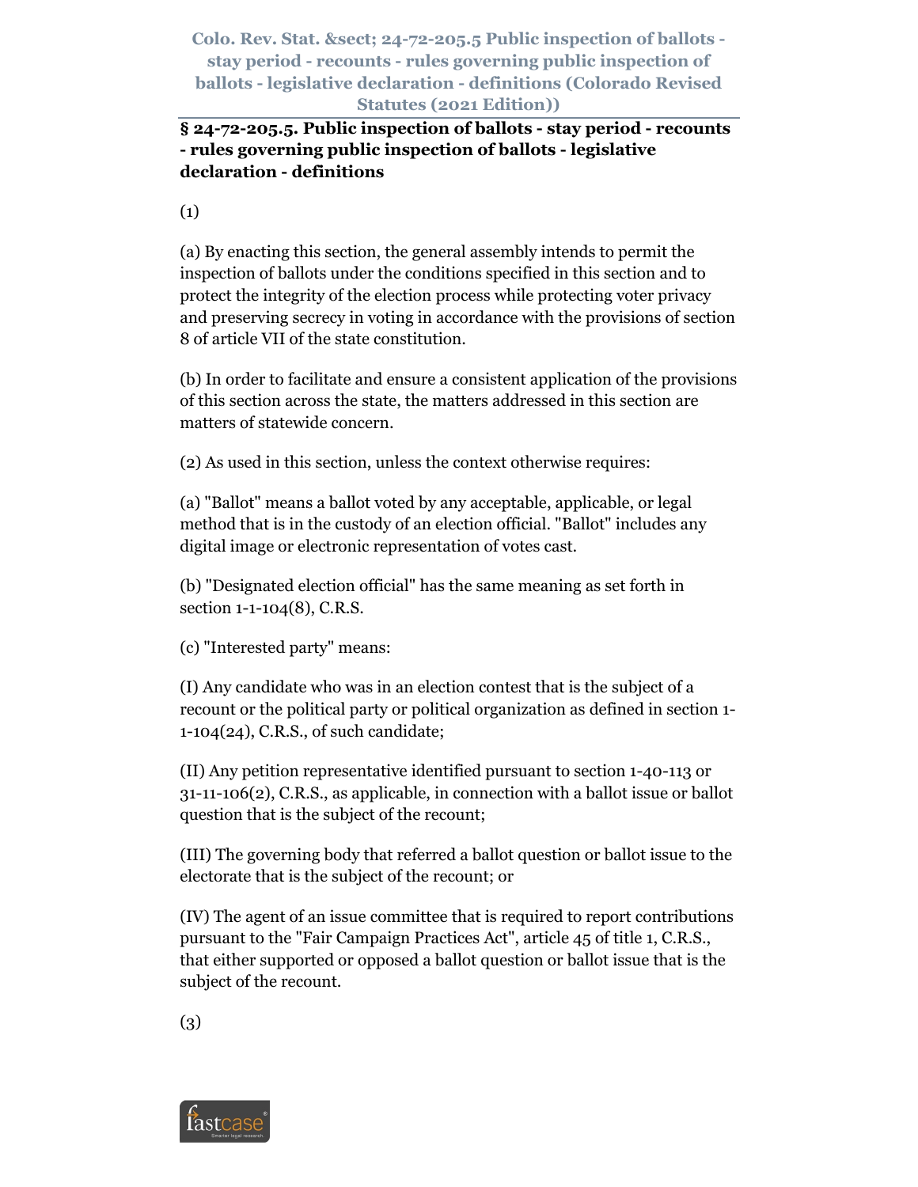## § 24-72-205.5. Public inspection of ballots - stay period - recounts - rules governing public inspection of ballots - legislative declaration - definitions

(1)

(a) By enacting this section, the general assembly intends to permit the inspection of ballots under the conditions specified in this section and to protect the integrity of the election process while protecting voter privacy and preserving secrecy in voting in accordance with the provisions of section 8 of article VII of the state constitution.

(b) In order to facilitate and ensure a consistent application of the provisions of this section across the state, the matters addressed in this section are matters of statewide concern.

(2) As used in this section, unless the context otherwise requires:

(a) "Ballot" means a ballot voted by any acceptable, applicable, or legal method that is in the custody of an election official. "Ballot" includes any digital image or electronic representation of votes cast.

(b) "Designated election official" has the same meaning as set forth in section 1-1-104(8), C.R.S.

(c) "Interested party" means:

(I) Any candidate who was in an election contest that is the subject of a recount or the political party or political organization as defined in section 1-1-104(24), C.R.S., of such candidate;

(II) Any petition representative identified pursuant to section 1-40-113 or 31-11-106(2), C.R.S., as applicable, in connection with a ballot issue or ballot question that is the subject of the recount;

(III) The governing body that referred a ballot question or ballot issue to the electorate that is the subject of the recount; or

(IV) The agent of an issue committee that is required to report contributions pursuant to the "Fair Campaign Practices Act", article 45 of title 1, C.R.S., that either supported or opposed a ballot question or ballot issue that is the subject of the recount.

(3)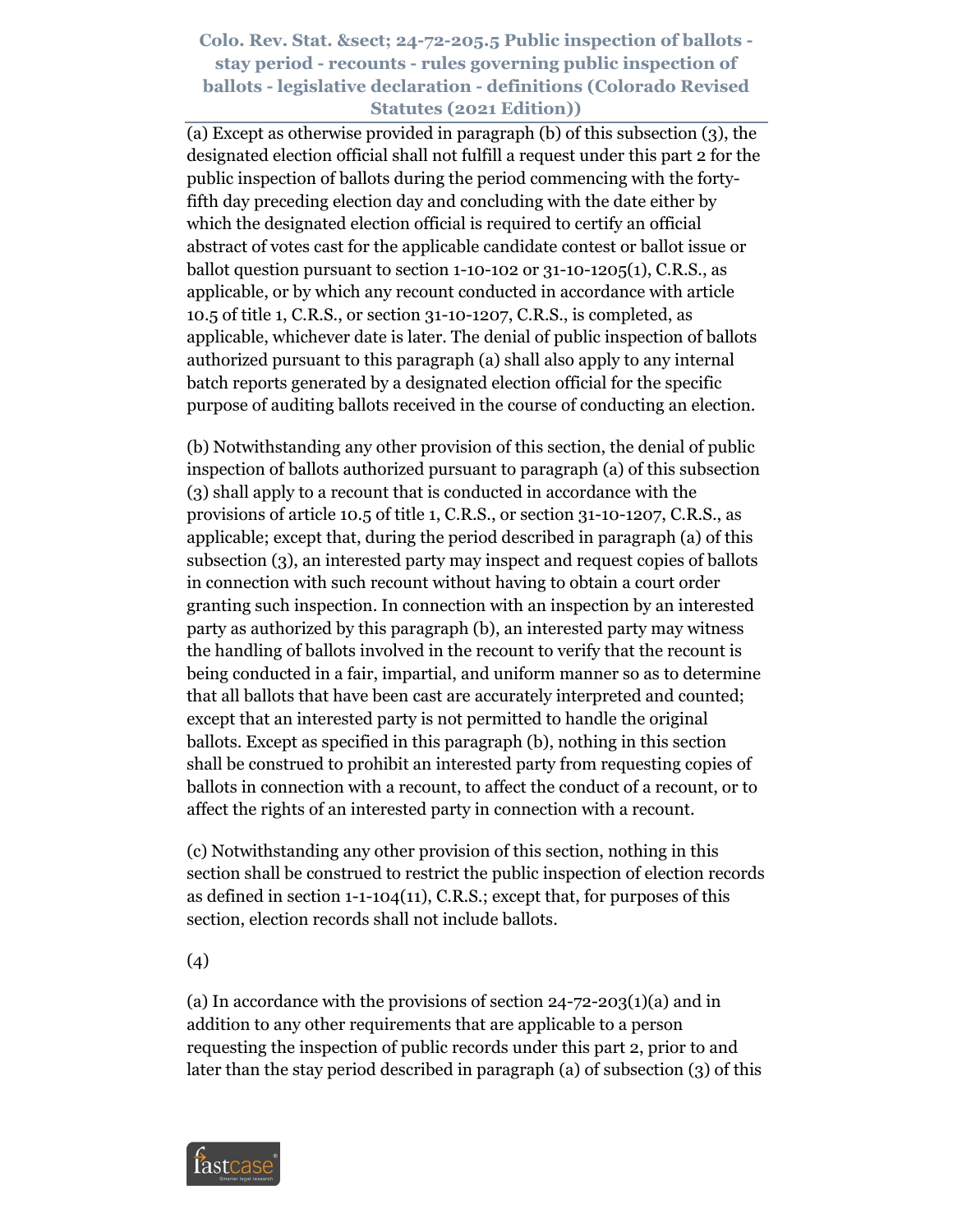(a) Except as otherwise provided in paragraph (b) of this subsection (3), the designated election official shall not fulfill a request under this part 2 for the public inspection of ballots during the period commencing with the forty-fifth day preceding election day and concluding with the date either by which the designated election official is required to certify an official abstract of votes cast for the applicable candidate contest or ballot issue or ballot question pursuant to section 1-10-102 or 31-10-1205(1), C.R.S., as applicable, or by which any recount conducted in accordance with article 10.5 of title 1, C.R.S., or section 31-10-1207, C.R.S., is completed, as applicable, whichever date is later. The denial of public inspection of ballots authorized pursuant to this paragraph (a) shall also apply to any internal batch reports generated by a designated election official for the specific purpose of auditing ballots received in the course of conducting an election.

(b) Notwithstanding any other provision of this section, the denial of public inspection of ballots authorized pursuant to paragraph (a) of this subsection (3) shall apply to a recount that is conducted in accordance with the provisions of article 10.5 of title 1, C.R.S., or section 31-10-1207, C.R.S., as applicable; except that, during the period described in paragraph (a) of this subsection (3), an interested party may inspect and request copies of ballots in connection with such recount without having to obtain a court order granting such inspection. In connection with an inspection by an interested party as authorized by this paragraph (b), an interested party may witness the handling of ballots involved in the recount to verify that the recount is being conducted in a fair, impartial, and uniform manner so as to determine that all ballots that have been cast are accurately interpreted and counted; except that an interested party is not permitted to handle the original ballots. Except as specified in this paragraph (b), nothing in this section shall be construed to prohibit an interested party from requesting copies of ballots in connection with a recount, to affect the conduct of a recount, or to affect the rights of an interested party in connection with a recount.

(c) Notwithstanding any other provision of this section, nothing in this section shall be construed to restrict the public inspection of election records as defined in section 1-1-104(11), C.R.S.; except that, for purposes of this section, election records shall not include ballots.

(4)

(a) In accordance with the provisions of section 24-72-203(1)(a) and in addition to any other requirements that are applicable to a person requesting the inspection of public records under this part 2, prior to and later than the stay period described in paragraph (a) of subsection (3) of this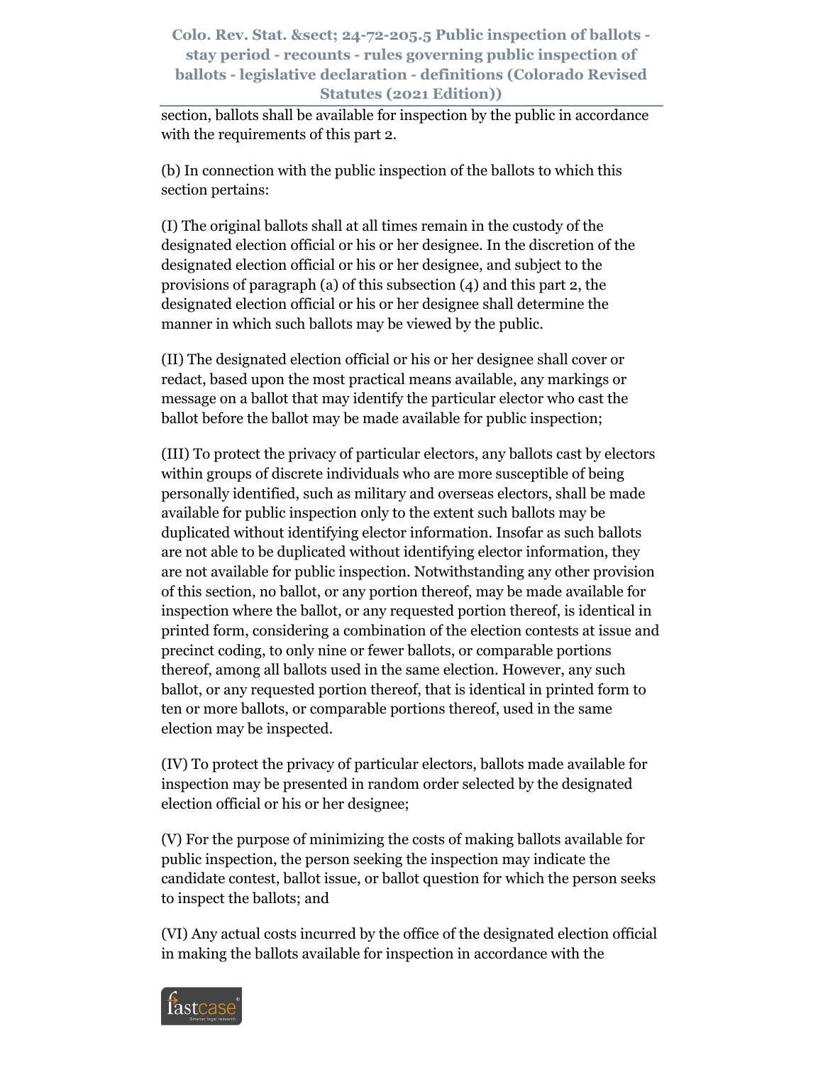section, ballots shall be available for inspection by the public in accordance with the requirements of this part 2.

(b) In connection with the public inspection of the ballots to which this section pertains:

(I) The original ballots shall at all times remain in the custody of the designated election official or his or her designee. In the discretion of the designated election official or his or her designee, and subject to the provisions of paragraph (a) of this subsection (4) and this part 2, the designated election official or his or her designee shall determine the manner in which such ballots may be viewed by the public.

(II) The designated election official or his or her designee shall cover or redact, based upon the most practical means available, any markings or message on a ballot that may identify the particular elector who cast the ballot before the ballot may be made available for public inspection;

(III) To protect the privacy of particular electors, any ballots cast by electors within groups of discrete individuals who are more susceptible of being personally identified, such as military and overseas electors, shall be made available for public inspection only to the extent such ballots may be duplicated without identifying elector information. Insofar as such ballots are not able to be duplicated without identifying elector information, they are not available for public inspection. Notwithstanding any other provision of this section, no ballot, or any portion thereof, may be made available for inspection where the ballot, or any requested portion thereof, is identical in printed form, considering a combination of the election contests at issue and precinct coding, to only nine or fewer ballots, or comparable portions thereof, among all ballots used in the same election. However, any such ballot, or any requested portion thereof, that is identical in printed form to ten or more ballots, or comparable portions thereof, used in the same election may be inspected.

(IV) To protect the privacy of particular electors, ballots made available for inspection may be presented in random order selected by the designated election official or his or her designee;

(V) For the purpose of minimizing the costs of making ballots available for public inspection, the person seeking the inspection may indicate the candidate contest, ballot issue, or ballot question for which the person seeks to inspect the ballots; and

(VI) Any actual costs incurred by the office of the designated election official in making the ballots available for inspection in accordance with the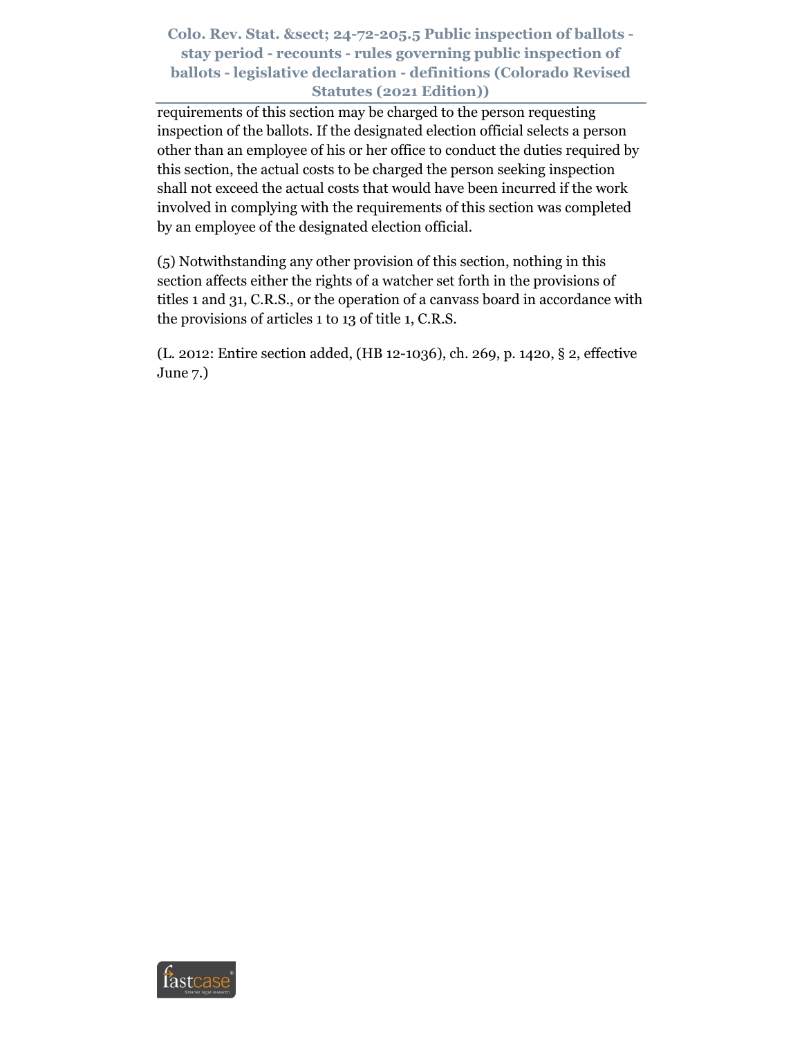requirements of this section may be charged to the person requesting inspection of the ballots. If the designated election official selects a person other than an employee of his or her office to conduct the duties required by this section, the actual costs to be charged the person seeking inspection shall not exceed the actual costs that would have been incurred if the work involved in complying with the requirements of this section was completed by an employee of the designated election official.

(5) Notwithstanding any other provision of this section, nothing in this section affects either the rights of a watcher set forth in the provisions of titles 1 and 31, C.R.S., or the operation of a canvass board in accordance with the provisions of articles 1 to 13 of title 1, C.R.S.

(L. 2012: Entire section added, (HB 12-1036), ch. 269, p. 1420, § 2, effective June 7.)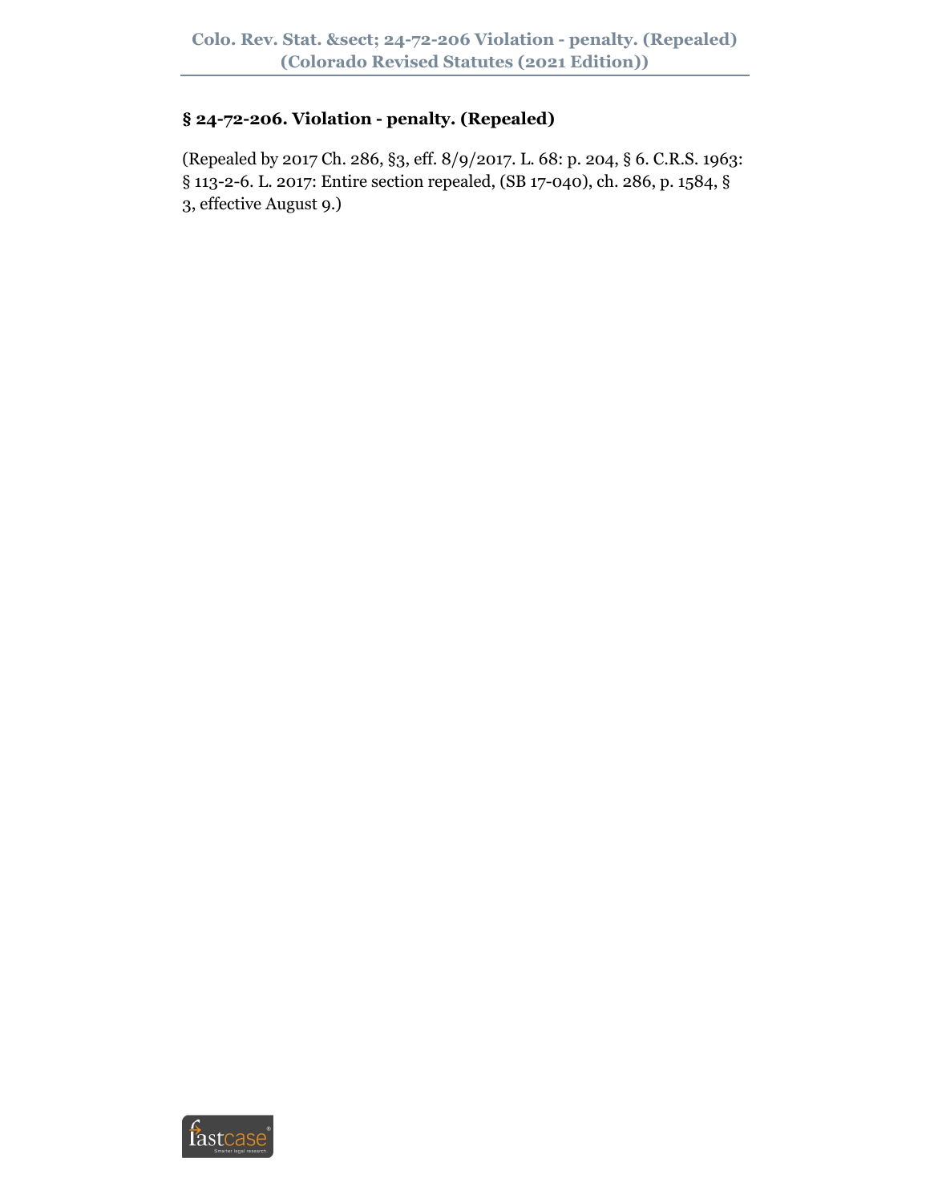## § 24-72-206. Violation - penalty. (Repealed)

(Repealed by 2017 Ch. 286, §3, eff. 8/9/2017. L. 68: p. 204, § 6. C.R.S. 1963: § 113-2-6. L. 2017: Entire section repealed, (SB 17-040), ch. 286, p. 1584, § 3, effective August 9.)